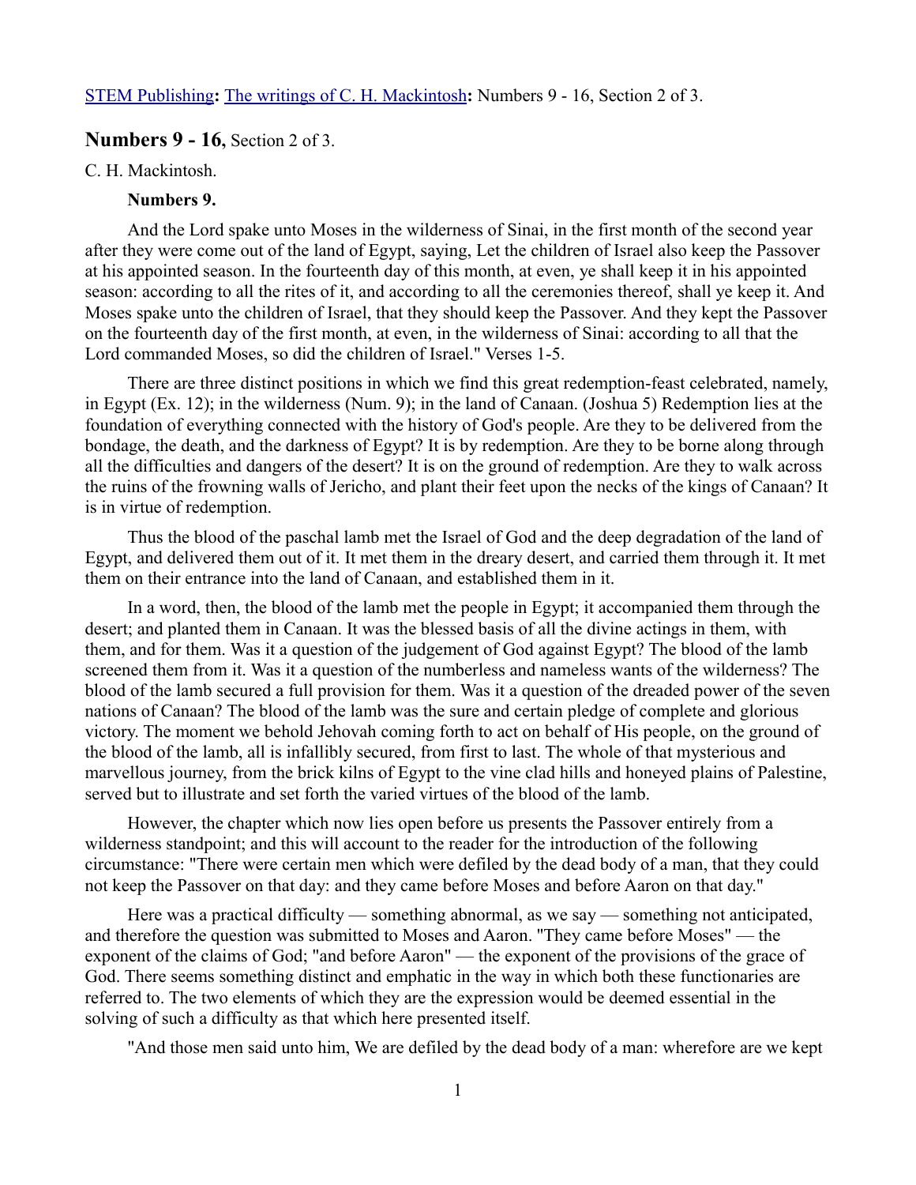STEM Publishing**:** The writings of C. H. Mackintosh**:** Numbers 9 - 16, Section 2 of 3.

## **Numbers 9 - 16,** Section 2 of 3.

C. H. Mackintosh.

### Numbers 9.

And the Lord spake unto Moses in the wilderness of Sinai, in the first month of the second year after they were come out of the land of Egypt, saying, Let the children of Israel also keep the Passover at his appointed season. In the fourteenth day of this month, at even, ye shall keep it in his appointed season: according to all the rites of it, and according to all the ceremonies thereof, shall ye keep it. And Moses spake unto the children of Israel, that they should keep the Passover. And they kept the Passover on the fourteenth day of the first month, at even, in the wilderness of Sinai: according to all that the Lord commanded Moses, so did the children of Israel." Verses 1-5.

There are three distinct positions in which we find this great redemption-feast celebrated, namely, in Egypt (Ex. 12); in the wilderness (Num. 9); in the land of Canaan. (Joshua 5) Redemption lies at the foundation of everything connected with the history of God's people. Are they to be delivered from the bondage, the death, and the darkness of Egypt? It is by redemption. Are they to be borne along through all the difficulties and dangers of the desert? It is on the ground of redemption. Are they to walk across the ruins of the frowning walls of Jericho, and plant their feet upon the necks of the kings of Canaan? It is in virtue of redemption.

Thus the blood of the paschal lamb met the Israel of God and the deep degradation of the land of Egypt, and delivered them out of it. It met them in the dreary desert, and carried them through it. It met them on their entrance into the land of Canaan, and established them in it.

In a word, then, the blood of the lamb met the people in Egypt; it accompanied them through the desert; and planted them in Canaan. It was the blessed basis of all the divine actings in them, with them, and for them. Was it a question of the judgement of God against Egypt? The blood of the lamb screened them from it. Was it a question of the numberless and nameless wants of the wilderness? The blood of the lamb secured a full provision for them. Was it a question of the dreaded power of the seven nations of Canaan? The blood of the lamb was the sure and certain pledge of complete and glorious victory. The moment we behold Jehovah coming forth to act on behalf of His people, on the ground of the blood of the lamb, all is infallibly secured, from first to last. The whole of that mysterious and marvellous journey, from the brick kilns of Egypt to the vine clad hills and honeyed plains of Palestine, served but to illustrate and set forth the varied virtues of the blood of the lamb.

However, the chapter which now lies open before us presents the Passover entirely from a wilderness standpoint; and this will account to the reader for the introduction of the following circumstance: "There were certain men which were defiled by the dead body of a man, that they could not keep the Passover on that day: and they came before Moses and before Aaron on that day."

Here was a practical difficulty — something abnormal, as we say — something not anticipated, and therefore the question was submitted to Moses and Aaron. "They came before Moses" — the exponent of the claims of God; "and before Aaron" — the exponent of the provisions of the grace of God. There seems something distinct and emphatic in the way in which both these functionaries are referred to. The two elements of which they are the expression would be deemed essential in the solving of such a difficulty as that which here presented itself.

"And those men said unto him, We are defiled by the dead body of a man: wherefore are we kept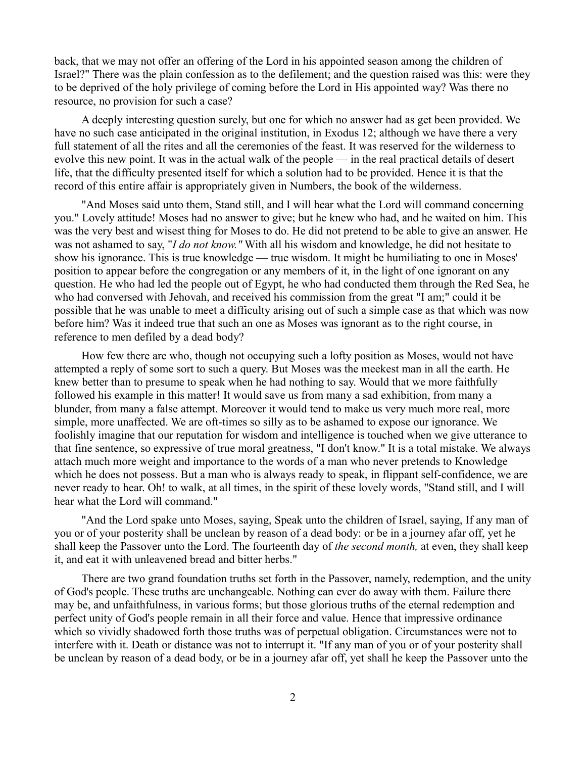back, that we may not offer an offering of the Lord in his appointed season among the children of Israel?" There was the plain confession as to the defilement; and the question raised was this: were they to be deprived of the holy privilege of coming before the Lord in His appointed way? Was there no resource, no provision for such a case?

A deeply interesting question surely, but one for which no answer had as get been provided. We have no such case anticipated in the original institution, in Exodus 12; although we have there a very full statement of all the rites and all the ceremonies of the feast. It was reserved for the wilderness to evolve this new point. It was in the actual walk of the people — in the real practical details of desert life, that the difficulty presented itself for which a solution had to be provided. Hence it is that the record of this entire affair is appropriately given in Numbers, the book of the wilderness.

"And Moses said unto them, Stand still, and I will hear what the Lord will command concerning you." Lovely attitude! Moses had no answer to give; but he knew who had, and he waited on him. This was the very best and wisest thing for Moses to do. He did not pretend to be able to give an answer. He was not ashamed to say, "*I do not know."* With all his wisdom and knowledge, he did not hesitate to show his ignorance. This is true knowledge — true wisdom. It might be humiliating to one in Moses' position to appear before the congregation or any members of it, in the light of one ignorant on any question. He who had led the people out of Egypt, he who had conducted them through the Red Sea, he who had conversed with Jehovah, and received his commission from the great "I am;" could it be possible that he was unable to meet a difficulty arising out of such a simple case as that which was now before him? Was it indeed true that such an one as Moses was ignorant as to the right course, in reference to men defiled by a dead body?

How few there are who, though not occupying such a lofty position as Moses, would not have attempted a reply of some sort to such a query. But Moses was the meekest man in all the earth. He knew better than to presume to speak when he had nothing to say. Would that we more faithfully followed his example in this matter! It would save us from many a sad exhibition, from many a blunder, from many a false attempt. Moreover it would tend to make us very much more real, more simple, more unaffected. We are oft-times so silly as to be ashamed to expose our ignorance. We foolishly imagine that our reputation for wisdom and intelligence is touched when we give utterance to that fine sentence, so expressive of true moral greatness, "I don't know." It is a total mistake. We always attach much more weight and importance to the words of a man who never pretends to Knowledge which he does not possess. But a man who is always ready to speak, in flippant self-confidence, we are never ready to hear. Oh! to walk, at all times, in the spirit of these lovely words, "Stand still, and I will hear what the Lord will command."

"And the Lord spake unto Moses, saying, Speak unto the children of Israel, saying, If any man of you or of your posterity shall be unclean by reason of a dead body: or be in a journey afar off, yet he shall keep the Passover unto the Lord. The fourteenth day of *the second month,* at even, they shall keep it, and eat it with unleavened bread and bitter herbs."

There are two grand foundation truths set forth in the Passover, namely, redemption, and the unity of God's people. These truths are unchangeable. Nothing can ever do away with them. Failure there may be, and unfaithfulness, in various forms; but those glorious truths of the eternal redemption and perfect unity of God's people remain in all their force and value. Hence that impressive ordinance which so vividly shadowed forth those truths was of perpetual obligation. Circumstances were not to interfere with it. Death or distance was not to interrupt it. "If any man of you or of your posterity shall be unclean by reason of a dead body, or be in a journey afar off, yet shall he keep the Passover unto the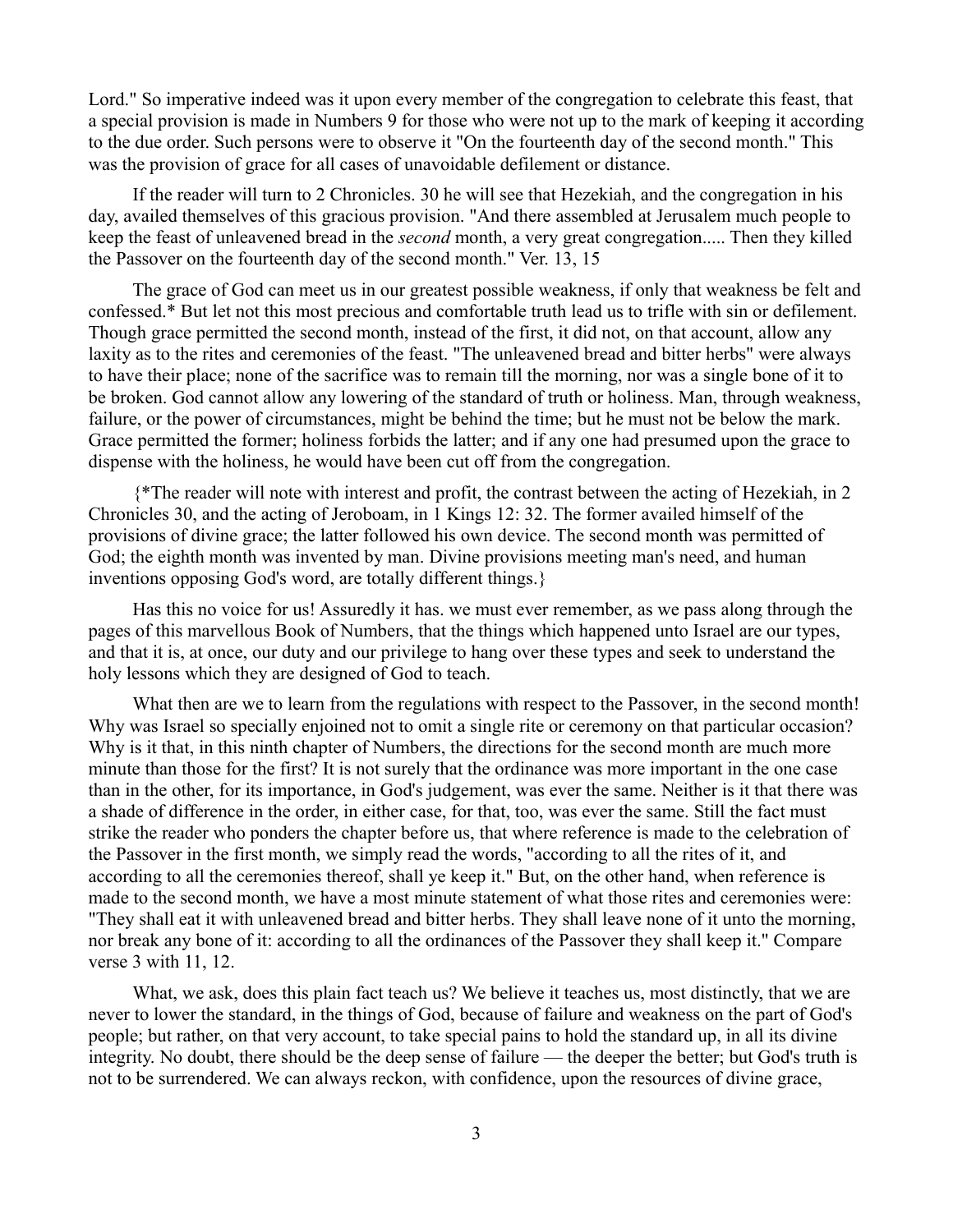Lord." So imperative indeed was it upon every member of the congregation to celebrate this feast, that a special provision is made in Numbers 9 for those who were not up to the mark of keeping it according to the due order. Such persons were to observe it "On the fourteenth day of the second month." This was the provision of grace for all cases of unavoidable defilement or distance.

If the reader will turn to 2 Chronicles. 30 he will see that Hezekiah, and the congregation in his day, availed themselves of this gracious provision. "And there assembled at Jerusalem much people to keep the feast of unleavened bread in the *second* month, a very great congregation..... Then they killed the Passover on the fourteenth day of the second month." Ver. 13, 15

The grace of God can meet us in our greatest possible weakness, if only that weakness be felt and confessed.* But let not this most precious and comfortable truth lead us to trifle with sin or defilement. Though grace permitted the second month, instead of the first, it did not, on that account, allow any laxity as to the rites and ceremonies of the feast. "The unleavened bread and bitter herbs" were always to have their place; none of the sacrifice was to remain till the morning, nor was a single bone of it to be broken. God cannot allow any lowering of the standard of truth or holiness. Man, through weakness, failure, or the power of circumstances, might be behind the time; but he must not be below the mark. Grace permitted the former; holiness forbids the latter; and if any one had presumed upon the grace to dispense with the holiness, he would have been cut off from the congregation.

{*The reader will note with interest and profit, the contrast between the acting of Hezekiah, in 2 Chronicles 30, and the acting of Jeroboam, in 1 Kings 12: 32. The former availed himself of the provisions of divine grace; the latter followed his own device. The second month was permitted of God; the eighth month was invented by man. Divine provisions meeting man's need, and human inventions opposing God's word, are totally different things.}

Has this no voice for us! Assuredly it has. we must ever remember, as we pass along through the pages of this marvellous Book of Numbers, that the things which happened unto Israel are our types, and that it is, at once, our duty and our privilege to hang over these types and seek to understand the holy lessons which they are designed of God to teach.

What then are we to learn from the regulations with respect to the Passover, in the second month! Why was Israel so specially enjoined not to omit a single rite or ceremony on that particular occasion? Why is it that, in this ninth chapter of Numbers, the directions for the second month are much more minute than those for the first? It is not surely that the ordinance was more important in the one case than in the other, for its importance, in God's judgement, was ever the same. Neither is it that there was a shade of difference in the order, in either case, for that, too, was ever the same. Still the fact must strike the reader who ponders the chapter before us, that where reference is made to the celebration of the Passover in the first month, we simply read the words, "according to all the rites of it, and according to all the ceremonies thereof, shall ye keep it." But, on the other hand, when reference is made to the second month, we have a most minute statement of what those rites and ceremonies were: "They shall eat it with unleavened bread and bitter herbs. They shall leave none of it unto the morning, nor break any bone of it: according to all the ordinances of the Passover they shall keep it." Compare verse 3 with 11, 12.

What, we ask, does this plain fact teach us? We believe it teaches us, most distinctly, that we are never to lower the standard, in the things of God, because of failure and weakness on the part of God's people; but rather, on that very account, to take special pains to hold the standard up, in all its divine integrity. No doubt, there should be the deep sense of failure — the deeper the better; but God's truth is not to be surrendered. We can always reckon, with confidence, upon the resources of divine grace,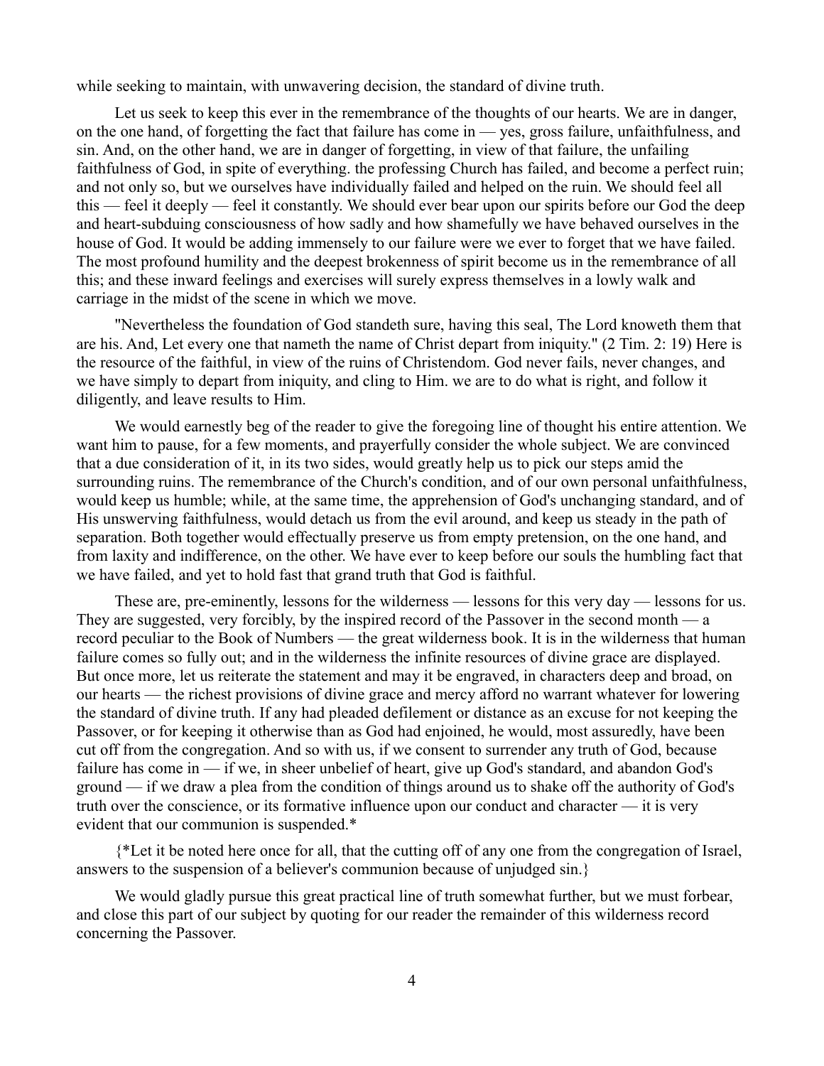while seeking to maintain, with unwavering decision, the standard of divine truth.

Let us seek to keep this ever in the remembrance of the thoughts of our hearts. We are in danger, on the one hand, of forgetting the fact that failure has come in — yes, gross failure, unfaithfulness, and sin. And, on the other hand, we are in danger of forgetting, in view of that failure, the unfailing faithfulness of God, in spite of everything. the professing Church has failed, and become a perfect ruin; and not only so, but we ourselves have individually failed and helped on the ruin. We should feel all this — feel it deeply — feel it constantly. We should ever bear upon our spirits before our God the deep and heart-subduing consciousness of how sadly and how shamefully we have behaved ourselves in the house of God. It would be adding immensely to our failure were we ever to forget that we have failed. The most profound humility and the deepest brokenness of spirit become us in the remembrance of all this; and these inward feelings and exercises will surely express themselves in a lowly walk and carriage in the midst of the scene in which we move.

"Nevertheless the foundation of God standeth sure, having this seal, The Lord knoweth them that are his. And, Let every one that nameth the name of Christ depart from iniquity." (2 Tim. 2: 19) Here is the resource of the faithful, in view of the ruins of Christendom. God never fails, never changes, and we have simply to depart from iniquity, and cling to Him. we are to do what is right, and follow it diligently, and leave results to Him.

We would earnestly beg of the reader to give the foregoing line of thought his entire attention. We want him to pause, for a few moments, and prayerfully consider the whole subject. We are convinced that a due consideration of it, in its two sides, would greatly help us to pick our steps amid the surrounding ruins. The remembrance of the Church's condition, and of our own personal unfaithfulness, would keep us humble; while, at the same time, the apprehension of God's unchanging standard, and of His unswerving faithfulness, would detach us from the evil around, and keep us steady in the path of separation. Both together would effectually preserve us from empty pretension, on the one hand, and from laxity and indifference, on the other. We have ever to keep before our souls the humbling fact that we have failed, and yet to hold fast that grand truth that God is faithful.

These are, pre-eminently, lessons for the wilderness — lessons for this very day — lessons for us. They are suggested, very forcibly, by the inspired record of the Passover in the second month — a record peculiar to the Book of Numbers — the great wilderness book. It is in the wilderness that human failure comes so fully out; and in the wilderness the infinite resources of divine grace are displayed. But once more, let us reiterate the statement and may it be engraved, in characters deep and broad, on our hearts — the richest provisions of divine grace and mercy afford no warrant whatever for lowering the standard of divine truth. If any had pleaded defilement or distance as an excuse for not keeping the Passover, or for keeping it otherwise than as God had enjoined, he would, most assuredly, have been cut off from the congregation. And so with us, if we consent to surrender any truth of God, because failure has come in — if we, in sheer unbelief of heart, give up God's standard, and abandon God's ground — if we draw a plea from the condition of things around us to shake off the authority of God's truth over the conscience, or its formative influence upon our conduct and character — it is very evident that our communion is suspended.*

{*Let it be noted here once for all, that the cutting off of any one from the congregation of Israel, answers to the suspension of a believer's communion because of unjudged sin.}

We would gladly pursue this great practical line of truth somewhat further, but we must forbear, and close this part of our subject by quoting for our reader the remainder of this wilderness record concerning the Passover.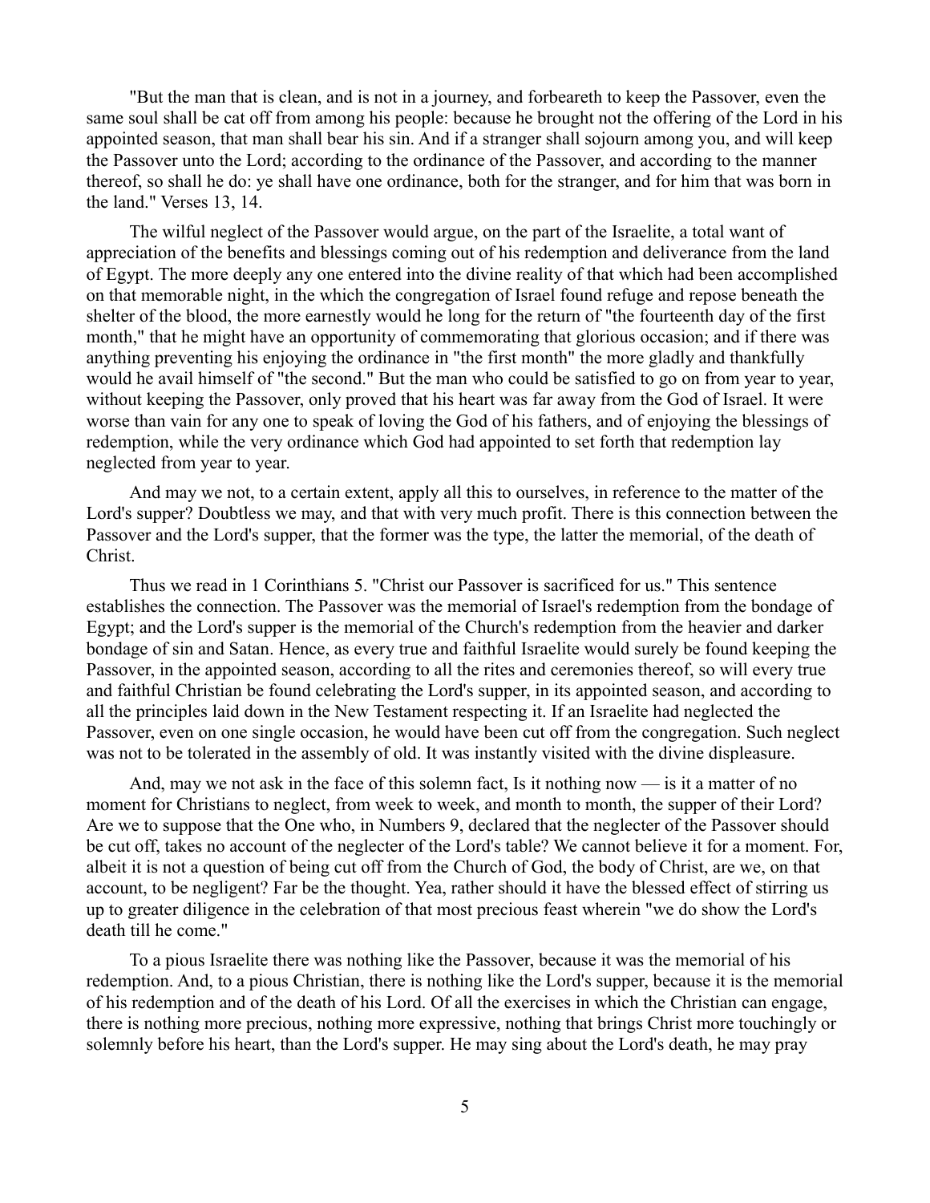"But the man that is clean, and is not in a journey, and forbeareth to keep the Passover, even the same soul shall be cat off from among his people: because he brought not the offering of the Lord in his appointed season, that man shall bear his sin. And if a stranger shall sojourn among you, and will keep the Passover unto the Lord; according to the ordinance of the Passover, and according to the manner thereof, so shall he do: ye shall have one ordinance, both for the stranger, and for him that was born in the land." Verses 13, 14.

The wilful neglect of the Passover would argue, on the part of the Israelite, a total want of appreciation of the benefits and blessings coming out of his redemption and deliverance from the land of Egypt. The more deeply any one entered into the divine reality of that which had been accomplished on that memorable night, in the which the congregation of Israel found refuge and repose beneath the shelter of the blood, the more earnestly would he long for the return of "the fourteenth day of the first month," that he might have an opportunity of commemorating that glorious occasion; and if there was anything preventing his enjoying the ordinance in "the first month" the more gladly and thankfully would he avail himself of "the second." But the man who could be satisfied to go on from year to year, without keeping the Passover, only proved that his heart was far away from the God of Israel. It were worse than vain for any one to speak of loving the God of his fathers, and of enjoying the blessings of redemption, while the very ordinance which God had appointed to set forth that redemption lay neglected from year to year.

And may we not, to a certain extent, apply all this to ourselves, in reference to the matter of the Lord's supper? Doubtless we may, and that with very much profit. There is this connection between the Passover and the Lord's supper, that the former was the type, the latter the memorial, of the death of Christ.

Thus we read in 1 Corinthians 5. "Christ our Passover is sacrificed for us." This sentence establishes the connection. The Passover was the memorial of Israel's redemption from the bondage of Egypt; and the Lord's supper is the memorial of the Church's redemption from the heavier and darker bondage of sin and Satan. Hence, as every true and faithful Israelite would surely be found keeping the Passover, in the appointed season, according to all the rites and ceremonies thereof, so will every true and faithful Christian be found celebrating the Lord's supper, in its appointed season, and according to all the principles laid down in the New Testament respecting it. If an Israelite had neglected the Passover, even on one single occasion, he would have been cut off from the congregation. Such neglect was not to be tolerated in the assembly of old. It was instantly visited with the divine displeasure.

And, may we not ask in the face of this solemn fact, Is it nothing now — is it a matter of no moment for Christians to neglect, from week to week, and month to month, the supper of their Lord? Are we to suppose that the One who, in Numbers 9, declared that the neglecter of the Passover should be cut off, takes no account of the neglecter of the Lord's table? We cannot believe it for a moment. For, albeit it is not a question of being cut off from the Church of God, the body of Christ, are we, on that account, to be negligent? Far be the thought. Yea, rather should it have the blessed effect of stirring us up to greater diligence in the celebration of that most precious feast wherein "we do show the Lord's death till he come."

To a pious Israelite there was nothing like the Passover, because it was the memorial of his redemption. And, to a pious Christian, there is nothing like the Lord's supper, because it is the memorial of his redemption and of the death of his Lord. Of all the exercises in which the Christian can engage, there is nothing more precious, nothing more expressive, nothing that brings Christ more touchingly or solemnly before his heart, than the Lord's supper. He may sing about the Lord's death, he may pray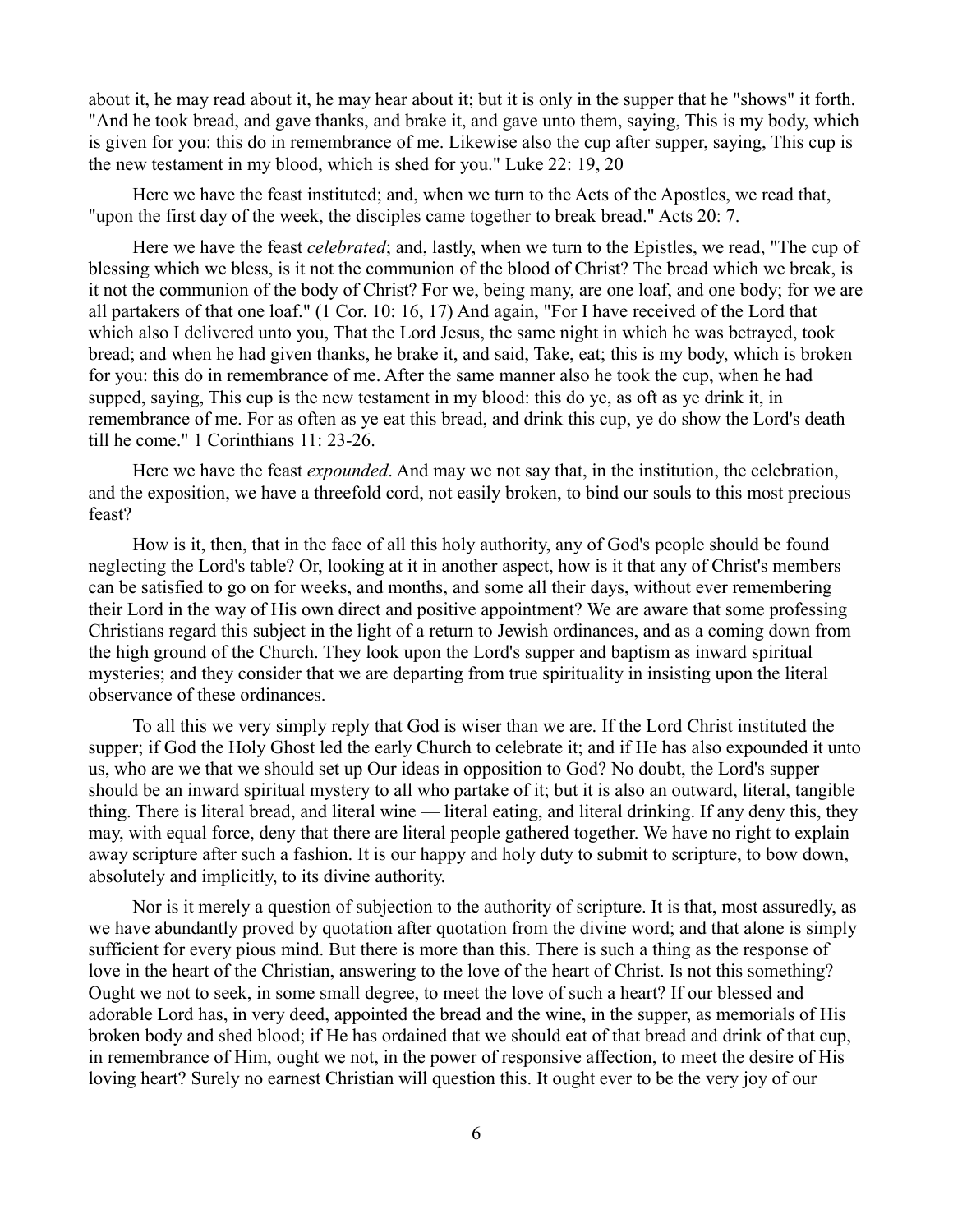about it, he may read about it, he may hear about it; but it is only in the supper that he "shows" it forth. "And he took bread, and gave thanks, and brake it, and gave unto them, saying, This is my body, which is given for you: this do in remembrance of me. Likewise also the cup after supper, saying, This cup is the new testament in my blood, which is shed for you." Luke 22: 19, 20

Here we have the feast instituted; and, when we turn to the Acts of the Apostles, we read that, "upon the first day of the week, the disciples came together to break bread." Acts 20: 7.

Here we have the feast *celebrated*; and, lastly, when we turn to the Epistles, we read, "The cup of blessing which we bless, is it not the communion of the blood of Christ? The bread which we break, is it not the communion of the body of Christ? For we, being many, are one loaf, and one body; for we are all partakers of that one loaf." (1 Cor. 10: 16, 17) And again, "For I have received of the Lord that which also I delivered unto you, That the Lord Jesus, the same night in which he was betrayed, took bread; and when he had given thanks, he brake it, and said, Take, eat; this is my body, which is broken for you: this do in remembrance of me. After the same manner also he took the cup, when he had supped, saying, This cup is the new testament in my blood: this do ye, as oft as ye drink it, in remembrance of me. For as often as ye eat this bread, and drink this cup, ye do show the Lord's death till he come." 1 Corinthians 11: 23-26.

Here we have the feast *expounded*. And may we not say that, in the institution, the celebration, and the exposition, we have a threefold cord, not easily broken, to bind our souls to this most precious feast?

How is it, then, that in the face of all this holy authority, any of God's people should be found neglecting the Lord's table? Or, looking at it in another aspect, how is it that any of Christ's members can be satisfied to go on for weeks, and months, and some all their days, without ever remembering their Lord in the way of His own direct and positive appointment? We are aware that some professing Christians regard this subject in the light of a return to Jewish ordinances, and as a coming down from the high ground of the Church. They look upon the Lord's supper and baptism as inward spiritual mysteries; and they consider that we are departing from true spirituality in insisting upon the literal observance of these ordinances.

To all this we very simply reply that God is wiser than we are. If the Lord Christ instituted the supper; if God the Holy Ghost led the early Church to celebrate it; and if He has also expounded it unto us, who are we that we should set up Our ideas in opposition to God? No doubt, the Lord's supper should be an inward spiritual mystery to all who partake of it; but it is also an outward, literal, tangible thing. There is literal bread, and literal wine — literal eating, and literal drinking. If any deny this, they may, with equal force, deny that there are literal people gathered together. We have no right to explain away scripture after such a fashion. It is our happy and holy duty to submit to scripture, to bow down, absolutely and implicitly, to its divine authority.

Nor is it merely a question of subjection to the authority of scripture. It is that, most assuredly, as we have abundantly proved by quotation after quotation from the divine word; and that alone is simply sufficient for every pious mind. But there is more than this. There is such a thing as the response of love in the heart of the Christian, answering to the love of the heart of Christ. Is not this something? Ought we not to seek, in some small degree, to meet the love of such a heart? If our blessed and adorable Lord has, in very deed, appointed the bread and the wine, in the supper, as memorials of His broken body and shed blood; if He has ordained that we should eat of that bread and drink of that cup, in remembrance of Him, ought we not, in the power of responsive affection, to meet the desire of His loving heart? Surely no earnest Christian will question this. It ought ever to be the very joy of our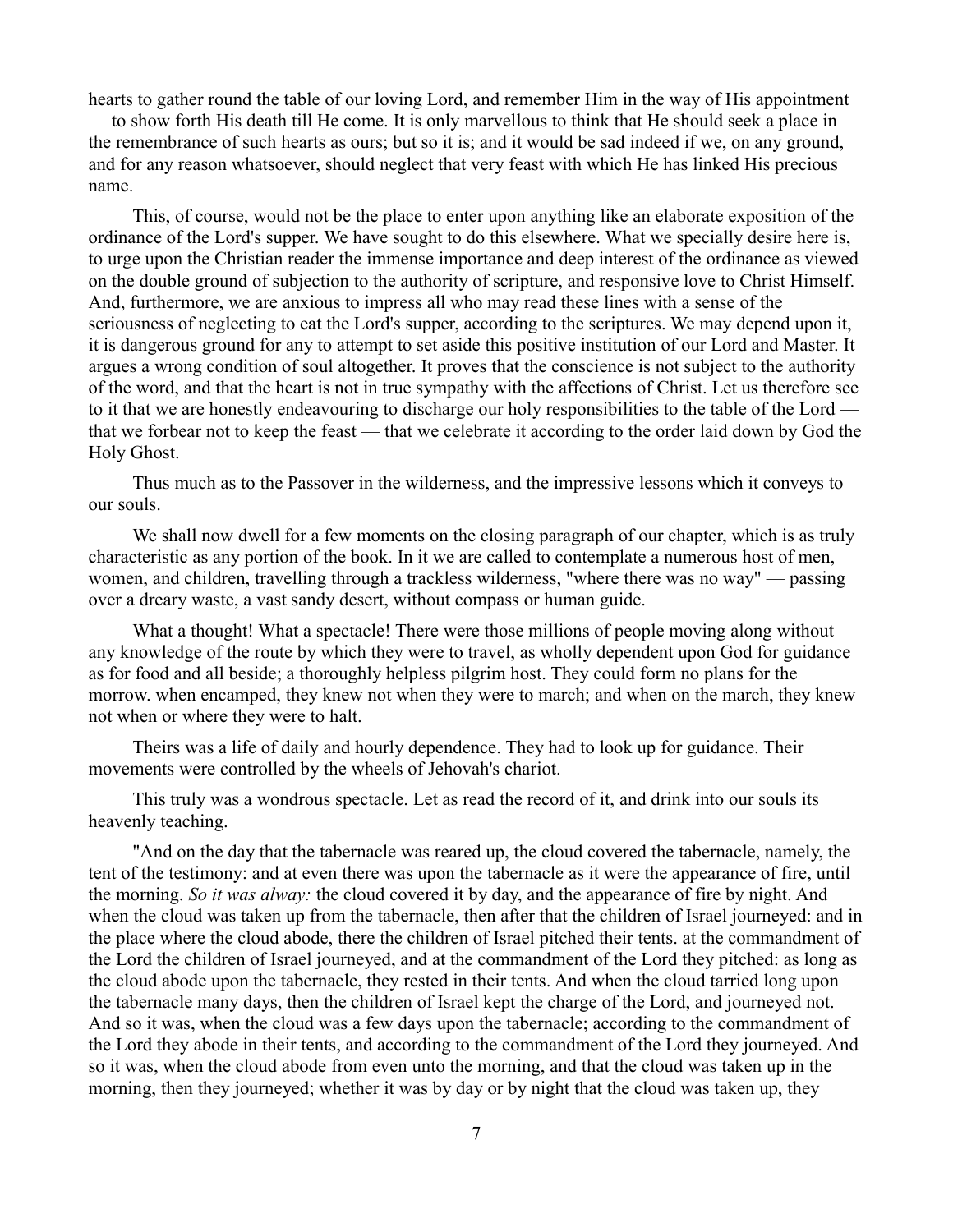hearts to gather round the table of our loving Lord, and remember Him in the way of His appointment — to show forth His death till He come. It is only marvellous to think that He should seek a place in the remembrance of such hearts as ours; but so it is; and it would be sad indeed if we, on any ground, and for any reason whatsoever, should neglect that very feast with which He has linked His precious name.

This, of course, would not be the place to enter upon anything like an elaborate exposition of the ordinance of the Lord's supper. We have sought to do this elsewhere. What we specially desire here is, to urge upon the Christian reader the immense importance and deep interest of the ordinance as viewed on the double ground of subjection to the authority of scripture, and responsive love to Christ Himself. And, furthermore, we are anxious to impress all who may read these lines with a sense of the seriousness of neglecting to eat the Lord's supper, according to the scriptures. We may depend upon it, it is dangerous ground for any to attempt to set aside this positive institution of our Lord and Master. It argues a wrong condition of soul altogether. It proves that the conscience is not subject to the authority of the word, and that the heart is not in true sympathy with the affections of Christ. Let us therefore see to it that we are honestly endeavouring to discharge our holy responsibilities to the table of the Lord — that we forbear not to keep the feast — that we celebrate it according to the order laid down by God the Holy Ghost.

Thus much as to the Passover in the wilderness, and the impressive lessons which it conveys to our souls.

We shall now dwell for a few moments on the closing paragraph of our chapter, which is as truly characteristic as any portion of the book. In it we are called to contemplate a numerous host of men, women, and children, travelling through a trackless wilderness, "where there was no way" — passing over a dreary waste, a vast sandy desert, without compass or human guide.

What a thought! What a spectacle! There were those millions of people moving along without any knowledge of the route by which they were to travel, as wholly dependent upon God for guidance as for food and all beside; a thoroughly helpless pilgrim host. They could form no plans for the morrow. when encamped, they knew not when they were to march; and when on the march, they knew not when or where they were to halt.

Theirs was a life of daily and hourly dependence. They had to look up for guidance. Their movements were controlled by the wheels of Jehovah's chariot.

This truly was a wondrous spectacle. Let as read the record of it, and drink into our souls its heavenly teaching.

"And on the day that the tabernacle was reared up, the cloud covered the tabernacle, namely, the tent of the testimony: and at even there was upon the tabernacle as it were the appearance of fire, until the morning. *So it was alway:* the cloud covered it by day, and the appearance of fire by night. And when the cloud was taken up from the tabernacle, then after that the children of Israel journeyed: and in the place where the cloud abode, there the children of Israel pitched their tents. at the commandment of the Lord the children of Israel journeyed, and at the commandment of the Lord they pitched: as long as the cloud abode upon the tabernacle, they rested in their tents. And when the cloud tarried long upon the tabernacle many days, then the children of Israel kept the charge of the Lord, and journeyed not. And so it was, when the cloud was a few days upon the tabernacle; according to the commandment of the Lord they abode in their tents, and according to the commandment of the Lord they journeyed. And so it was, when the cloud abode from even unto the morning, and that the cloud was taken up in the morning, then they journeyed; whether it was by day or by night that the cloud was taken up, they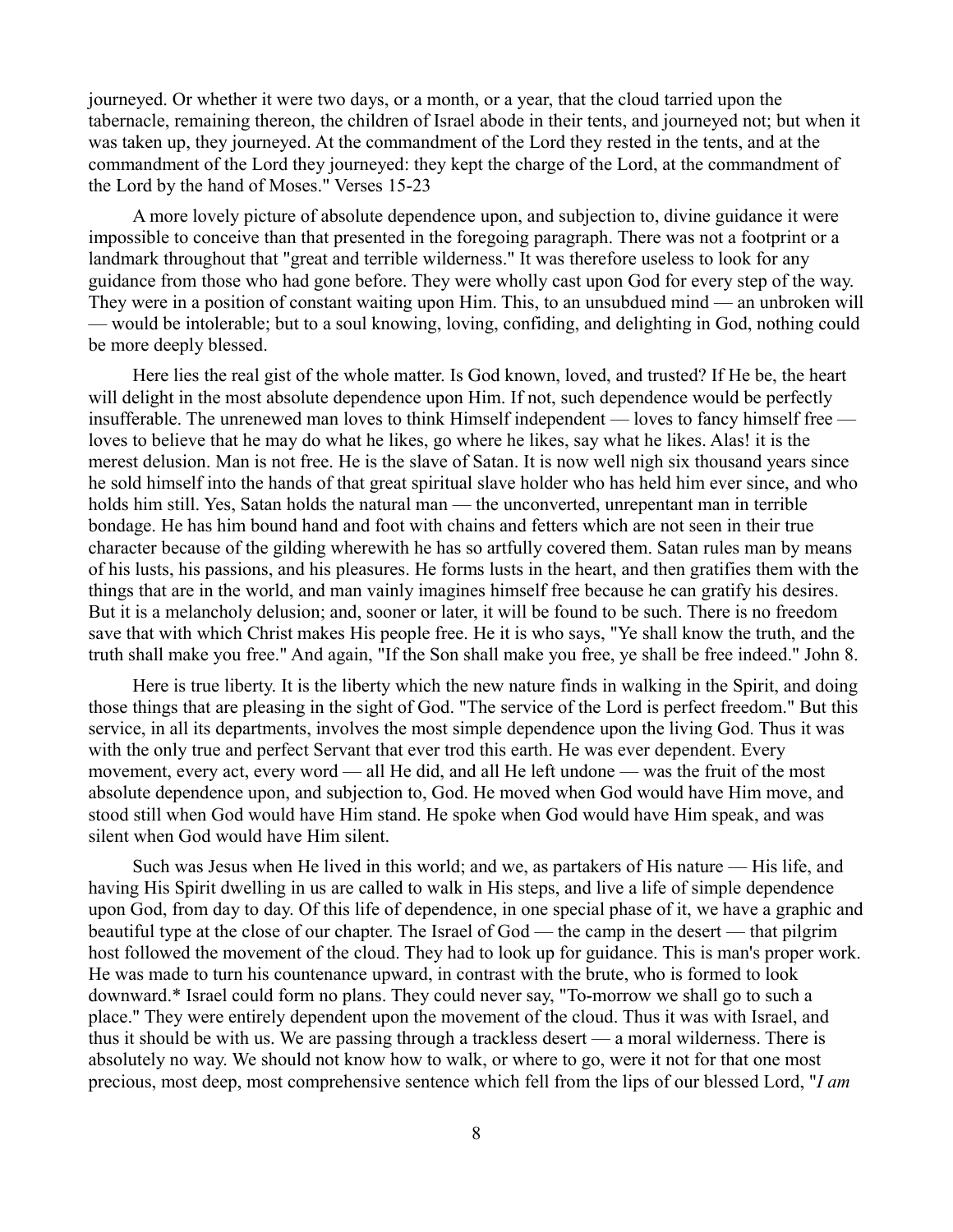journeyed. Or whether it were two days, or a month, or a year, that the cloud tarried upon the tabernacle, remaining thereon, the children of Israel abode in their tents, and journeyed not; but when it was taken up, they journeyed. At the commandment of the Lord they rested in the tents, and at the commandment of the Lord they journeyed: they kept the charge of the Lord, at the commandment of the Lord by the hand of Moses." Verses 15-23

A more lovely picture of absolute dependence upon, and subjection to, divine guidance it were impossible to conceive than that presented in the foregoing paragraph. There was not a footprint or a landmark throughout that "great and terrible wilderness." It was therefore useless to look for any guidance from those who had gone before. They were wholly cast upon God for every step of the way. They were in a position of constant waiting upon Him. This, to an unsubdued mind — an unbroken will — would be intolerable; but to a soul knowing, loving, confiding, and delighting in God, nothing could be more deeply blessed.

Here lies the real gist of the whole matter. Is God known, loved, and trusted? If He be, the heart will delight in the most absolute dependence upon Him. If not, such dependence would be perfectly insufferable. The unrenewed man loves to think Himself independent — loves to fancy himself free — loves to believe that he may do what he likes, go where he likes, say what he likes. Alas! it is the merest delusion. Man is not free. He is the slave of Satan. It is now well nigh six thousand years since he sold himself into the hands of that great spiritual slave holder who has held him ever since, and who holds him still. Yes, Satan holds the natural man — the unconverted, unrepentant man in terrible bondage. He has him bound hand and foot with chains and fetters which are not seen in their true character because of the gilding wherewith he has so artfully covered them. Satan rules man by means of his lusts, his passions, and his pleasures. He forms lusts in the heart, and then gratifies them with the things that are in the world, and man vainly imagines himself free because he can gratify his desires. But it is a melancholy delusion; and, sooner or later, it will be found to be such. There is no freedom save that with which Christ makes His people free. He it is who says, "Ye shall know the truth, and the truth shall make you free." And again, "If the Son shall make you free, ye shall be free indeed." John 8.

Here is true liberty. It is the liberty which the new nature finds in walking in the Spirit, and doing those things that are pleasing in the sight of God. "The service of the Lord is perfect freedom." But this service, in all its departments, involves the most simple dependence upon the living God. Thus it was with the only true and perfect Servant that ever trod this earth. He was ever dependent. Every movement, every act, every word — all He did, and all He left undone — was the fruit of the most absolute dependence upon, and subjection to, God. He moved when God would have Him move, and stood still when God would have Him stand. He spoke when God would have Him speak, and was silent when God would have Him silent.

Such was Jesus when He lived in this world; and we, as partakers of His nature — His life, and having His Spirit dwelling in us are called to walk in His steps, and live a life of simple dependence upon God, from day to day. Of this life of dependence, in one special phase of it, we have a graphic and beautiful type at the close of our chapter. The Israel of God — the camp in the desert — that pilgrim host followed the movement of the cloud. They had to look up for guidance. This is man's proper work. He was made to turn his countenance upward, in contrast with the brute, who is formed to look downward.* Israel could form no plans. They could never say, "To-morrow we shall go to such a place." They were entirely dependent upon the movement of the cloud. Thus it was with Israel, and thus it should be with us. We are passing through a trackless desert — a moral wilderness. There is absolutely no way. We should not know how to walk, or where to go, were it not for that one most precious, most deep, most comprehensive sentence which fell from the lips of our blessed Lord, "*I am*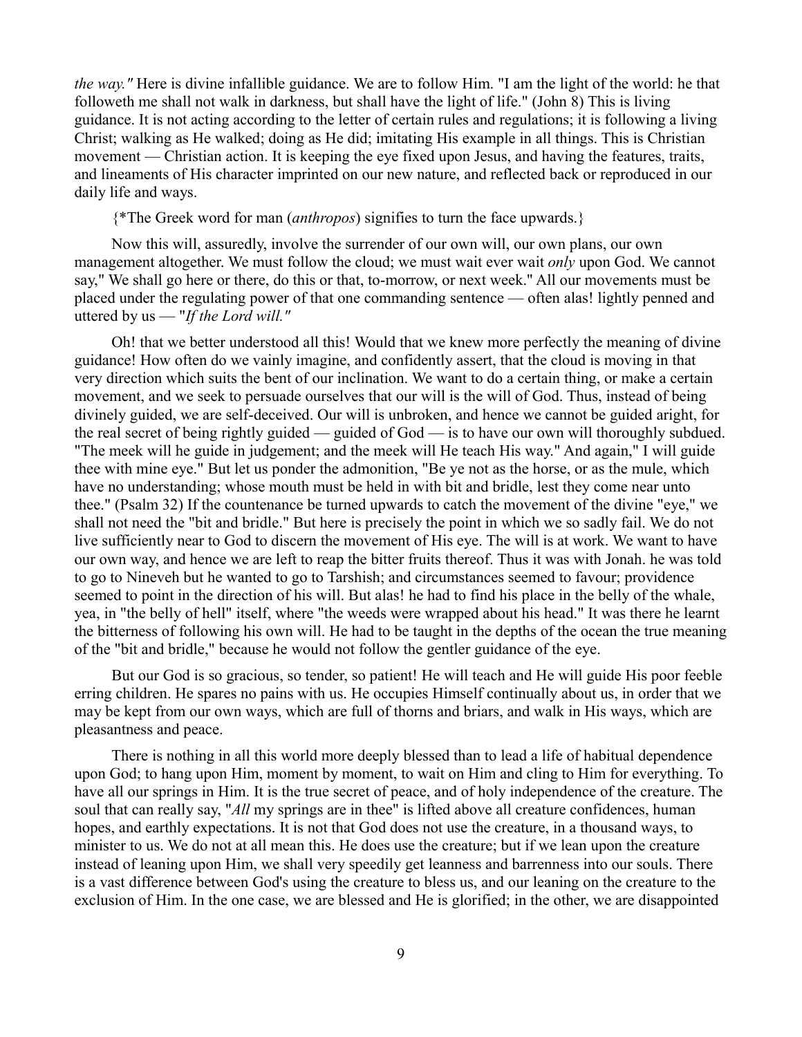*the way."* Here is divine infallible guidance. We are to follow Him. "I am the light of the world: he that followeth me shall not walk in darkness, but shall have the light of life." (John 8) This is living guidance. It is not acting according to the letter of certain rules and regulations; it is following a living Christ; walking as He walked; doing as He did; imitating His example in all things. This is Christian movement — Christian action. It is keeping the eye fixed upon Jesus, and having the features, traits, and lineaments of His character imprinted on our new nature, and reflected back or reproduced in our daily life and ways.

{*The Greek word for man (*anthropos*) signifies to turn the face upwards.}

Now this will, assuredly, involve the surrender of our own will, our own plans, our own management altogether. We must follow the cloud; we must wait ever wait *only* upon God. We cannot say," We shall go here or there, do this or that, to-morrow, or next week." All our movements must be placed under the regulating power of that one commanding sentence — often alas! lightly penned and uttered by us — "*If the Lord will."*

Oh! that we better understood all this! Would that we knew more perfectly the meaning of divine guidance! How often do we vainly imagine, and confidently assert, that the cloud is moving in that very direction which suits the bent of our inclination. We want to do a certain thing, or make a certain movement, and we seek to persuade ourselves that our will is the will of God. Thus, instead of being divinely guided, we are self-deceived. Our will is unbroken, and hence we cannot be guided aright, for the real secret of being rightly guided — guided of God — is to have our own will thoroughly subdued. "The meek will he guide in judgement; and the meek will He teach His way." And again," I will guide thee with mine eye." But let us ponder the admonition, "Be ye not as the horse, or as the mule, which have no understanding; whose mouth must be held in with bit and bridle, lest they come near unto thee." (Psalm 32) If the countenance be turned upwards to catch the movement of the divine "eye," we shall not need the "bit and bridle." But here is precisely the point in which we so sadly fail. We do not live sufficiently near to God to discern the movement of His eye. The will is at work. We want to have our own way, and hence we are left to reap the bitter fruits thereof. Thus it was with Jonah. he was told to go to Nineveh but he wanted to go to Tarshish; and circumstances seemed to favour; providence seemed to point in the direction of his will. But alas! he had to find his place in the belly of the whale, yea, in "the belly of hell" itself, where "the weeds were wrapped about his head." It was there he learnt the bitterness of following his own will. He had to be taught in the depths of the ocean the true meaning of the "bit and bridle," because he would not follow the gentler guidance of the eye.

But our God is so gracious, so tender, so patient! He will teach and He will guide His poor feeble erring children. He spares no pains with us. He occupies Himself continually about us, in order that we may be kept from our own ways, which are full of thorns and briars, and walk in His ways, which are pleasantness and peace.

There is nothing in all this world more deeply blessed than to lead a life of habitual dependence upon God; to hang upon Him, moment by moment, to wait on Him and cling to Him for everything. To have all our springs in Him. It is the true secret of peace, and of holy independence of the creature. The soul that can really say, "*All* my springs are in thee" is lifted above all creature confidences, human hopes, and earthly expectations. It is not that God does not use the creature, in a thousand ways, to minister to us. We do not at all mean this. He does use the creature; but if we lean upon the creature instead of leaning upon Him, we shall very speedily get leanness and barrenness into our souls. There is a vast difference between God's using the creature to bless us, and our leaning on the creature to the exclusion of Him. In the one case, we are blessed and He is glorified; in the other, we are disappointed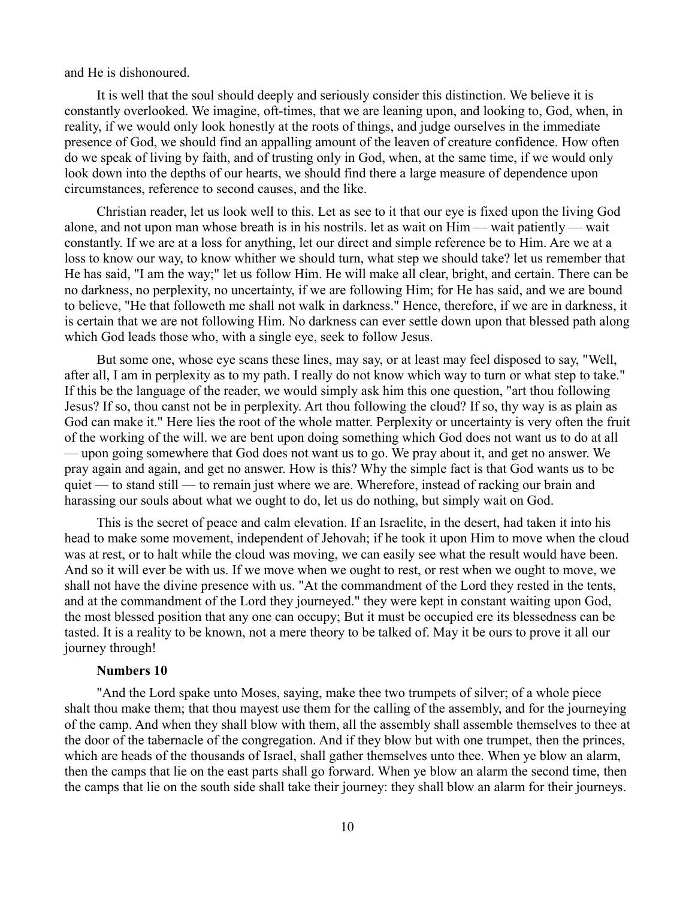and He is dishonoured.

It is well that the soul should deeply and seriously consider this distinction. We believe it is constantly overlooked. We imagine, oft-times, that we are leaning upon, and looking to, God, when, in reality, if we would only look honestly at the roots of things, and judge ourselves in the immediate presence of God, we should find an appalling amount of the leaven of creature confidence. How often do we speak of living by faith, and of trusting only in God, when, at the same time, if we would only look down into the depths of our hearts, we should find there a large measure of dependence upon circumstances, reference to second causes, and the like.

Christian reader, let us look well to this. Let as see to it that our eye is fixed upon the living God alone, and not upon man whose breath is in his nostrils. let as wait on Him — wait patiently — wait constantly. If we are at a loss for anything, let our direct and simple reference be to Him. Are we at a loss to know our way, to know whither we should turn, what step we should take? let us remember that He has said, "I am the way;" let us follow Him. He will make all clear, bright, and certain. There can be no darkness, no perplexity, no uncertainty, if we are following Him; for He has said, and we are bound to believe, "He that followeth me shall not walk in darkness." Hence, therefore, if we are in darkness, it is certain that we are not following Him. No darkness can ever settle down upon that blessed path along which God leads those who, with a single eye, seek to follow Jesus.

But some one, whose eye scans these lines, may say, or at least may feel disposed to say, "Well, after all, I am in perplexity as to my path. I really do not know which way to turn or what step to take." If this be the language of the reader, we would simply ask him this one question, "art thou following Jesus? If so, thou canst not be in perplexity. Art thou following the cloud? If so, thy way is as plain as God can make it." Here lies the root of the whole matter. Perplexity or uncertainty is very often the fruit of the working of the will. we are bent upon doing something which God does not want us to do at all — upon going somewhere that God does not want us to go. We pray about it, and get no answer. We pray again and again, and get no answer. How is this? Why the simple fact is that God wants us to be quiet — to stand still — to remain just where we are. Wherefore, instead of racking our brain and harassing our souls about what we ought to do, let us do nothing, but simply wait on God.

This is the secret of peace and calm elevation. If an Israelite, in the desert, had taken it into his head to make some movement, independent of Jehovah; if he took it upon Him to move when the cloud was at rest, or to halt while the cloud was moving, we can easily see what the result would have been. And so it will ever be with us. If we move when we ought to rest, or rest when we ought to move, we shall not have the divine presence with us. "At the commandment of the Lord they rested in the tents, and at the commandment of the Lord they journeyed." they were kept in constant waiting upon God, the most blessed position that any one can occupy; But it must be occupied ere its blessedness can be tasted. It is a reality to be known, not a mere theory to be talked of. May it be ours to prove it all our journey through!

### Numbers 10

"And the Lord spake unto Moses, saying, make thee two trumpets of silver; of a whole piece shalt thou make them; that thou mayest use them for the calling of the assembly, and for the journeying of the camp. And when they shall blow with them, all the assembly shall assemble themselves to thee at the door of the tabernacle of the congregation. And if they blow but with one trumpet, then the princes, which are heads of the thousands of Israel, shall gather themselves unto thee. When ye blow an alarm, then the camps that lie on the east parts shall go forward. When ye blow an alarm the second time, then the camps that lie on the south side shall take their journey: they shall blow an alarm for their journeys.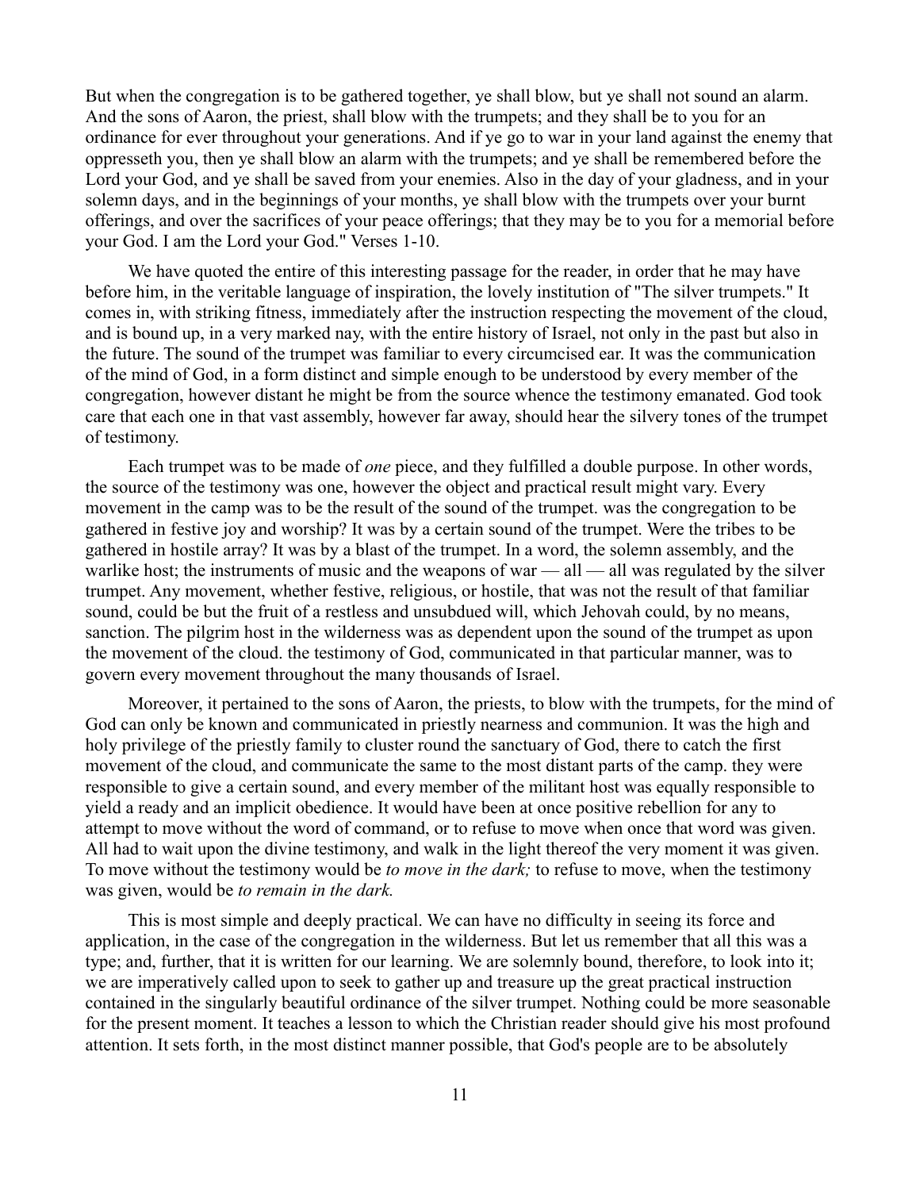But when the congregation is to be gathered together, ye shall blow, but ye shall not sound an alarm. And the sons of Aaron, the priest, shall blow with the trumpets; and they shall be to you for an ordinance for ever throughout your generations. And if ye go to war in your land against the enemy that oppresseth you, then ye shall blow an alarm with the trumpets; and ye shall be remembered before the Lord your God, and ye shall be saved from your enemies. Also in the day of your gladness, and in your solemn days, and in the beginnings of your months, ye shall blow with the trumpets over your burnt offerings, and over the sacrifices of your peace offerings; that they may be to you for a memorial before your God. I am the Lord your God." Verses 1-10.

We have quoted the entire of this interesting passage for the reader, in order that he may have before him, in the veritable language of inspiration, the lovely institution of "The silver trumpets." It comes in, with striking fitness, immediately after the instruction respecting the movement of the cloud, and is bound up, in a very marked nay, with the entire history of Israel, not only in the past but also in the future. The sound of the trumpet was familiar to every circumcised ear. It was the communication of the mind of God, in a form distinct and simple enough to be understood by every member of the congregation, however distant he might be from the source whence the testimony emanated. God took care that each one in that vast assembly, however far away, should hear the silvery tones of the trumpet of testimony.

Each trumpet was to be made of *one* piece, and they fulfilled a double purpose. In other words, the source of the testimony was one, however the object and practical result might vary. Every movement in the camp was to be the result of the sound of the trumpet. was the congregation to be gathered in festive joy and worship? It was by a certain sound of the trumpet. Were the tribes to be gathered in hostile array? It was by a blast of the trumpet. In a word, the solemn assembly, and the warlike host; the instruments of music and the weapons of war — all — all was regulated by the silver trumpet. Any movement, whether festive, religious, or hostile, that was not the result of that familiar sound, could be but the fruit of a restless and unsubdued will, which Jehovah could, by no means, sanction. The pilgrim host in the wilderness was as dependent upon the sound of the trumpet as upon the movement of the cloud. the testimony of God, communicated in that particular manner, was to govern every movement throughout the many thousands of Israel.

Moreover, it pertained to the sons of Aaron, the priests, to blow with the trumpets, for the mind of God can only be known and communicated in priestly nearness and communion. It was the high and holy privilege of the priestly family to cluster round the sanctuary of God, there to catch the first movement of the cloud, and communicate the same to the most distant parts of the camp. they were responsible to give a certain sound, and every member of the militant host was equally responsible to yield a ready and an implicit obedience. It would have been at once positive rebellion for any to attempt to move without the word of command, or to refuse to move when once that word was given. All had to wait upon the divine testimony, and walk in the light thereof the very moment it was given. To move without the testimony would be *to move in the dark;* to refuse to move, when the testimony was given, would be *to remain in the dark.*

This is most simple and deeply practical. We can have no difficulty in seeing its force and application, in the case of the congregation in the wilderness. But let us remember that all this was a type; and, further, that it is written for our learning. We are solemnly bound, therefore, to look into it; we are imperatively called upon to seek to gather up and treasure up the great practical instruction contained in the singularly beautiful ordinance of the silver trumpet. Nothing could be more seasonable for the present moment. It teaches a lesson to which the Christian reader should give his most profound attention. It sets forth, in the most distinct manner possible, that God's people are to be absolutely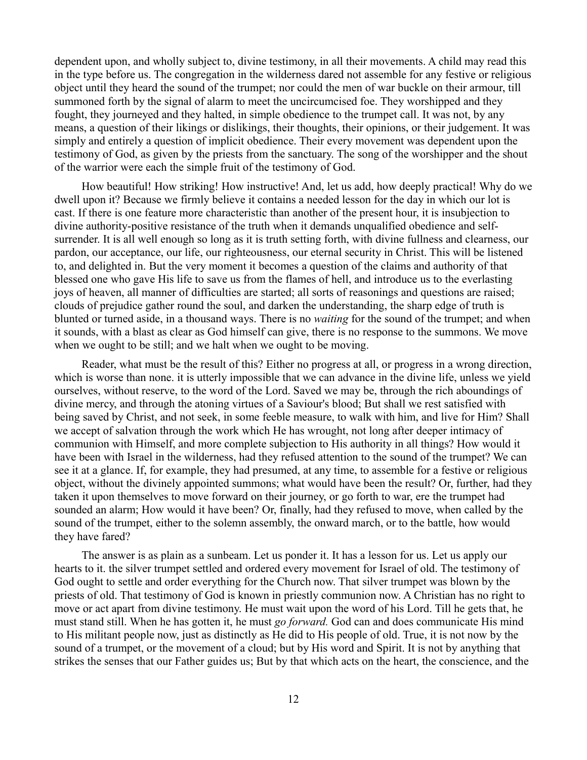dependent upon, and wholly subject to, divine testimony, in all their movements. A child may read this in the type before us. The congregation in the wilderness dared not assemble for any festive or religious object until they heard the sound of the trumpet; nor could the men of war buckle on their armour, till summoned forth by the signal of alarm to meet the uncircumcised foe. They worshipped and they fought, they journeyed and they halted, in simple obedience to the trumpet call. It was not, by any means, a question of their likings or dislikings, their thoughts, their opinions, or their judgement. It was simply and entirely a question of implicit obedience. Their every movement was dependent upon the testimony of God, as given by the priests from the sanctuary. The song of the worshipper and the shout of the warrior were each the simple fruit of the testimony of God.

How beautiful! How striking! How instructive! And, let us add, how deeply practical! Why do we dwell upon it? Because we firmly believe it contains a needed lesson for the day in which our lot is cast. If there is one feature more characteristic than another of the present hour, it is insubjection to divine authority-positive resistance of the truth when it demands unqualified obedience and self-surrender. It is all well enough so long as it is truth setting forth, with divine fullness and clearness, our pardon, our acceptance, our life, our righteousness, our eternal security in Christ. This will be listened to, and delighted in. But the very moment it becomes a question of the claims and authority of that blessed one who gave His life to save us from the flames of hell, and introduce us to the everlasting joys of heaven, all manner of difficulties are started; all sorts of reasonings and questions are raised; clouds of prejudice gather round the soul, and darken the understanding, the sharp edge of truth is blunted or turned aside, in a thousand ways. There is no *waiting* for the sound of the trumpet; and when it sounds, with a blast as clear as God himself can give, there is no response to the summons. We move when we ought to be still; and we halt when we ought to be moving.

Reader, what must be the result of this? Either no progress at all, or progress in a wrong direction, which is worse than none. it is utterly impossible that we can advance in the divine life, unless we yield ourselves, without reserve, to the word of the Lord. Saved we may be, through the rich aboundings of divine mercy, and through the atoning virtues of a Saviour's blood; But shall we rest satisfied with being saved by Christ, and not seek, in some feeble measure, to walk with him, and live for Him? Shall we accept of salvation through the work which He has wrought, not long after deeper intimacy of communion with Himself, and more complete subjection to His authority in all things? How would it have been with Israel in the wilderness, had they refused attention to the sound of the trumpet? We can see it at a glance. If, for example, they had presumed, at any time, to assemble for a festive or religious object, without the divinely appointed summons; what would have been the result? Or, further, had they taken it upon themselves to move forward on their journey, or go forth to war, ere the trumpet had sounded an alarm; How would it have been? Or, finally, had they refused to move, when called by the sound of the trumpet, either to the solemn assembly, the onward march, or to the battle, how would they have fared?

The answer is as plain as a sunbeam. Let us ponder it. It has a lesson for us. Let us apply our hearts to it. the silver trumpet settled and ordered every movement for Israel of old. The testimony of God ought to settle and order everything for the Church now. That silver trumpet was blown by the priests of old. That testimony of God is known in priestly communion now. A Christian has no right to move or act apart from divine testimony. He must wait upon the word of his Lord. Till he gets that, he must stand still. When he has gotten it, he must *go forward.* God can and does communicate His mind to His militant people now, just as distinctly as He did to His people of old. True, it is not now by the sound of a trumpet, or the movement of a cloud; but by His word and Spirit. It is not by anything that strikes the senses that our Father guides us; But by that which acts on the heart, the conscience, and the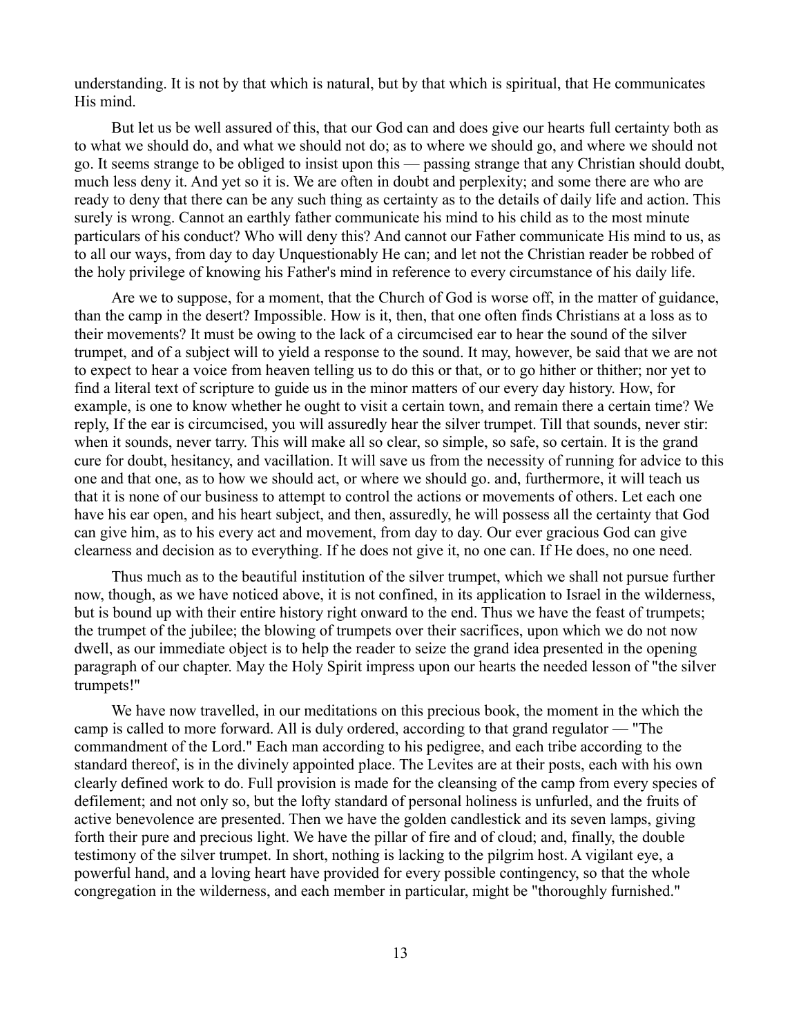understanding. It is not by that which is natural, but by that which is spiritual, that He communicates His mind.

But let us be well assured of this, that our God can and does give our hearts full certainty both as to what we should do, and what we should not do; as to where we should go, and where we should not go. It seems strange to be obliged to insist upon this — passing strange that any Christian should doubt, much less deny it. And yet so it is. We are often in doubt and perplexity; and some there are who are ready to deny that there can be any such thing as certainty as to the details of daily life and action. This surely is wrong. Cannot an earthly father communicate his mind to his child as to the most minute particulars of his conduct? Who will deny this? And cannot our Father communicate His mind to us, as to all our ways, from day to day Unquestionably He can; and let not the Christian reader be robbed of the holy privilege of knowing his Father's mind in reference to every circumstance of his daily life.

Are we to suppose, for a moment, that the Church of God is worse off, in the matter of guidance, than the camp in the desert? Impossible. How is it, then, that one often finds Christians at a loss as to their movements? It must be owing to the lack of a circumcised ear to hear the sound of the silver trumpet, and of a subject will to yield a response to the sound. It may, however, be said that we are not to expect to hear a voice from heaven telling us to do this or that, or to go hither or thither; nor yet to find a literal text of scripture to guide us in the minor matters of our every day history. How, for example, is one to know whether he ought to visit a certain town, and remain there a certain time? We reply, If the ear is circumcised, you will assuredly hear the silver trumpet. Till that sounds, never stir: when it sounds, never tarry. This will make all so clear, so simple, so safe, so certain. It is the grand cure for doubt, hesitancy, and vacillation. It will save us from the necessity of running for advice to this one and that one, as to how we should act, or where we should go. and, furthermore, it will teach us that it is none of our business to attempt to control the actions or movements of others. Let each one have his ear open, and his heart subject, and then, assuredly, he will possess all the certainty that God can give him, as to his every act and movement, from day to day. Our ever gracious God can give clearness and decision as to everything. If he does not give it, no one can. If He does, no one need.

Thus much as to the beautiful institution of the silver trumpet, which we shall not pursue further now, though, as we have noticed above, it is not confined, in its application to Israel in the wilderness, but is bound up with their entire history right onward to the end. Thus we have the feast of trumpets; the trumpet of the jubilee; the blowing of trumpets over their sacrifices, upon which we do not now dwell, as our immediate object is to help the reader to seize the grand idea presented in the opening paragraph of our chapter. May the Holy Spirit impress upon our hearts the needed lesson of "the silver trumpets!"

We have now travelled, in our meditations on this precious book, the moment in the which the camp is called to more forward. All is duly ordered, according to that grand regulator — "The commandment of the Lord." Each man according to his pedigree, and each tribe according to the standard thereof, is in the divinely appointed place. The Levites are at their posts, each with his own clearly defined work to do. Full provision is made for the cleansing of the camp from every species of defilement; and not only so, but the lofty standard of personal holiness is unfurled, and the fruits of active benevolence are presented. Then we have the golden candlestick and its seven lamps, giving forth their pure and precious light. We have the pillar of fire and of cloud; and, finally, the double testimony of the silver trumpet. In short, nothing is lacking to the pilgrim host. A vigilant eye, a powerful hand, and a loving heart have provided for every possible contingency, so that the whole congregation in the wilderness, and each member in particular, might be "thoroughly furnished."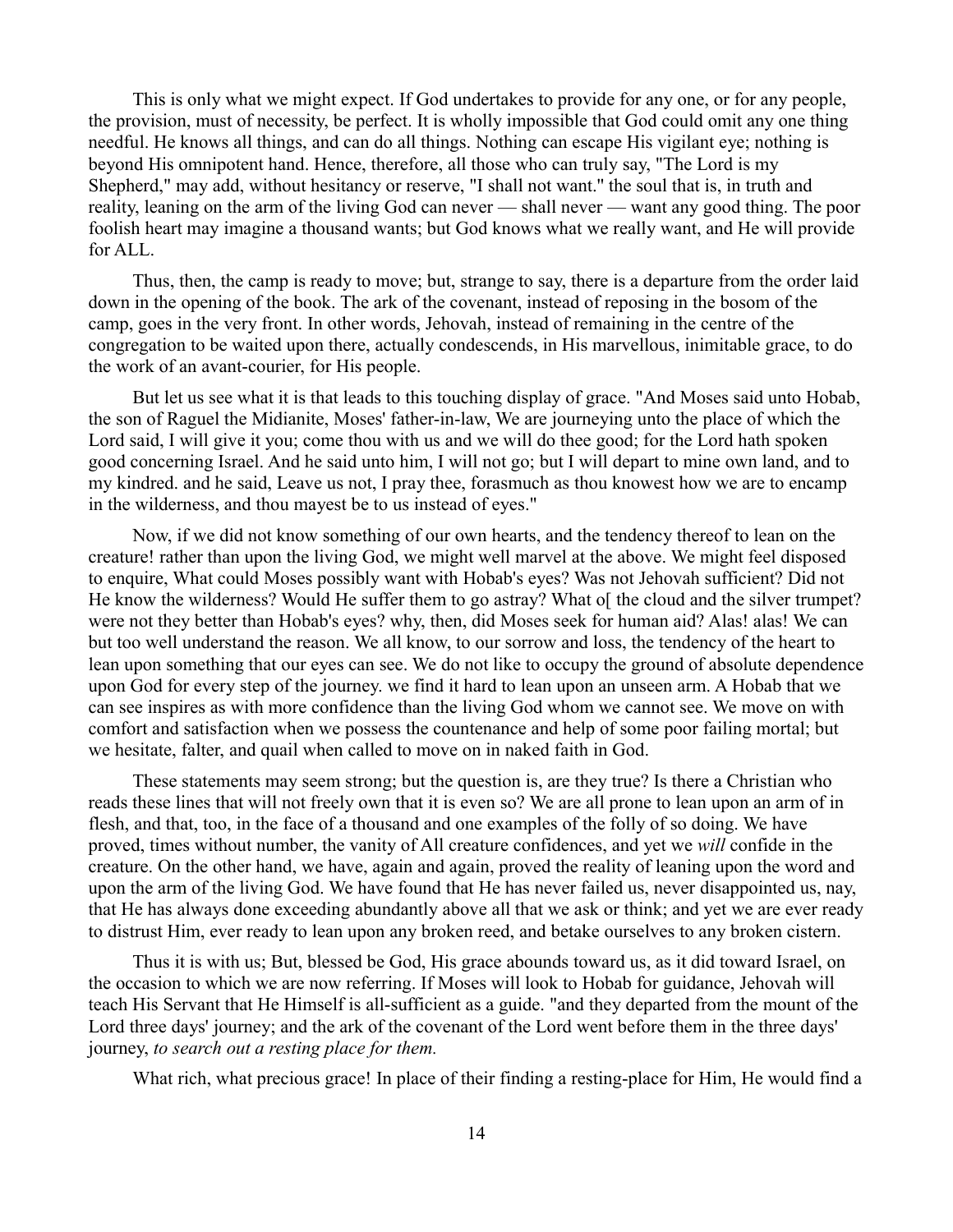This is only what we might expect. If God undertakes to provide for any one, or for any people, the provision, must of necessity, be perfect. It is wholly impossible that God could omit any one thing needful. He knows all things, and can do all things. Nothing can escape His vigilant eye; nothing is beyond His omnipotent hand. Hence, therefore, all those who can truly say, "The Lord is my Shepherd," may add, without hesitancy or reserve, "I shall not want." the soul that is, in truth and reality, leaning on the arm of the living God can never — shall never — want any good thing. The poor foolish heart may imagine a thousand wants; but God knows what we really want, and He will provide for ALL.

Thus, then, the camp is ready to move; but, strange to say, there is a departure from the order laid down in the opening of the book. The ark of the covenant, instead of reposing in the bosom of the camp, goes in the very front. In other words, Jehovah, instead of remaining in the centre of the congregation to be waited upon there, actually condescends, in His marvellous, inimitable grace, to do the work of an avant-courier, for His people.

But let us see what it is that leads to this touching display of grace. "And Moses said unto Hobab, the son of Raguel the Midianite, Moses' father-in-law, We are journeying unto the place of which the Lord said, I will give it you; come thou with us and we will do thee good; for the Lord hath spoken good concerning Israel. And he said unto him, I will not go; but I will depart to mine own land, and to my kindred. and he said, Leave us not, I pray thee, forasmuch as thou knowest how we are to encamp in the wilderness, and thou mayest be to us instead of eyes."

Now, if we did not know something of our own hearts, and the tendency thereof to lean on the creature! rather than upon the living God, we might well marvel at the above. We might feel disposed to enquire, What could Moses possibly want with Hobab's eyes? Was not Jehovah sufficient? Did not He know the wilderness? Would He suffer them to go astray? What o[ the cloud and the silver trumpet? were not they better than Hobab's eyes? why, then, did Moses seek for human aid? Alas! alas! We can but too well understand the reason. We all know, to our sorrow and loss, the tendency of the heart to lean upon something that our eyes can see. We do not like to occupy the ground of absolute dependence upon God for every step of the journey. we find it hard to lean upon an unseen arm. A Hobab that we can see inspires as with more confidence than the living God whom we cannot see. We move on with comfort and satisfaction when we possess the countenance and help of some poor failing mortal; but we hesitate, falter, and quail when called to move on in naked faith in God.

These statements may seem strong; but the question is, are they true? Is there a Christian who reads these lines that will not freely own that it is even so? We are all prone to lean upon an arm of in flesh, and that, too, in the face of a thousand and one examples of the folly of so doing. We have proved, times without number, the vanity of All creature confidences, and yet we *will* confide in the creature. On the other hand, we have, again and again, proved the reality of leaning upon the word and upon the arm of the living God. We have found that He has never failed us, never disappointed us, nay, that He has always done exceeding abundantly above all that we ask or think; and yet we are ever ready to distrust Him, ever ready to lean upon any broken reed, and betake ourselves to any broken cistern.

Thus it is with us; But, blessed be God, His grace abounds toward us, as it did toward Israel, on the occasion to which we are now referring. If Moses will look to Hobab for guidance, Jehovah will teach His Servant that He Himself is all-sufficient as a guide. "and they departed from the mount of the Lord three days' journey; and the ark of the covenant of the Lord went before them in the three days' journey, *to search out a resting place for them.*

What rich, what precious grace! In place of their finding a resting-place for Him, He would find a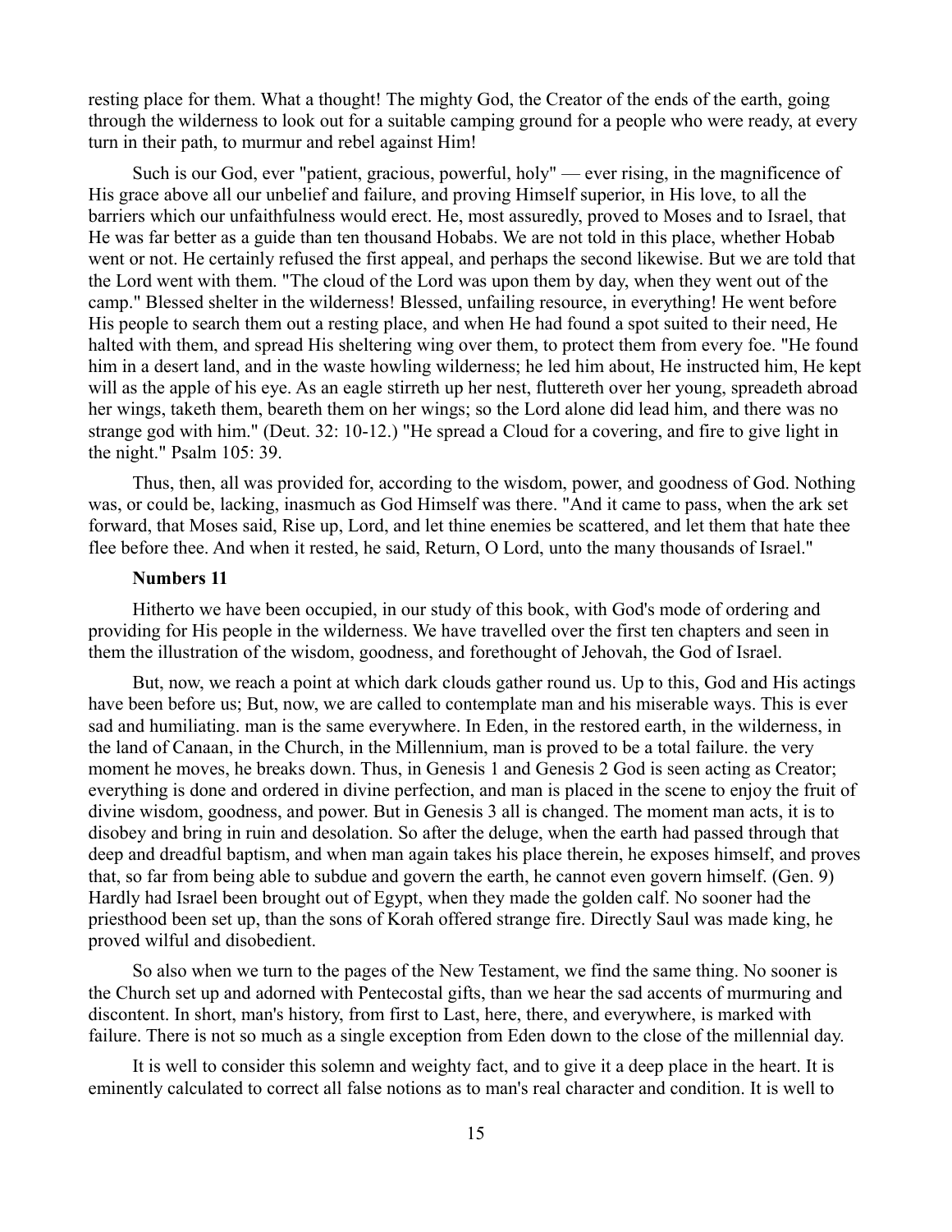resting place for them. What a thought! The mighty God, the Creator of the ends of the earth, going through the wilderness to look out for a suitable camping ground for a people who were ready, at every turn in their path, to murmur and rebel against Him!

Such is our God, ever "patient, gracious, powerful, holy" — ever rising, in the magnificence of His grace above all our unbelief and failure, and proving Himself superior, in His love, to all the barriers which our unfaithfulness would erect. He, most assuredly, proved to Moses and to Israel, that He was far better as a guide than ten thousand Hobabs. We are not told in this place, whether Hobab went or not. He certainly refused the first appeal, and perhaps the second likewise. But we are told that the Lord went with them. "The cloud of the Lord was upon them by day, when they went out of the camp." Blessed shelter in the wilderness! Blessed, unfailing resource, in everything! He went before His people to search them out a resting place, and when He had found a spot suited to their need, He halted with them, and spread His sheltering wing over them, to protect them from every foe. "He found him in a desert land, and in the waste howling wilderness; he led him about, He instructed him, He kept will as the apple of his eye. As an eagle stirreth up her nest, fluttereth over her young, spreadeth abroad her wings, taketh them, beareth them on her wings; so the Lord alone did lead him, and there was no strange god with him." (Deut. 32: 10-12.) "He spread a Cloud for a covering, and fire to give light in the night." Psalm 105: 39.

Thus, then, all was provided for, according to the wisdom, power, and goodness of God. Nothing was, or could be, lacking, inasmuch as God Himself was there. "And it came to pass, when the ark set forward, that Moses said, Rise up, Lord, and let thine enemies be scattered, and let them that hate thee flee before thee. And when it rested, he said, Return, O Lord, unto the many thousands of Israel."

**Numbers 11**

Hitherto we have been occupied, in our study of this book, with God's mode of ordering and providing for His people in the wilderness. We have travelled over the first ten chapters and seen in them the illustration of the wisdom, goodness, and forethought of Jehovah, the God of Israel.

But, now, we reach a point at which dark clouds gather round us. Up to this, God and His actings have been before us; But, now, we are called to contemplate man and his miserable ways. This is ever sad and humiliating. man is the same everywhere. In Eden, in the restored earth, in the wilderness, in the land of Canaan, in the Church, in the Millennium, man is proved to be a total failure. the very moment he moves, he breaks down. Thus, in Genesis 1 and Genesis 2 God is seen acting as Creator; everything is done and ordered in divine perfection, and man is placed in the scene to enjoy the fruit of divine wisdom, goodness, and power. But in Genesis 3 all is changed. The moment man acts, it is to disobey and bring in ruin and desolation. So after the deluge, when the earth had passed through that deep and dreadful baptism, and when man again takes his place therein, he exposes himself, and proves that, so far from being able to subdue and govern the earth, he cannot even govern himself. (Gen. 9) Hardly had Israel been brought out of Egypt, when they made the golden calf. No sooner had the priesthood been set up, than the sons of Korah offered strange fire. Directly Saul was made king, he proved wilful and disobedient.

So also when we turn to the pages of the New Testament, we find the same thing. No sooner is the Church set up and adorned with Pentecostal gifts, than we hear the sad accents of murmuring and discontent. In short, man's history, from first to Last, here, there, and everywhere, is marked with failure. There is not so much as a single exception from Eden down to the close of the millennial day.

It is well to consider this solemn and weighty fact, and to give it a deep place in the heart. It is eminently calculated to correct all false notions as to man's real character and condition. It is well to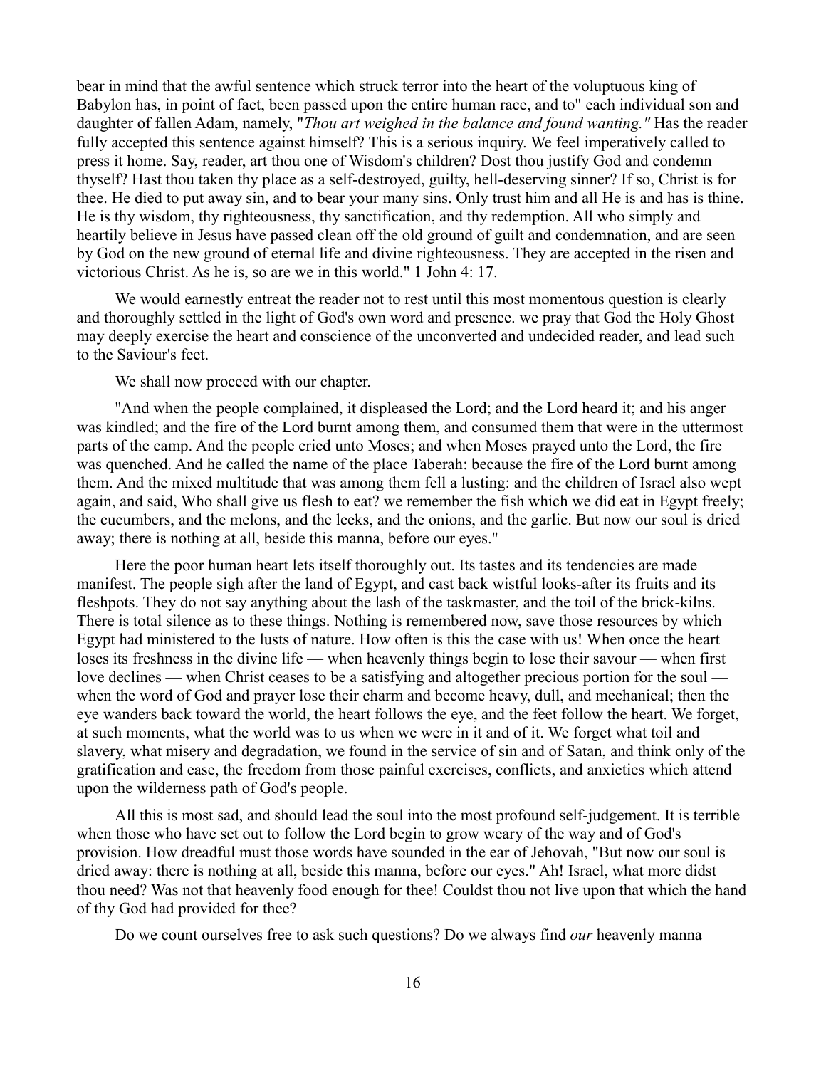bear in mind that the awful sentence which struck terror into the heart of the voluptuous king of Babylon has, in point of fact, been passed upon the entire human race, and to" each individual son and daughter of fallen Adam, namely, "*Thou art weighed in the balance and found wanting."* Has the reader fully accepted this sentence against himself? This is a serious inquiry. We feel imperatively called to press it home. Say, reader, art thou one of Wisdom's children? Dost thou justify God and condemn thyself? Hast thou taken thy place as a self-destroyed, guilty, hell-deserving sinner? If so, Christ is for thee. He died to put away sin, and to bear your many sins. Only trust him and all He is and has is thine. He is thy wisdom, thy righteousness, thy sanctification, and thy redemption. All who simply and heartily believe in Jesus have passed clean off the old ground of guilt and condemnation, and are seen by God on the new ground of eternal life and divine righteousness. They are accepted in the risen and victorious Christ. As he is, so are we in this world." 1 John 4: 17.

We would earnestly entreat the reader not to rest until this most momentous question is clearly and thoroughly settled in the light of God's own word and presence. we pray that God the Holy Ghost may deeply exercise the heart and conscience of the unconverted and undecided reader, and lead such to the Saviour's feet.

We shall now proceed with our chapter.

"And when the people complained, it displeased the Lord; and the Lord heard it; and his anger was kindled; and the fire of the Lord burnt among them, and consumed them that were in the uttermost parts of the camp. And the people cried unto Moses; and when Moses prayed unto the Lord, the fire was quenched. And he called the name of the place Taberah: because the fire of the Lord burnt among them. And the mixed multitude that was among them fell a lusting: and the children of Israel also wept again, and said, Who shall give us flesh to eat? we remember the fish which we did eat in Egypt freely; the cucumbers, and the melons, and the leeks, and the onions, and the garlic. But now our soul is dried away; there is nothing at all, beside this manna, before our eyes."

Here the poor human heart lets itself thoroughly out. Its tastes and its tendencies are made manifest. The people sigh after the land of Egypt, and cast back wistful looks-after its fruits and its fleshpots. They do not say anything about the lash of the taskmaster, and the toil of the brick-kilns. There is total silence as to these things. Nothing is remembered now, save those resources by which Egypt had ministered to the lusts of nature. How often is this the case with us! When once the heart loses its freshness in the divine life — when heavenly things begin to lose their savour — when first love declines — when Christ ceases to be a satisfying and altogether precious portion for the soul — when the word of God and prayer lose their charm and become heavy, dull, and mechanical; then the eye wanders back toward the world, the heart follows the eye, and the feet follow the heart. We forget, at such moments, what the world was to us when we were in it and of it. We forget what toil and slavery, what misery and degradation, we found in the service of sin and of Satan, and think only of the gratification and ease, the freedom from those painful exercises, conflicts, and anxieties which attend upon the wilderness path of God's people.

All this is most sad, and should lead the soul into the most profound self-judgement. It is terrible when those who have set out to follow the Lord begin to grow weary of the way and of God's provision. How dreadful must those words have sounded in the ear of Jehovah, "But now our soul is dried away: there is nothing at all, beside this manna, before our eyes." Ah! Israel, what more didst thou need? Was not that heavenly food enough for thee! Couldst thou not live upon that which the hand of thy God had provided for thee?

Do we count ourselves free to ask such questions? Do we always find *our* heavenly manna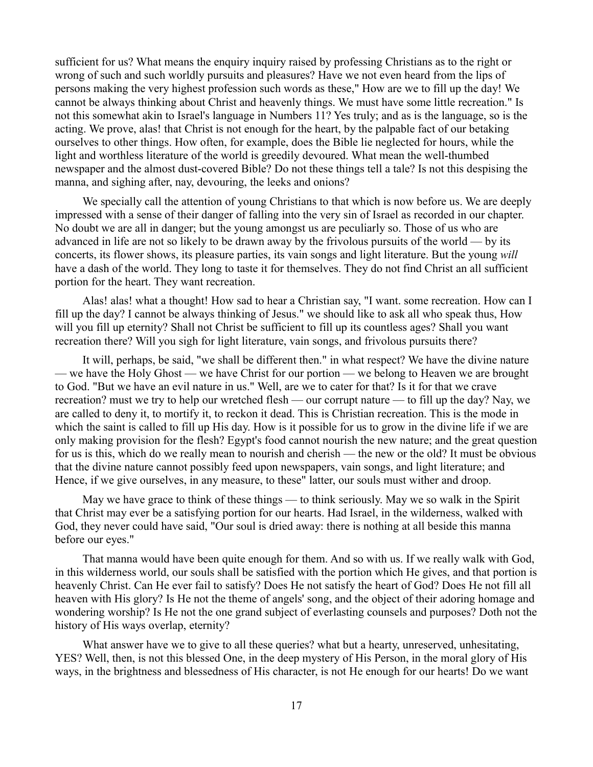sufficient for us? What means the enquiry inquiry raised by professing Christians as to the right or wrong of such and such worldly pursuits and pleasures? Have we not even heard from the lips of persons making the very highest profession such words as these," How are we to fill up the day! We cannot be always thinking about Christ and heavenly things. We must have some little recreation." Is not this somewhat akin to Israel's language in Numbers 11? Yes truly; and as is the language, so is the acting. We prove, alas! that Christ is not enough for the heart, by the palpable fact of our betaking ourselves to other things. How often, for example, does the Bible lie neglected for hours, while the light and worthless literature of the world is greedily devoured. What mean the well-thumbed newspaper and the almost dust-covered Bible? Do not these things tell a tale? Is not this despising the manna, and sighing after, nay, devouring, the leeks and onions?

We specially call the attention of young Christians to that which is now before us. We are deeply impressed with a sense of their danger of falling into the very sin of Israel as recorded in our chapter. No doubt we are all in danger; but the young amongst us are peculiarly so. Those of us who are advanced in life are not so likely to be drawn away by the frivolous pursuits of the world — by its concerts, its flower shows, its pleasure parties, its vain songs and light literature. But the young *will* have a dash of the world. They long to taste it for themselves. They do not find Christ an all sufficient portion for the heart. They want recreation.

Alas! alas! what a thought! How sad to hear a Christian say, "I want. some recreation. How can I fill up the day? I cannot be always thinking of Jesus." we should like to ask all who speak thus, How will you fill up eternity? Shall not Christ be sufficient to fill up its countless ages? Shall you want recreation there? Will you sigh for light literature, vain songs, and frivolous pursuits there?

It will, perhaps, be said, "we shall be different then." in what respect? We have the divine nature — we have the Holy Ghost — we have Christ for our portion — we belong to Heaven we are brought to God. "But we have an evil nature in us." Well, are we to cater for that? Is it for that we crave recreation? must we try to help our wretched flesh — our corrupt nature — to fill up the day? Nay, we are called to deny it, to mortify it, to reckon it dead. This is Christian recreation. This is the mode in which the saint is called to fill up His day. How is it possible for us to grow in the divine life if we are only making provision for the flesh? Egypt's food cannot nourish the new nature; and the great question for us is this, which do we really mean to nourish and cherish — the new or the old? It must be obvious that the divine nature cannot possibly feed upon newspapers, vain songs, and light literature; and Hence, if we give ourselves, in any measure, to these" latter, our souls must wither and droop.

May we have grace to think of these things — to think seriously. May we so walk in the Spirit that Christ may ever be a satisfying portion for our hearts. Had Israel, in the wilderness, walked with God, they never could have said, "Our soul is dried away: there is nothing at all beside this manna before our eyes."

That manna would have been quite enough for them. And so with us. If we really walk with God, in this wilderness world, our souls shall be satisfied with the portion which He gives, and that portion is heavenly Christ. Can He ever fail to satisfy? Does He not satisfy the heart of God? Does He not fill all heaven with His glory? Is He not the theme of angels' song, and the object of their adoring homage and wondering worship? Is He not the one grand subject of everlasting counsels and purposes? Doth not the history of His ways overlap, eternity?

What answer have we to give to all these queries? what but a hearty, unreserved, unhesitating, YES? Well, then, is not this blessed One, in the deep mystery of His Person, in the moral glory of His ways, in the brightness and blessedness of His character, is not He enough for our hearts! Do we want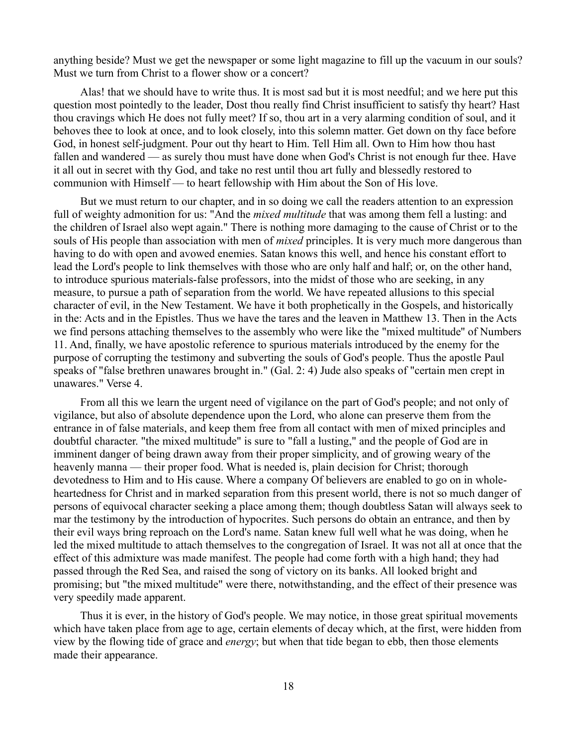anything beside? Must we get the newspaper or some light magazine to fill up the vacuum in our souls? Must we turn from Christ to a flower show or a concert?

Alas! that we should have to write thus. It is most sad but it is most needful; and we here put this question most pointedly to the leader, Dost thou really find Christ insufficient to satisfy thy heart? Hast thou cravings which He does not fully meet? If so, thou art in a very alarming condition of soul, and it behoves thee to look at once, and to look closely, into this solemn matter. Get down on thy face before God, in honest self-judgment. Pour out thy heart to Him. Tell Him all. Own to Him how thou hast fallen and wandered — as surely thou must have done when God's Christ is not enough fur thee. Have it all out in secret with thy God, and take no rest until thou art fully and blessedly restored to communion with Himself — to heart fellowship with Him about the Son of His love.

But we must return to our chapter, and in so doing we call the readers attention to an expression full of weighty admonition for us: "And the *mixed multitude* that was among them fell a lusting: and the children of Israel also wept again." There is nothing more damaging to the cause of Christ or to the souls of His people than association with men of *mixed* principles. It is very much more dangerous than having to do with open and avowed enemies. Satan knows this well, and hence his constant effort to lead the Lord's people to link themselves with those who are only half and half; or, on the other hand, to introduce spurious materials-false professors, into the midst of those who are seeking, in any measure, to pursue a path of separation from the world. We have repeated allusions to this special character of evil, in the New Testament. We have it both prophetically in the Gospels, and historically in the: Acts and in the Epistles. Thus we have the tares and the leaven in Matthew 13. Then in the Acts we find persons attaching themselves to the assembly who were like the "mixed multitude" of Numbers 11. And, finally, we have apostolic reference to spurious materials introduced by the enemy for the purpose of corrupting the testimony and subverting the souls of God's people. Thus the apostle Paul speaks of "false brethren unawares brought in." (Gal. 2: 4) Jude also speaks of "certain men crept in unawares." Verse 4.

From all this we learn the urgent need of vigilance on the part of God's people; and not only of vigilance, but also of absolute dependence upon the Lord, who alone can preserve them from the entrance in of false materials, and keep them free from all contact with men of mixed principles and doubtful character. "the mixed multitude" is sure to "fall a lusting," and the people of God are in imminent danger of being drawn away from their proper simplicity, and of growing weary of the heavenly manna — their proper food. What is needed is, plain decision for Christ; thorough devotedness to Him and to His cause. Where a company Of believers are enabled to go on in whole-heartedness for Christ and in marked separation from this present world, there is not so much danger of persons of equivocal character seeking a place among them; though doubtless Satan will always seek to mar the testimony by the introduction of hypocrites. Such persons do obtain an entrance, and then by their evil ways bring reproach on the Lord's name. Satan knew full well what he was doing, when he led the mixed multitude to attach themselves to the congregation of Israel. It was not all at once that the effect of this admixture was made manifest. The people had come forth with a high hand; they had passed through the Red Sea, and raised the song of victory on its banks. All looked bright and promising; but "the mixed multitude" were there, notwithstanding, and the effect of their presence was very speedily made apparent.

Thus it is ever, in the history of God's people. We may notice, in those great spiritual movements which have taken place from age to age, certain elements of decay which, at the first, were hidden from view by the flowing tide of grace and *energy*; but when that tide began to ebb, then those elements made their appearance.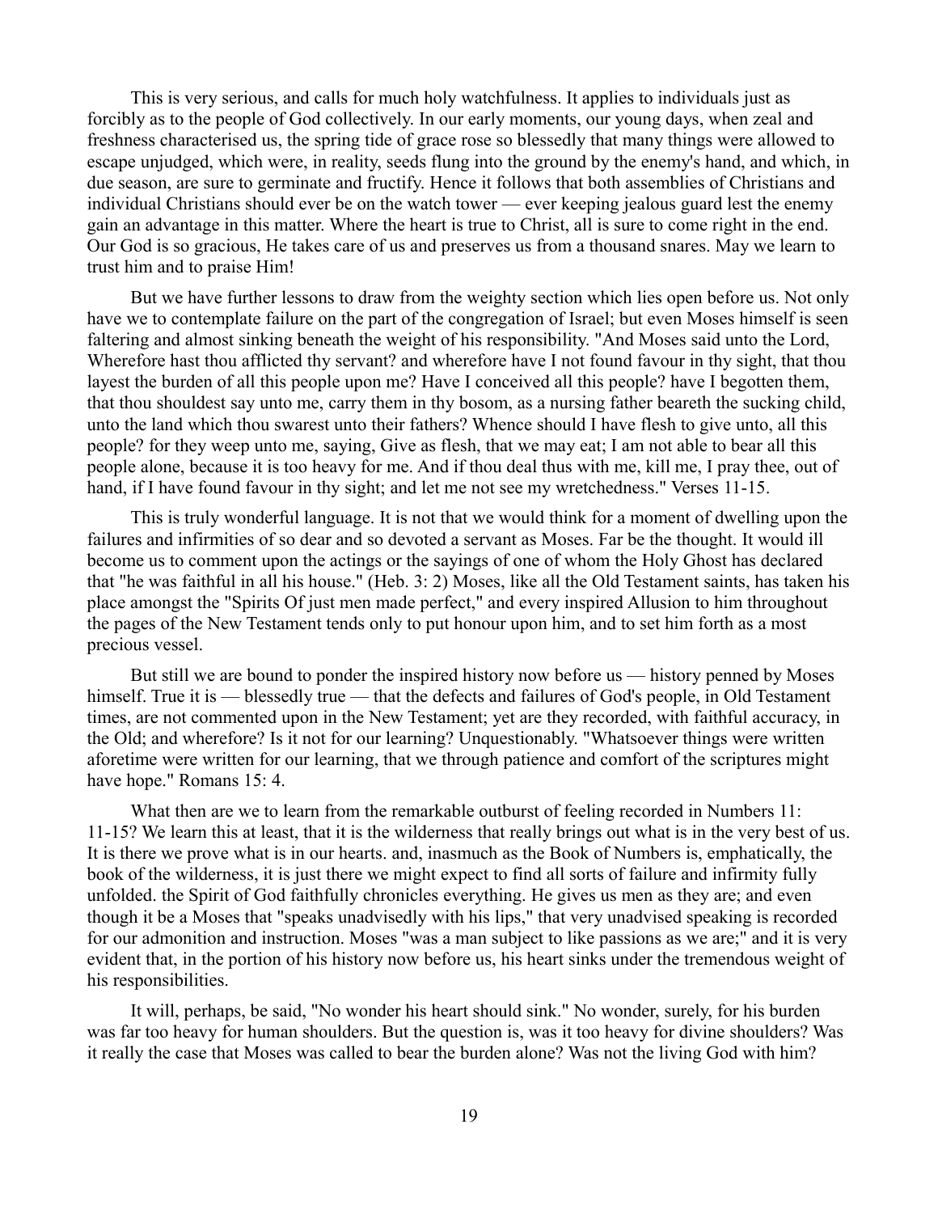This is very serious, and calls for much holy watchfulness. It applies to individuals just as forcibly as to the people of God collectively. In our early moments, our young days, when zeal and freshness characterised us, the spring tide of grace rose so blessedly that many things were allowed to escape unjudged, which were, in reality, seeds flung into the ground by the enemy's hand, and which, in due season, are sure to germinate and fructify. Hence it follows that both assemblies of Christians and individual Christians should ever be on the watch tower — ever keeping jealous guard lest the enemy gain an advantage in this matter. Where the heart is true to Christ, all is sure to come right in the end. Our God is so gracious, He takes care of us and preserves us from a thousand snares. May we learn to trust him and to praise Him!

But we have further lessons to draw from the weighty section which lies open before us. Not only have we to contemplate failure on the part of the congregation of Israel; but even Moses himself is seen faltering and almost sinking beneath the weight of his responsibility. "And Moses said unto the Lord, Wherefore hast thou afflicted thy servant? and wherefore have I not found favour in thy sight, that thou layest the burden of all this people upon me? Have I conceived all this people? have I begotten them, that thou shouldest say unto me, carry them in thy bosom, as a nursing father beareth the sucking child, unto the land which thou swarest unto their fathers? Whence should I have flesh to give unto, all this people? for they weep unto me, saying, Give as flesh, that we may eat; I am not able to bear all this people alone, because it is too heavy for me. And if thou deal thus with me, kill me, I pray thee, out of hand, if I have found favour in thy sight; and let me not see my wretchedness." Verses 11-15.

This is truly wonderful language. It is not that we would think for a moment of dwelling upon the failures and infirmities of so dear and so devoted a servant as Moses. Far be the thought. It would ill become us to comment upon the actings or the sayings of one of whom the Holy Ghost has declared that "he was faithful in all his house." (Heb. 3: 2) Moses, like all the Old Testament saints, has taken his place amongst the "Spirits Of just men made perfect," and every inspired Allusion to him throughout the pages of the New Testament tends only to put honour upon him, and to set him forth as a most precious vessel.

But still we are bound to ponder the inspired history now before us — history penned by Moses himself. True it is — blessedly true — that the defects and failures of God's people, in Old Testament times, are not commented upon in the New Testament; yet are they recorded, with faithful accuracy, in the Old; and wherefore? Is it not for our learning? Unquestionably. "Whatsoever things were written aforetime were written for our learning, that we through patience and comfort of the scriptures might have hope." Romans 15: 4.

What then are we to learn from the remarkable outburst of feeling recorded in Numbers 11: 11-15? We learn this at least, that it is the wilderness that really brings out what is in the very best of us. It is there we prove what is in our hearts. and, inasmuch as the Book of Numbers is, emphatically, the book of the wilderness, it is just there we might expect to find all sorts of failure and infirmity fully unfolded. the Spirit of God faithfully chronicles everything. He gives us men as they are; and even though it be a Moses that "speaks unadvisedly with his lips," that very unadvised speaking is recorded for our admonition and instruction. Moses "was a man subject to like passions as we are;" and it is very evident that, in the portion of his history now before us, his heart sinks under the tremendous weight of his responsibilities.

It will, perhaps, be said, "No wonder his heart should sink." No wonder, surely, for his burden was far too heavy for human shoulders. But the question is, was it too heavy for divine shoulders? Was it really the case that Moses was called to bear the burden alone? Was not the living God with him?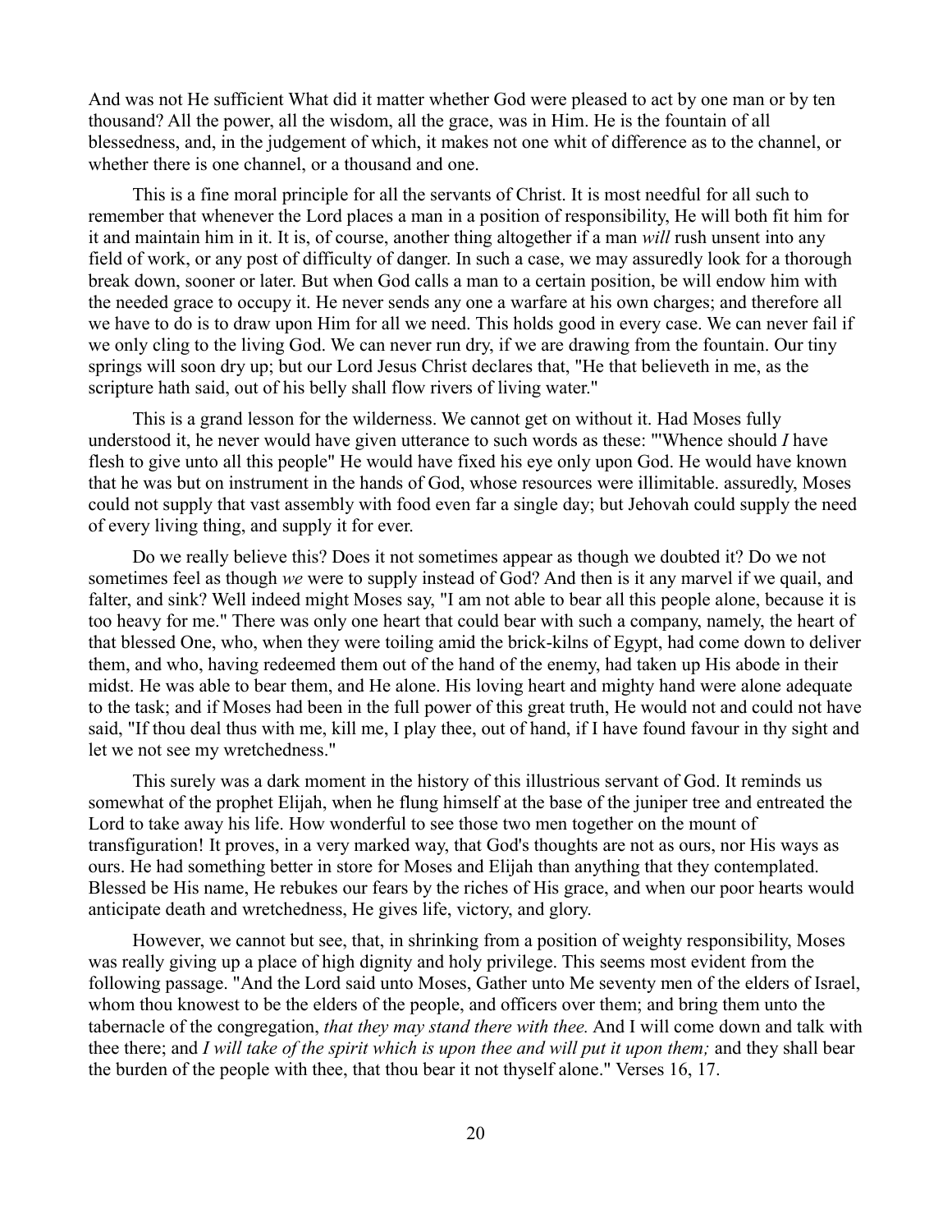And was not He sufficient What did it matter whether God were pleased to act by one man or by ten thousand? All the power, all the wisdom, all the grace, was in Him. He is the fountain of all blessedness, and, in the judgement of which, it makes not one whit of difference as to the channel, or whether there is one channel, or a thousand and one.

This is a fine moral principle for all the servants of Christ. It is most needful for all such to remember that whenever the Lord places a man in a position of responsibility, He will both fit him for it and maintain him in it. It is, of course, another thing altogether if a man *will* rush unsent into any field of work, or any post of difficulty of danger. In such a case, we may assuredly look for a thorough break down, sooner or later. But when God calls a man to a certain position, be will endow him with the needed grace to occupy it. He never sends any one a warfare at his own charges; and therefore all we have to do is to draw upon Him for all we need. This holds good in every case. We can never fail if we only cling to the living God. We can never run dry, if we are drawing from the fountain. Our tiny springs will soon dry up; but our Lord Jesus Christ declares that, "He that believeth in me, as the scripture hath said, out of his belly shall flow rivers of living water."

This is a grand lesson for the wilderness. We cannot get on without it. Had Moses fully understood it, he never would have given utterance to such words as these: "'Whence should *I* have flesh to give unto all this people" He would have fixed his eye only upon God. He would have known that he was but on instrument in the hands of God, whose resources were illimitable. assuredly, Moses could not supply that vast assembly with food even far a single day; but Jehovah could supply the need of every living thing, and supply it for ever.

Do we really believe this? Does it not sometimes appear as though we doubted it? Do we not sometimes feel as though *we* were to supply instead of God? And then is it any marvel if we quail, and falter, and sink? Well indeed might Moses say, "I am not able to bear all this people alone, because it is too heavy for me." There was only one heart that could bear with such a company, namely, the heart of that blessed One, who, when they were toiling amid the brick-kilns of Egypt, had come down to deliver them, and who, having redeemed them out of the hand of the enemy, had taken up His abode in their midst. He was able to bear them, and He alone. His loving heart and mighty hand were alone adequate to the task; and if Moses had been in the full power of this great truth, He would not and could not have said, "If thou deal thus with me, kill me, I play thee, out of hand, if I have found favour in thy sight and let we not see my wretchedness."

This surely was a dark moment in the history of this illustrious servant of God. It reminds us somewhat of the prophet Elijah, when he flung himself at the base of the juniper tree and entreated the Lord to take away his life. How wonderful to see those two men together on the mount of transfiguration! It proves, in a very marked way, that God's thoughts are not as ours, nor His ways as ours. He had something better in store for Moses and Elijah than anything that they contemplated. Blessed be His name, He rebukes our fears by the riches of His grace, and when our poor hearts would anticipate death and wretchedness, He gives life, victory, and glory.

However, we cannot but see, that, in shrinking from a position of weighty responsibility, Moses was really giving up a place of high dignity and holy privilege. This seems most evident from the following passage. "And the Lord said unto Moses, Gather unto Me seventy men of the elders of Israel, whom thou knowest to be the elders of the people, and officers over them; and bring them unto the tabernacle of the congregation, *that they may stand there with thee.* And I will come down and talk with thee there; and *I will take of the spirit which is upon thee and will put it upon them;* and they shall bear the burden of the people with thee, that thou bear it not thyself alone." Verses 16, 17.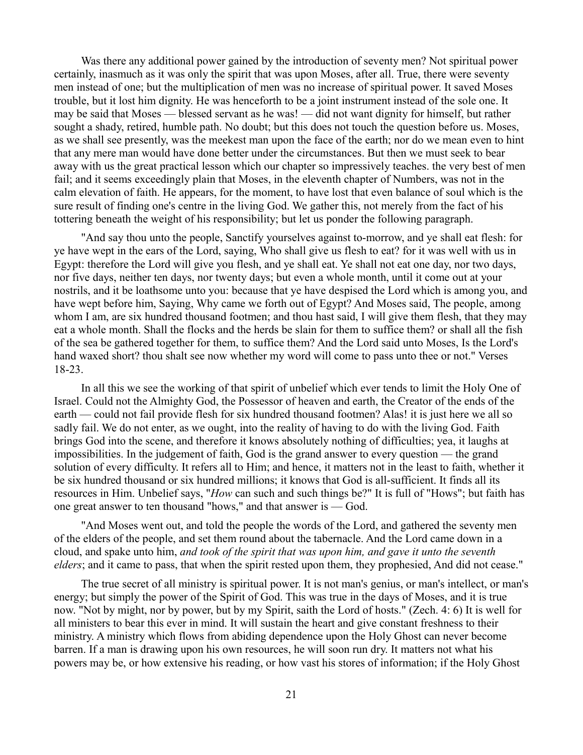Was there any additional power gained by the introduction of seventy men? Not spiritual power certainly, inasmuch as it was only the spirit that was upon Moses, after all. True, there were seventy men instead of one; but the multiplication of men was no increase of spiritual power. It saved Moses trouble, but it lost him dignity. He was henceforth to be a joint instrument instead of the sole one. It may be said that Moses — blessed servant as he was! — did not want dignity for himself, but rather sought a shady, retired, humble path. No doubt; but this does not touch the question before us. Moses, as we shall see presently, was the meekest man upon the face of the earth; nor do we mean even to hint that any mere man would have done better under the circumstances. But then we must seek to bear away with us the great practical lesson which our chapter so impressively teaches. the very best of men fail; and it seems exceedingly plain that Moses, in the eleventh chapter of Numbers, was not in the calm elevation of faith. He appears, for the moment, to have lost that even balance of soul which is the sure result of finding one's centre in the living God. We gather this, not merely from the fact of his tottering beneath the weight of his responsibility; but let us ponder the following paragraph.

"And say thou unto the people, Sanctify yourselves against to-morrow, and ye shall eat flesh: for ye have wept in the ears of the Lord, saying, Who shall give us flesh to eat? for it was well with us in Egypt: therefore the Lord will give you flesh, and ye shall eat. Ye shall not eat one day, nor two days, nor five days, neither ten days, nor twenty days; but even a whole month, until it come out at your nostrils, and it be loathsome unto you: because that ye have despised the Lord which is among you, and have wept before him, Saying, Why came we forth out of Egypt? And Moses said, The people, among whom I am, are six hundred thousand footmen; and thou hast said, I will give them flesh, that they may eat a whole month. Shall the flocks and the herds be slain for them to suffice them? or shall all the fish of the sea be gathered together for them, to suffice them? And the Lord said unto Moses, Is the Lord's hand waxed short? thou shalt see now whether my word will come to pass unto thee or not." Verses 18-23.

In all this we see the working of that spirit of unbelief which ever tends to limit the Holy One of Israel. Could not the Almighty God, the Possessor of heaven and earth, the Creator of the ends of the earth — could not fail provide flesh for six hundred thousand footmen? Alas! it is just here we all so sadly fail. We do not enter, as we ought, into the reality of having to do with the living God. Faith brings God into the scene, and therefore it knows absolutely nothing of difficulties; yea, it laughs at impossibilities. In the judgement of faith, God is the grand answer to every question — the grand solution of every difficulty. It refers all to Him; and hence, it matters not in the least to faith, whether it be six hundred thousand or six hundred millions; it knows that God is all-sufficient. It finds all its resources in Him. Unbelief says, "*How* can such and such things be?" It is full of "Hows"; but faith has one great answer to ten thousand "hows," and that answer is — God.

"And Moses went out, and told the people the words of the Lord, and gathered the seventy men of the elders of the people, and set them round about the tabernacle. And the Lord came down in a cloud, and spake unto him, *and took of the spirit that was upon him, and gave it unto the seventh elders*; and it came to pass, that when the spirit rested upon them, they prophesied, And did not cease."

The true secret of all ministry is spiritual power. It is not man's genius, or man's intellect, or man's energy; but simply the power of the Spirit of God. This was true in the days of Moses, and it is true now. "Not by might, nor by power, but by my Spirit, saith the Lord of hosts." (Zech. 4: 6) It is well for all ministers to bear this ever in mind. It will sustain the heart and give constant freshness to their ministry. A ministry which flows from abiding dependence upon the Holy Ghost can never become barren. If a man is drawing upon his own resources, he will soon run dry. It matters not what his powers may be, or how extensive his reading, or how vast his stores of information; if the Holy Ghost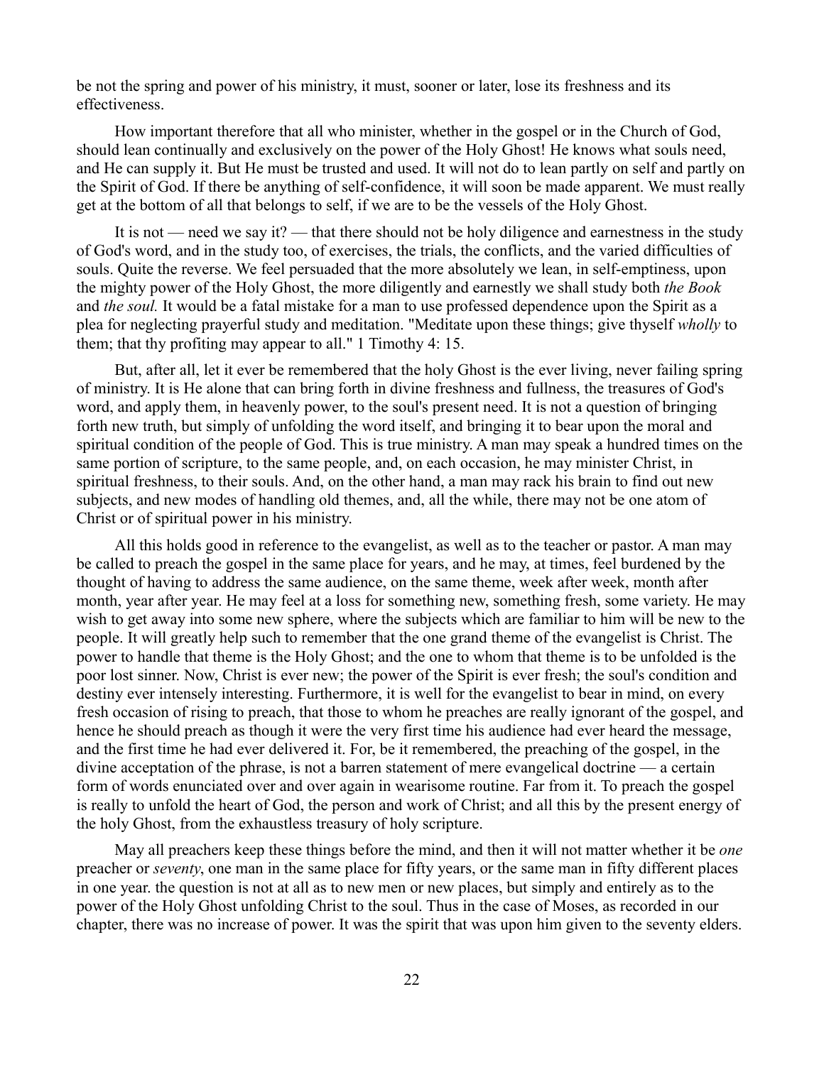be not the spring and power of his ministry, it must, sooner or later, lose its freshness and its effectiveness.

How important therefore that all who minister, whether in the gospel or in the Church of God, should lean continually and exclusively on the power of the Holy Ghost! He knows what souls need, and He can supply it. But He must be trusted and used. It will not do to lean partly on self and partly on the Spirit of God. If there be anything of self-confidence, it will soon be made apparent. We must really get at the bottom of all that belongs to self, if we are to be the vessels of the Holy Ghost.

It is not — need we say it? — that there should not be holy diligence and earnestness in the study of God's word, and in the study too, of exercises, the trials, the conflicts, and the varied difficulties of souls. Quite the reverse. We feel persuaded that the more absolutely we lean, in self-emptiness, upon the mighty power of the Holy Ghost, the more diligently and earnestly we shall study both *the Book* and *the soul.* It would be a fatal mistake for a man to use professed dependence upon the Spirit as a plea for neglecting prayerful study and meditation. "Meditate upon these things; give thyself *wholly* to them; that thy profiting may appear to all." 1 Timothy 4: 15.

But, after all, let it ever be remembered that the holy Ghost is the ever living, never failing spring of ministry. It is He alone that can bring forth in divine freshness and fullness, the treasures of God's word, and apply them, in heavenly power, to the soul's present need. It is not a question of bringing forth new truth, but simply of unfolding the word itself, and bringing it to bear upon the moral and spiritual condition of the people of God. This is true ministry. A man may speak a hundred times on the same portion of scripture, to the same people, and, on each occasion, he may minister Christ, in spiritual freshness, to their souls. And, on the other hand, a man may rack his brain to find out new subjects, and new modes of handling old themes, and, all the while, there may not be one atom of Christ or of spiritual power in his ministry.

All this holds good in reference to the evangelist, as well as to the teacher or pastor. A man may be called to preach the gospel in the same place for years, and he may, at times, feel burdened by the thought of having to address the same audience, on the same theme, week after week, month after month, year after year. He may feel at a loss for something new, something fresh, some variety. He may wish to get away into some new sphere, where the subjects which are familiar to him will be new to the people. It will greatly help such to remember that the one grand theme of the evangelist is Christ. The power to handle that theme is the Holy Ghost; and the one to whom that theme is to be unfolded is the poor lost sinner. Now, Christ is ever new; the power of the Spirit is ever fresh; the soul's condition and destiny ever intensely interesting. Furthermore, it is well for the evangelist to bear in mind, on every fresh occasion of rising to preach, that those to whom he preaches are really ignorant of the gospel, and hence he should preach as though it were the very first time his audience had ever heard the message, and the first time he had ever delivered it. For, be it remembered, the preaching of the gospel, in the divine acceptation of the phrase, is not a barren statement of mere evangelical doctrine — a certain form of words enunciated over and over again in wearisome routine. Far from it. To preach the gospel is really to unfold the heart of God, the person and work of Christ; and all this by the present energy of the holy Ghost, from the exhaustless treasury of holy scripture.

May all preachers keep these things before the mind, and then it will not matter whether it be *one* preacher or *seventy*, one man in the same place for fifty years, or the same man in fifty different places in one year. the question is not at all as to new men or new places, but simply and entirely as to the power of the Holy Ghost unfolding Christ to the soul. Thus in the case of Moses, as recorded in our chapter, there was no increase of power. It was the spirit that was upon him given to the seventy elders.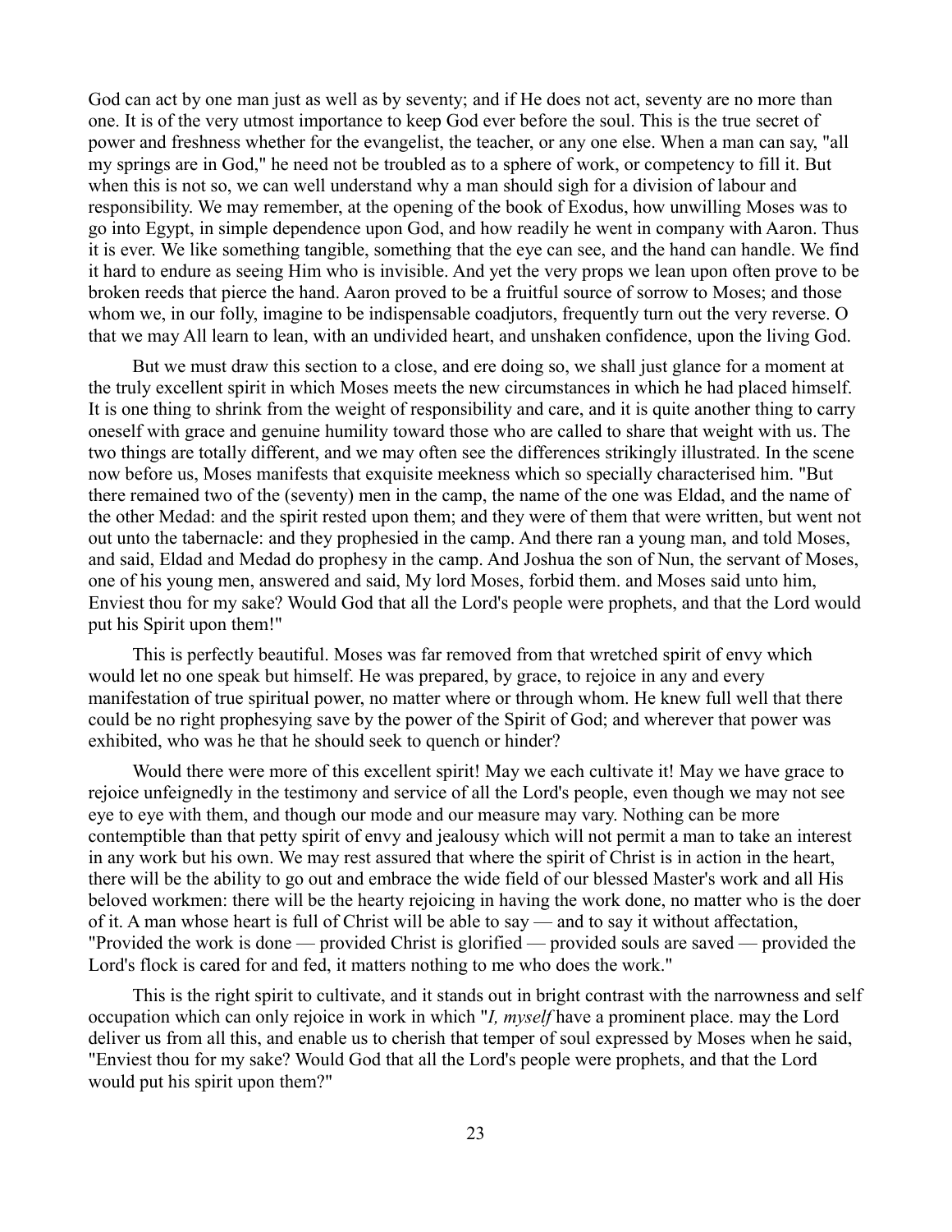God can act by one man just as well as by seventy; and if He does not act, seventy are no more than one. It is of the very utmost importance to keep God ever before the soul. This is the true secret of power and freshness whether for the evangelist, the teacher, or any one else. When a man can say, "all my springs are in God," he need not be troubled as to a sphere of work, or competency to fill it. But when this is not so, we can well understand why a man should sigh for a division of labour and responsibility. We may remember, at the opening of the book of Exodus, how unwilling Moses was to go into Egypt, in simple dependence upon God, and how readily he went in company with Aaron. Thus it is ever. We like something tangible, something that the eye can see, and the hand can handle. We find it hard to endure as seeing Him who is invisible. And yet the very props we lean upon often prove to be broken reeds that pierce the hand. Aaron proved to be a fruitful source of sorrow to Moses; and those whom we, in our folly, imagine to be indispensable coadjutors, frequently turn out the very reverse. O that we may All learn to lean, with an undivided heart, and unshaken confidence, upon the living God.

But we must draw this section to a close, and ere doing so, we shall just glance for a moment at the truly excellent spirit in which Moses meets the new circumstances in which he had placed himself. It is one thing to shrink from the weight of responsibility and care, and it is quite another thing to carry oneself with grace and genuine humility toward those who are called to share that weight with us. The two things are totally different, and we may often see the differences strikingly illustrated. In the scene now before us, Moses manifests that exquisite meekness which so specially characterised him. "But there remained two of the (seventy) men in the camp, the name of the one was Eldad, and the name of the other Medad: and the spirit rested upon them; and they were of them that were written, but went not out unto the tabernacle: and they prophesied in the camp. And there ran a young man, and told Moses, and said, Eldad and Medad do prophesy in the camp. And Joshua the son of Nun, the servant of Moses, one of his young men, answered and said, My lord Moses, forbid them. and Moses said unto him, Enviest thou for my sake? Would God that all the Lord's people were prophets, and that the Lord would put his Spirit upon them!"

This is perfectly beautiful. Moses was far removed from that wretched spirit of envy which would let no one speak but himself. He was prepared, by grace, to rejoice in any and every manifestation of true spiritual power, no matter where or through whom. He knew full well that there could be no right prophesying save by the power of the Spirit of God; and wherever that power was exhibited, who was he that he should seek to quench or hinder?

Would there were more of this excellent spirit! May we each cultivate it! May we have grace to rejoice unfeignedly in the testimony and service of all the Lord's people, even though we may not see eye to eye with them, and though our mode and our measure may vary. Nothing can be more contemptible than that petty spirit of envy and jealousy which will not permit a man to take an interest in any work but his own. We may rest assured that where the spirit of Christ is in action in the heart, there will be the ability to go out and embrace the wide field of our blessed Master's work and all His beloved workmen: there will be the hearty rejoicing in having the work done, no matter who is the doer of it. A man whose heart is full of Christ will be able to say — and to say it without affectation, "Provided the work is done — provided Christ is glorified — provided souls are saved — provided the Lord's flock is cared for and fed, it matters nothing to me who does the work."

This is the right spirit to cultivate, and it stands out in bright contrast with the narrowness and self occupation which can only rejoice in work in which "*I, myself* have a prominent place. may the Lord deliver us from all this, and enable us to cherish that temper of soul expressed by Moses when he said, "Enviest thou for my sake? Would God that all the Lord's people were prophets, and that the Lord would put his spirit upon them?"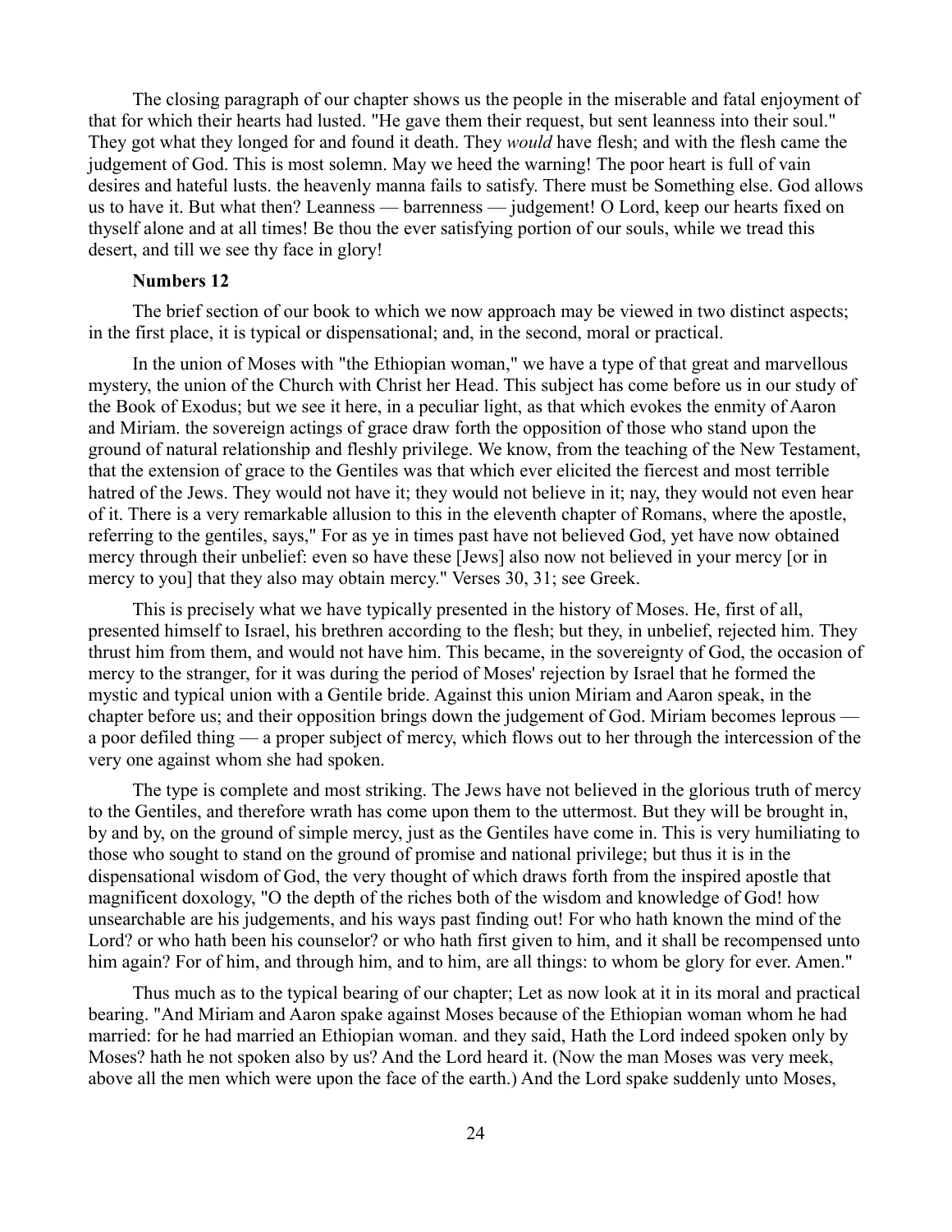The closing paragraph of our chapter shows us the people in the miserable and fatal enjoyment of that for which their hearts had lusted. "He gave them their request, but sent leanness into their soul." They got what they longed for and found it death. They *would* have flesh; and with the flesh came the judgement of God. This is most solemn. May we heed the warning! The poor heart is full of vain desires and hateful lusts. the heavenly manna fails to satisfy. There must be Something else. God allows us to have it. But what then? Leanness — barrenness — judgement! O Lord, keep our hearts fixed on thyself alone and at all times! Be thou the ever satisfying portion of our souls, while we tread this desert, and till we see thy face in glory!

**Numbers 12**

The brief section of our book to which we now approach may be viewed in two distinct aspects; in the first place, it is typical or dispensational; and, in the second, moral or practical.

In the union of Moses with "the Ethiopian woman," we have a type of that great and marvellous mystery, the union of the Church with Christ her Head. This subject has come before us in our study of the Book of Exodus; but we see it here, in a peculiar light, as that which evokes the enmity of Aaron and Miriam. the sovereign actings of grace draw forth the opposition of those who stand upon the ground of natural relationship and fleshly privilege. We know, from the teaching of the New Testament, that the extension of grace to the Gentiles was that which ever elicited the fiercest and most terrible hatred of the Jews. They would not have it; they would not believe in it; nay, they would not even hear of it. There is a very remarkable allusion to this in the eleventh chapter of Romans, where the apostle, referring to the gentiles, says," For as ye in times past have not believed God, yet have now obtained mercy through their unbelief: even so have these [Jews] also now not believed in your mercy [or in mercy to you] that they also may obtain mercy." Verses 30, 31; see Greek.

This is precisely what we have typically presented in the history of Moses. He, first of all, presented himself to Israel, his brethren according to the flesh; but they, in unbelief, rejected him. They thrust him from them, and would not have him. This became, in the sovereignty of God, the occasion of mercy to the stranger, for it was during the period of Moses' rejection by Israel that he formed the mystic and typical union with a Gentile bride. Against this union Miriam and Aaron speak, in the chapter before us; and their opposition brings down the judgement of God. Miriam becomes leprous — a poor defiled thing — a proper subject of mercy, which flows out to her through the intercession of the very one against whom she had spoken.

The type is complete and most striking. The Jews have not believed in the glorious truth of mercy to the Gentiles, and therefore wrath has come upon them to the uttermost. But they will be brought in, by and by, on the ground of simple mercy, just as the Gentiles have come in. This is very humiliating to those who sought to stand on the ground of promise and national privilege; but thus it is in the dispensational wisdom of God, the very thought of which draws forth from the inspired apostle that magnificent doxology, "O the depth of the riches both of the wisdom and knowledge of God! how unsearchable are his judgements, and his ways past finding out! For who hath known the mind of the Lord? or who hath been his counselor? or who hath first given to him, and it shall be recompensed unto him again? For of him, and through him, and to him, are all things: to whom be glory for ever. Amen."

Thus much as to the typical bearing of our chapter; Let as now look at it in its moral and practical bearing. "And Miriam and Aaron spake against Moses because of the Ethiopian woman whom he had married: for he had married an Ethiopian woman. and they said, Hath the Lord indeed spoken only by Moses? hath he not spoken also by us? And the Lord heard it. (Now the man Moses was very meek, above all the men which were upon the face of the earth.) And the Lord spake suddenly unto Moses,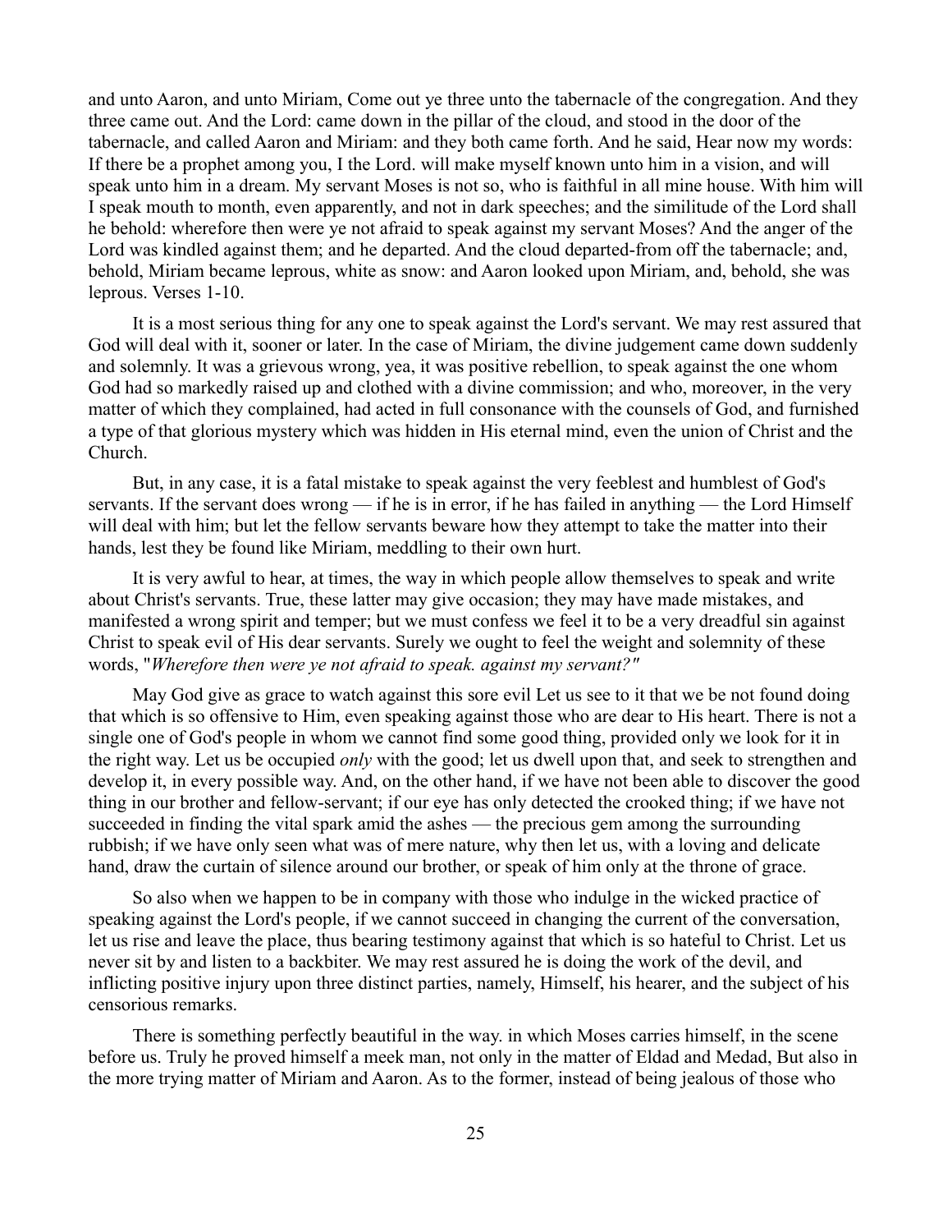and unto Aaron, and unto Miriam, Come out ye three unto the tabernacle of the congregation. And they three came out. And the Lord: came down in the pillar of the cloud, and stood in the door of the tabernacle, and called Aaron and Miriam: and they both came forth. And he said, Hear now my words: If there be a prophet among you, I the Lord. will make myself known unto him in a vision, and will speak unto him in a dream. My servant Moses is not so, who is faithful in all mine house. With him will I speak mouth to month, even apparently, and not in dark speeches; and the similitude of the Lord shall he behold: wherefore then were ye not afraid to speak against my servant Moses? And the anger of the Lord was kindled against them; and he departed. And the cloud departed-from off the tabernacle; and, behold, Miriam became leprous, white as snow: and Aaron looked upon Miriam, and, behold, she was leprous. Verses 1-10.

It is a most serious thing for any one to speak against the Lord's servant. We may rest assured that God will deal with it, sooner or later. In the case of Miriam, the divine judgement came down suddenly and solemnly. It was a grievous wrong, yea, it was positive rebellion, to speak against the one whom God had so markedly raised up and clothed with a divine commission; and who, moreover, in the very matter of which they complained, had acted in full consonance with the counsels of God, and furnished a type of that glorious mystery which was hidden in His eternal mind, even the union of Christ and the Church.

But, in any case, it is a fatal mistake to speak against the very feeblest and humblest of God's servants. If the servant does wrong — if he is in error, if he has failed in anything — the Lord Himself will deal with him; but let the fellow servants beware how they attempt to take the matter into their hands, lest they be found like Miriam, meddling to their own hurt.

It is very awful to hear, at times, the way in which people allow themselves to speak and write about Christ's servants. True, these latter may give occasion; they may have made mistakes, and manifested a wrong spirit and temper; but we must confess we feel it to be a very dreadful sin against Christ to speak evil of His dear servants. Surely we ought to feel the weight and solemnity of these words, "*Wherefore then were ye not afraid to speak. against my servant?"*

May God give as grace to watch against this sore evil Let us see to it that we be not found doing that which is so offensive to Him, even speaking against those who are dear to His heart. There is not a single one of God's people in whom we cannot find some good thing, provided only we look for it in the right way. Let us be occupied *only* with the good; let us dwell upon that, and seek to strengthen and develop it, in every possible way. And, on the other hand, if we have not been able to discover the good thing in our brother and fellow-servant; if our eye has only detected the crooked thing; if we have not succeeded in finding the vital spark amid the ashes — the precious gem among the surrounding rubbish; if we have only seen what was of mere nature, why then let us, with a loving and delicate hand, draw the curtain of silence around our brother, or speak of him only at the throne of grace.

So also when we happen to be in company with those who indulge in the wicked practice of speaking against the Lord's people, if we cannot succeed in changing the current of the conversation, let us rise and leave the place, thus bearing testimony against that which is so hateful to Christ. Let us never sit by and listen to a backbiter. We may rest assured he is doing the work of the devil, and inflicting positive injury upon three distinct parties, namely, Himself, his hearer, and the subject of his censorious remarks.

There is something perfectly beautiful in the way. in which Moses carries himself, in the scene before us. Truly he proved himself a meek man, not only in the matter of Eldad and Medad, But also in the more trying matter of Miriam and Aaron. As to the former, instead of being jealous of those who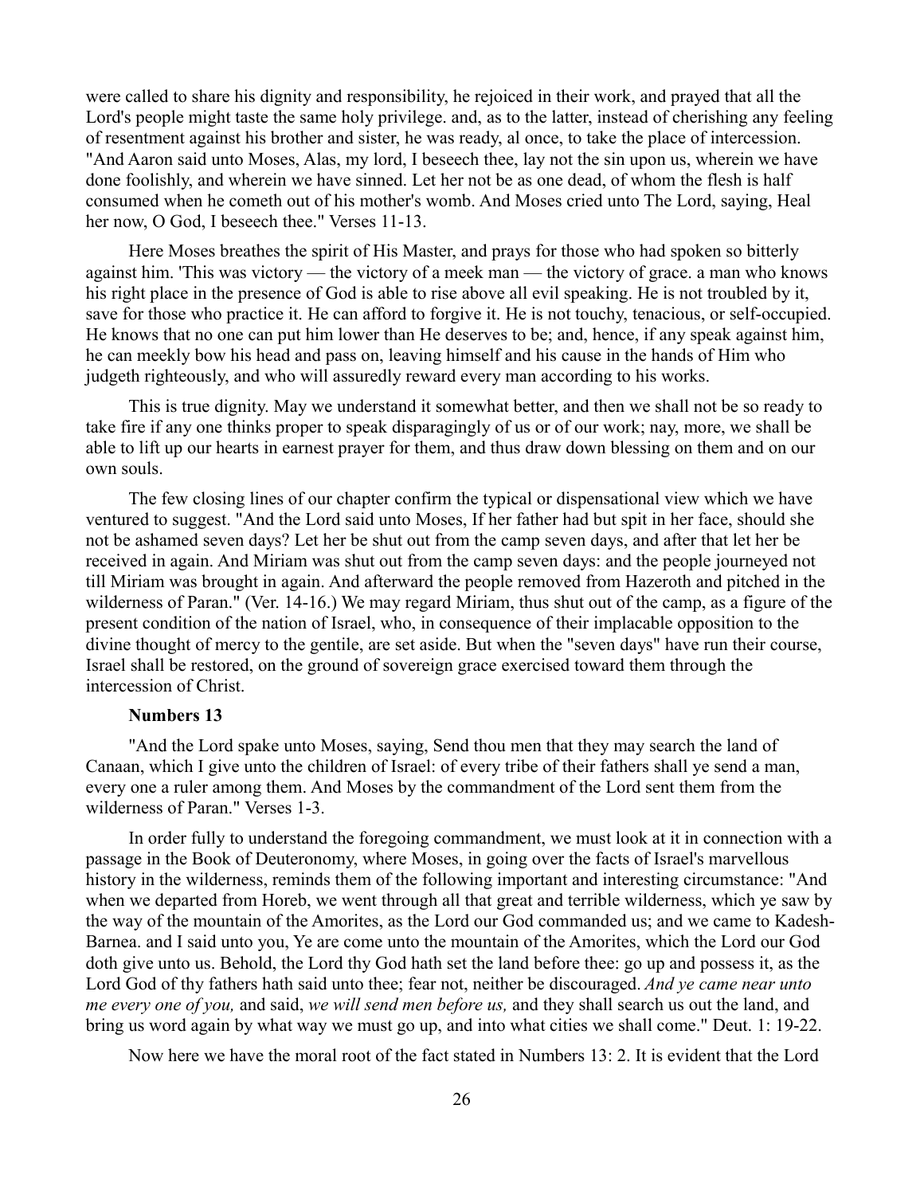were called to share his dignity and responsibility, he rejoiced in their work, and prayed that all the Lord's people might taste the same holy privilege. and, as to the latter, instead of cherishing any feeling of resentment against his brother and sister, he was ready, al once, to take the place of intercession. "And Aaron said unto Moses, Alas, my lord, I beseech thee, lay not the sin upon us, wherein we have done foolishly, and wherein we have sinned. Let her not be as one dead, of whom the flesh is half consumed when he cometh out of his mother's womb. And Moses cried unto The Lord, saying, Heal her now, O God, I beseech thee." Verses 11-13.

Here Moses breathes the spirit of His Master, and prays for those who had spoken so bitterly against him. 'This was victory — the victory of a meek man — the victory of grace. a man who knows his right place in the presence of God is able to rise above all evil speaking. He is not troubled by it, save for those who practice it. He can afford to forgive it. He is not touchy, tenacious, or self-occupied. He knows that no one can put him lower than He deserves to be; and, hence, if any speak against him, he can meekly bow his head and pass on, leaving himself and his cause in the hands of Him who judgeth righteously, and who will assuredly reward every man according to his works.

This is true dignity. May we understand it somewhat better, and then we shall not be so ready to take fire if any one thinks proper to speak disparagingly of us or of our work; nay, more, we shall be able to lift up our hearts in earnest prayer for them, and thus draw down blessing on them and on our own souls.

The few closing lines of our chapter confirm the typical or dispensational view which we have ventured to suggest. "And the Lord said unto Moses, If her father had but spit in her face, should she not be ashamed seven days? Let her be shut out from the camp seven days, and after that let her be received in again. And Miriam was shut out from the camp seven days: and the people journeyed not till Miriam was brought in again. And afterward the people removed from Hazeroth and pitched in the wilderness of Paran." (Ver. 14-16.) We may regard Miriam, thus shut out of the camp, as a figure of the present condition of the nation of Israel, who, in consequence of their implacable opposition to the divine thought of mercy to the gentile, are set aside. But when the "seven days" have run their course, Israel shall be restored, on the ground of sovereign grace exercised toward them through the intercession of Christ.

### Numbers 13

"And the Lord spake unto Moses, saying, Send thou men that they may search the land of Canaan, which I give unto the children of Israel: of every tribe of their fathers shall ye send a man, every one a ruler among them. And Moses by the commandment of the Lord sent them from the wilderness of Paran." Verses 1-3.

In order fully to understand the foregoing commandment, we must look at it in connection with a passage in the Book of Deuteronomy, where Moses, in going over the facts of Israel's marvellous history in the wilderness, reminds them of the following important and interesting circumstance: "And when we departed from Horeb, we went through all that great and terrible wilderness, which ye saw by the way of the mountain of the Amorites, as the Lord our God commanded us; and we came to Kadesh-Barnea. and I said unto you, Ye are come unto the mountain of the Amorites, which the Lord our God doth give unto us. Behold, the Lord thy God hath set the land before thee: go up and possess it, as the Lord God of thy fathers hath said unto thee; fear not, neither be discouraged. *And ye came near unto me every one of you,* and said, *we will send men before us,* and they shall search us out the land, and bring us word again by what way we must go up, and into what cities we shall come." Deut. 1: 19-22.

Now here we have the moral root of the fact stated in Numbers 13: 2. It is evident that the Lord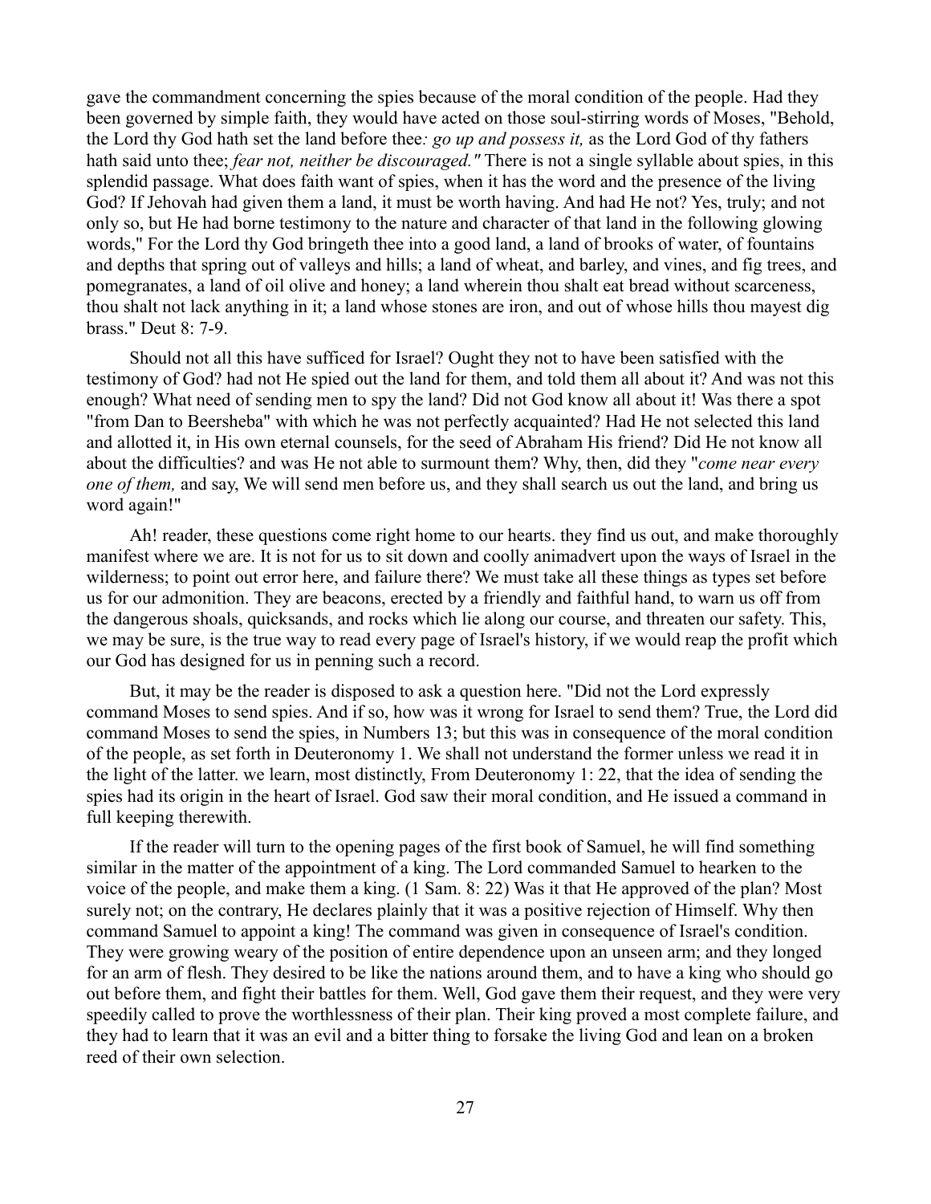gave the commandment concerning the spies because of the moral condition of the people. Had they been governed by simple faith, they would have acted on those soul-stirring words of Moses, "Behold, the Lord thy God hath set the land before thee*: go up and possess it,* as the Lord God of thy fathers hath said unto thee; *fear not, neither be discouraged."* There is not a single syllable about spies, in this splendid passage. What does faith want of spies, when it has the word and the presence of the living God? If Jehovah had given them a land, it must be worth having. And had He not? Yes, truly; and not only so, but He had borne testimony to the nature and character of that land in the following glowing words," For the Lord thy God bringeth thee into a good land, a land of brooks of water, of fountains and depths that spring out of valleys and hills; a land of wheat, and barley, and vines, and fig trees, and pomegranates, a land of oil olive and honey; a land wherein thou shalt eat bread without scarceness, thou shalt not lack anything in it; a land whose stones are iron, and out of whose hills thou mayest dig brass." Deut 8: 7-9.

Should not all this have sufficed for Israel? Ought they not to have been satisfied with the testimony of God? had not He spied out the land for them, and told them all about it? And was not this enough? What need of sending men to spy the land? Did not God know all about it! Was there a spot "from Dan to Beersheba" with which he was not perfectly acquainted? Had He not selected this land and allotted it, in His own eternal counsels, for the seed of Abraham His friend? Did He not know all about the difficulties? and was He not able to surmount them? Why, then, did they "*come near every one of them,* and say, We will send men before us, and they shall search us out the land, and bring us word again!"

Ah! reader, these questions come right home to our hearts. they find us out, and make thoroughly manifest where we are. It is not for us to sit down and coolly animadvert upon the ways of Israel in the wilderness; to point out error here, and failure there? We must take all these things as types set before us for our admonition. They are beacons, erected by a friendly and faithful hand, to warn us off from the dangerous shoals, quicksands, and rocks which lie along our course, and threaten our safety. This, we may be sure, is the true way to read every page of Israel's history, if we would reap the profit which our God has designed for us in penning such a record.

But, it may be the reader is disposed to ask a question here. "Did not the Lord expressly command Moses to send spies. And if so, how was it wrong for Israel to send them? True, the Lord did command Moses to send the spies, in Numbers 13; but this was in consequence of the moral condition of the people, as set forth in Deuteronomy 1. We shall not understand the former unless we read it in the light of the latter. we learn, most distinctly, From Deuteronomy 1: 22, that the idea of sending the spies had its origin in the heart of Israel. God saw their moral condition, and He issued a command in full keeping therewith.

If the reader will turn to the opening pages of the first book of Samuel, he will find something similar in the matter of the appointment of a king. The Lord commanded Samuel to hearken to the voice of the people, and make them a king. (1 Sam. 8: 22) Was it that He approved of the plan? Most surely not; on the contrary, He declares plainly that it was a positive rejection of Himself. Why then command Samuel to appoint a king! The command was given in consequence of Israel's condition. They were growing weary of the position of entire dependence upon an unseen arm; and they longed for an arm of flesh. They desired to be like the nations around them, and to have a king who should go out before them, and fight their battles for them. Well, God gave them their request, and they were very speedily called to prove the worthlessness of their plan. Their king proved a most complete failure, and they had to learn that it was an evil and a bitter thing to forsake the living God and lean on a broken reed of their own selection.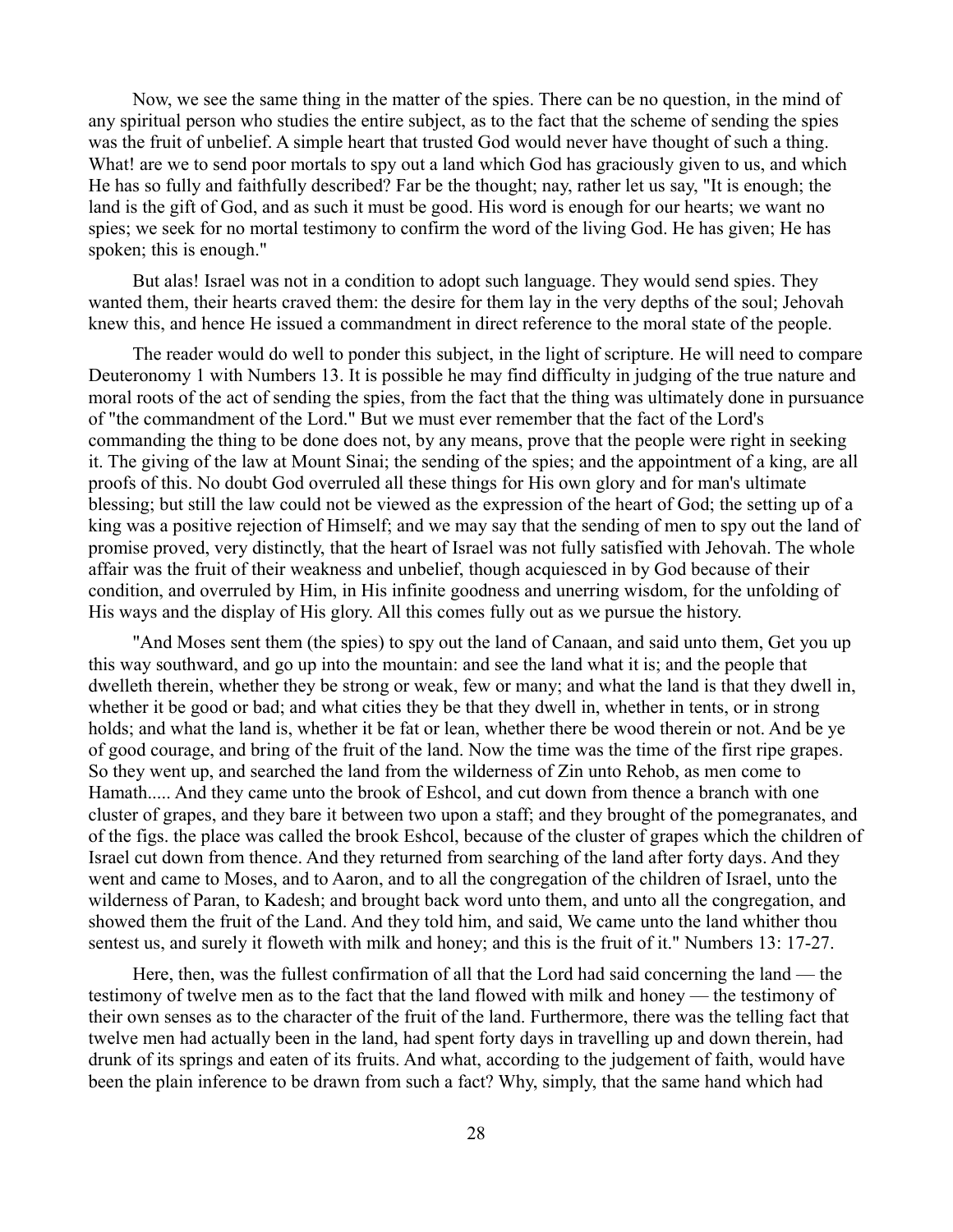Now, we see the same thing in the matter of the spies. There can be no question, in the mind of any spiritual person who studies the entire subject, as to the fact that the scheme of sending the spies was the fruit of unbelief. A simple heart that trusted God would never have thought of such a thing. What! are we to send poor mortals to spy out a land which God has graciously given to us, and which He has so fully and faithfully described? Far be the thought; nay, rather let us say, "It is enough; the land is the gift of God, and as such it must be good. His word is enough for our hearts; we want no spies; we seek for no mortal testimony to confirm the word of the living God. He has given; He has spoken; this is enough."

But alas! Israel was not in a condition to adopt such language. They would send spies. They wanted them, their hearts craved them: the desire for them lay in the very depths of the soul; Jehovah knew this, and hence He issued a commandment in direct reference to the moral state of the people.

The reader would do well to ponder this subject, in the light of scripture. He will need to compare Deuteronomy 1 with Numbers 13. It is possible he may find difficulty in judging of the true nature and moral roots of the act of sending the spies, from the fact that the thing was ultimately done in pursuance of "the commandment of the Lord." But we must ever remember that the fact of the Lord's commanding the thing to be done does not, by any means, prove that the people were right in seeking it. The giving of the law at Mount Sinai; the sending of the spies; and the appointment of a king, are all proofs of this. No doubt God overruled all these things for His own glory and for man's ultimate blessing; but still the law could not be viewed as the expression of the heart of God; the setting up of a king was a positive rejection of Himself; and we may say that the sending of men to spy out the land of promise proved, very distinctly, that the heart of Israel was not fully satisfied with Jehovah. The whole affair was the fruit of their weakness and unbelief, though acquiesced in by God because of their condition, and overruled by Him, in His infinite goodness and unerring wisdom, for the unfolding of His ways and the display of His glory. All this comes fully out as we pursue the history.

"And Moses sent them (the spies) to spy out the land of Canaan, and said unto them, Get you up this way southward, and go up into the mountain: and see the land what it is; and the people that dwelleth therein, whether they be strong or weak, few or many; and what the land is that they dwell in, whether it be good or bad; and what cities they be that they dwell in, whether in tents, or in strong holds; and what the land is, whether it be fat or lean, whether there be wood therein or not. And be ye of good courage, and bring of the fruit of the land. Now the time was the time of the first ripe grapes. So they went up, and searched the land from the wilderness of Zin unto Rehob, as men come to Hamath..... And they came unto the brook of Eshcol, and cut down from thence a branch with one cluster of grapes, and they bare it between two upon a staff; and they brought of the pomegranates, and of the figs. the place was called the brook Eshcol, because of the cluster of grapes which the children of Israel cut down from thence. And they returned from searching of the land after forty days. And they went and came to Moses, and to Aaron, and to all the congregation of the children of Israel, unto the wilderness of Paran, to Kadesh; and brought back word unto them, and unto all the congregation, and showed them the fruit of the Land. And they told him, and said, We came unto the land whither thou sentest us, and surely it floweth with milk and honey; and this is the fruit of it." Numbers 13: 17-27.

Here, then, was the fullest confirmation of all that the Lord had said concerning the land — the testimony of twelve men as to the fact that the land flowed with milk and honey — the testimony of their own senses as to the character of the fruit of the land. Furthermore, there was the telling fact that twelve men had actually been in the land, had spent forty days in travelling up and down therein, had drunk of its springs and eaten of its fruits. And what, according to the judgement of faith, would have been the plain inference to be drawn from such a fact? Why, simply, that the same hand which had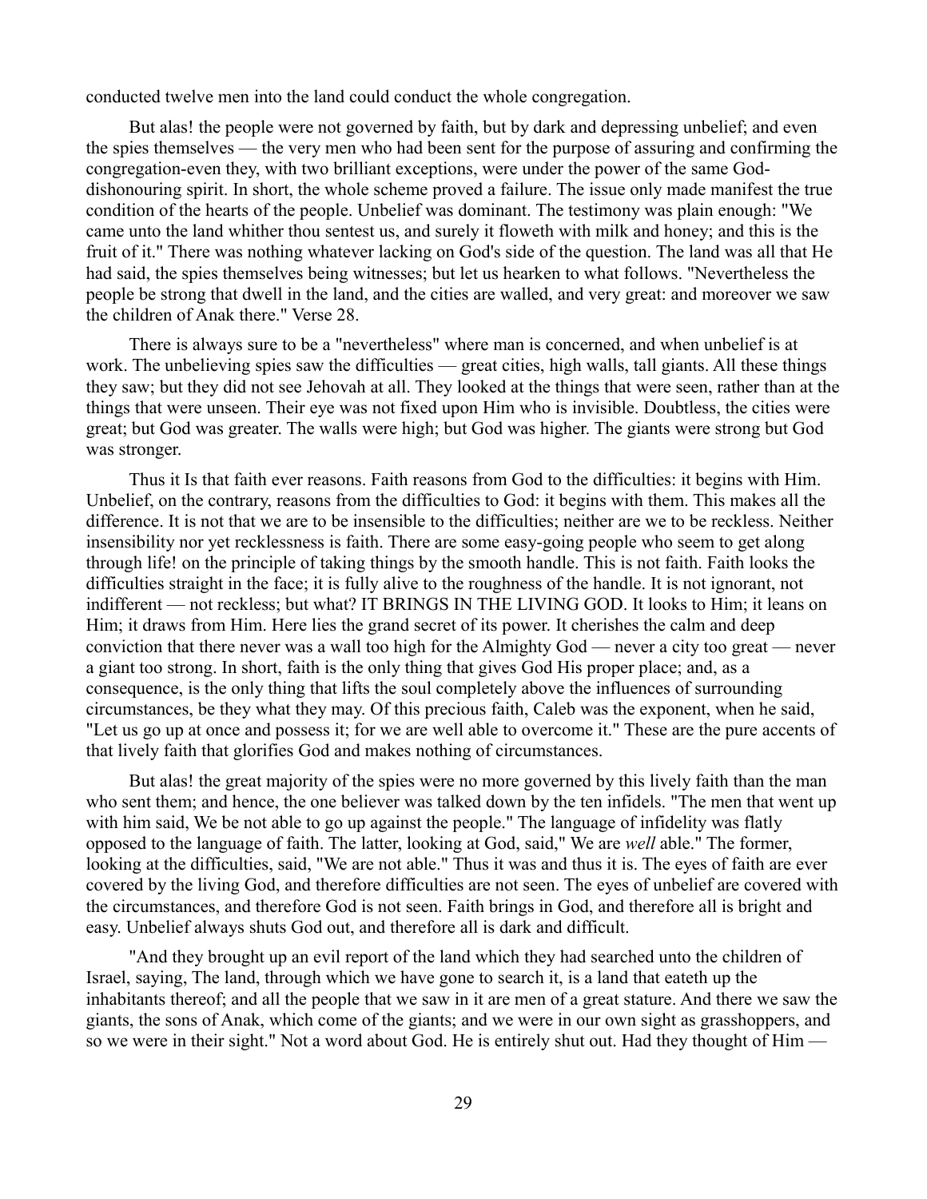conducted twelve men into the land could conduct the whole congregation.

But alas! the people were not governed by faith, but by dark and depressing unbelief; and even the spies themselves — the very men who had been sent for the purpose of assuring and confirming the congregation-even they, with two brilliant exceptions, were under the power of the same God-dishonouring spirit. In short, the whole scheme proved a failure. The issue only made manifest the true condition of the hearts of the people. Unbelief was dominant. The testimony was plain enough: "We came unto the land whither thou sentest us, and surely it floweth with milk and honey; and this is the fruit of it." There was nothing whatever lacking on God's side of the question. The land was all that He had said, the spies themselves being witnesses; but let us hearken to what follows. "Nevertheless the people be strong that dwell in the land, and the cities are walled, and very great: and moreover we saw the children of Anak there." Verse 28.

There is always sure to be a "nevertheless" where man is concerned, and when unbelief is at work. The unbelieving spies saw the difficulties — great cities, high walls, tall giants. All these things they saw; but they did not see Jehovah at all. They looked at the things that were seen, rather than at the things that were unseen. Their eye was not fixed upon Him who is invisible. Doubtless, the cities were great; but God was greater. The walls were high; but God was higher. The giants were strong but God was stronger.

Thus it Is that faith ever reasons. Faith reasons from God to the difficulties: it begins with Him. Unbelief, on the contrary, reasons from the difficulties to God: it begins with them. This makes all the difference. It is not that we are to be insensible to the difficulties; neither are we to be reckless. Neither insensibility nor yet recklessness is faith. There are some easy-going people who seem to get along through life! on the principle of taking things by the smooth handle. This is not faith. Faith looks the difficulties straight in the face; it is fully alive to the roughness of the handle. It is not ignorant, not indifferent — not reckless; but what? IT BRINGS IN THE LIVING GOD. It looks to Him; it leans on Him; it draws from Him. Here lies the grand secret of its power. It cherishes the calm and deep conviction that there never was a wall too high for the Almighty God — never a city too great — never a giant too strong. In short, faith is the only thing that gives God His proper place; and, as a consequence, is the only thing that lifts the soul completely above the influences of surrounding circumstances, be they what they may. Of this precious faith, Caleb was the exponent, when he said, "Let us go up at once and possess it; for we are well able to overcome it." These are the pure accents of that lively faith that glorifies God and makes nothing of circumstances.

But alas! the great majority of the spies were no more governed by this lively faith than the man who sent them; and hence, the one believer was talked down by the ten infidels. "The men that went up with him said, We be not able to go up against the people." The language of infidelity was flatly opposed to the language of faith. The latter, looking at God, said," We are *well* able." The former, looking at the difficulties, said, "We are not able." Thus it was and thus it is. The eyes of faith are ever covered by the living God, and therefore difficulties are not seen. The eyes of unbelief are covered with the circumstances, and therefore God is not seen. Faith brings in God, and therefore all is bright and easy. Unbelief always shuts God out, and therefore all is dark and difficult.

"And they brought up an evil report of the land which they had searched unto the children of Israel, saying, The land, through which we have gone to search it, is a land that eateth up the inhabitants thereof; and all the people that we saw in it are men of a great stature. And there we saw the giants, the sons of Anak, which come of the giants; and we were in our own sight as grasshoppers, and so we were in their sight." Not a word about God. He is entirely shut out. Had they thought of Him —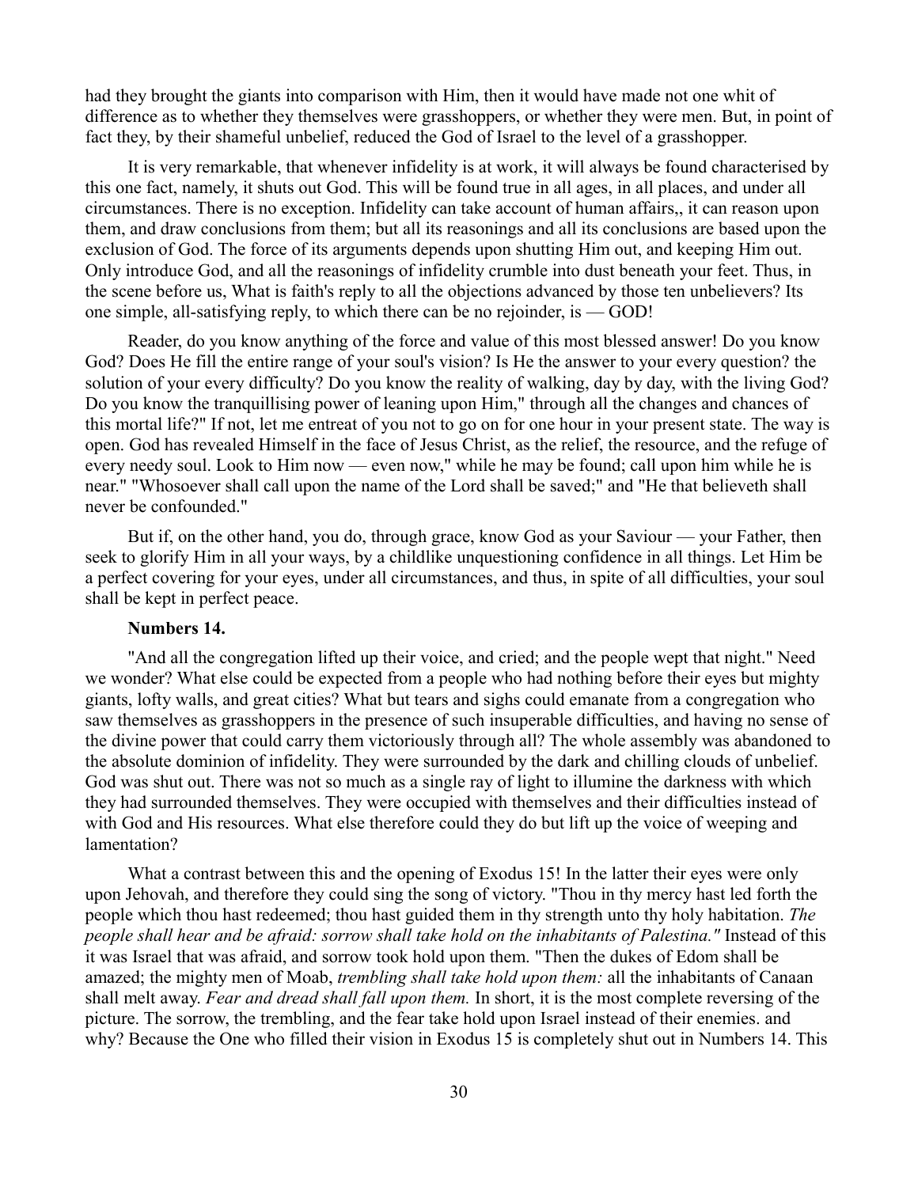had they brought the giants into comparison with Him, then it would have made not one whit of difference as to whether they themselves were grasshoppers, or whether they were men. But, in point of fact they, by their shameful unbelief, reduced the God of Israel to the level of a grasshopper.

It is very remarkable, that whenever infidelity is at work, it will always be found characterised by this one fact, namely, it shuts out God. This will be found true in all ages, in all places, and under all circumstances. There is no exception. Infidelity can take account of human affairs,, it can reason upon them, and draw conclusions from them; but all its reasonings and all its conclusions are based upon the exclusion of God. The force of its arguments depends upon shutting Him out, and keeping Him out. Only introduce God, and all the reasonings of infidelity crumble into dust beneath your feet. Thus, in the scene before us, What is faith's reply to all the objections advanced by those ten unbelievers? Its one simple, all-satisfying reply, to which there can be no rejoinder, is — GOD!

Reader, do you know anything of the force and value of this most blessed answer! Do you know God? Does He fill the entire range of your soul's vision? Is He the answer to your every question? the solution of your every difficulty? Do you know the reality of walking, day by day, with the living God? Do you know the tranquillising power of leaning upon Him," through all the changes and chances of this mortal life?" If not, let me entreat of you not to go on for one hour in your present state. The way is open. God has revealed Himself in the face of Jesus Christ, as the relief, the resource, and the refuge of every needy soul. Look to Him now — even now," while he may be found; call upon him while he is near." "Whosoever shall call upon the name of the Lord shall be saved;" and "He that believeth shall never be confounded."

But if, on the other hand, you do, through grace, know God as your Saviour — your Father, then seek to glorify Him in all your ways, by a childlike unquestioning confidence in all things. Let Him be a perfect covering for your eyes, under all circumstances, and thus, in spite of all difficulties, your soul shall be kept in perfect peace.

**Numbers 14.**

"And all the congregation lifted up their voice, and cried; and the people wept that night." Need we wonder? What else could be expected from a people who had nothing before their eyes but mighty giants, lofty walls, and great cities? What but tears and sighs could emanate from a congregation who saw themselves as grasshoppers in the presence of such insuperable difficulties, and having no sense of the divine power that could carry them victoriously through all? The whole assembly was abandoned to the absolute dominion of infidelity. They were surrounded by the dark and chilling clouds of unbelief. God was shut out. There was not so much as a single ray of light to illumine the darkness with which they had surrounded themselves. They were occupied with themselves and their difficulties instead of with God and His resources. What else therefore could they do but lift up the voice of weeping and lamentation?

What a contrast between this and the opening of Exodus 15! In the latter their eyes were only upon Jehovah, and therefore they could sing the song of victory. "Thou in thy mercy hast led forth the people which thou hast redeemed; thou hast guided them in thy strength unto thy holy habitation. *The people shall hear and be afraid: sorrow shall take hold on the inhabitants of Palestina."* Instead of this it was Israel that was afraid, and sorrow took hold upon them. "Then the dukes of Edom shall be amazed; the mighty men of Moab, *trembling shall take hold upon them:* all the inhabitants of Canaan shall melt away. *Fear and dread shall fall upon them.* In short, it is the most complete reversing of the picture. The sorrow, the trembling, and the fear take hold upon Israel instead of their enemies. and why? Because the One who filled their vision in Exodus 15 is completely shut out in Numbers 14. This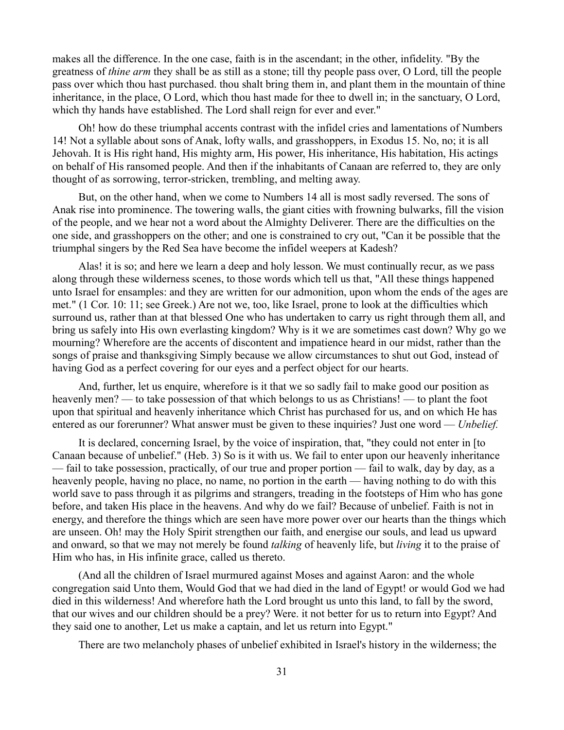makes all the difference. In the one case, faith is in the ascendant; in the other, infidelity. "By the greatness of *thine arm* they shall be as still as a stone; till thy people pass over, O Lord, till the people pass over which thou hast purchased. thou shalt bring them in, and plant them in the mountain of thine inheritance, in the place, O Lord, which thou hast made for thee to dwell in; in the sanctuary, O Lord, which thy hands have established. The Lord shall reign for ever and ever."

Oh! how do these triumphal accents contrast with the infidel cries and lamentations of Numbers 14! Not a syllable about sons of Anak, lofty walls, and grasshoppers, in Exodus 15. No, no; it is all Jehovah. It is His right hand, His mighty arm, His power, His inheritance, His habitation, His actings on behalf of His ransomed people. And then if the inhabitants of Canaan are referred to, they are only thought of as sorrowing, terror-stricken, trembling, and melting away.

But, on the other hand, when we come to Numbers 14 all is most sadly reversed. The sons of Anak rise into prominence. The towering walls, the giant cities with frowning bulwarks, fill the vision of the people, and we hear not a word about the Almighty Deliverer. There are the difficulties on the one side, and grasshoppers on the other; and one is constrained to cry out, "Can it be possible that the triumphal singers by the Red Sea have become the infidel weepers at Kadesh?

Alas! it is so; and here we learn a deep and holy lesson. We must continually recur, as we pass along through these wilderness scenes, to those words which tell us that, "All these things happened unto Israel for ensamples: and they are written for our admonition, upon whom the ends of the ages are met." (1 Cor. 10: 11; see Greek.) Are not we, too, like Israel, prone to look at the difficulties which surround us, rather than at that blessed One who has undertaken to carry us right through them all, and bring us safely into His own everlasting kingdom? Why is it we are sometimes cast down? Why go we mourning? Wherefore are the accents of discontent and impatience heard in our midst, rather than the songs of praise and thanksgiving Simply because we allow circumstances to shut out God, instead of having God as a perfect covering for our eyes and a perfect object for our hearts.

And, further, let us enquire, wherefore is it that we so sadly fail to make good our position as heavenly men? — to take possession of that which belongs to us as Christians! — to plant the foot upon that spiritual and heavenly inheritance which Christ has purchased for us, and on which He has entered as our forerunner? What answer must be given to these inquiries? Just one word — *Unbelief.*

It is declared, concerning Israel, by the voice of inspiration, that, "they could not enter in [to Canaan because of unbelief." (Heb. 3) So is it with us. We fail to enter upon our heavenly inheritance — fail to take possession, practically, of our true and proper portion — fail to walk, day by day, as a heavenly people, having no place, no name, no portion in the earth — having nothing to do with this world save to pass through it as pilgrims and strangers, treading in the footsteps of Him who has gone before, and taken His place in the heavens. And why do we fail? Because of unbelief. Faith is not in energy, and therefore the things which are seen have more power over our hearts than the things which are unseen. Oh! may the Holy Spirit strengthen our faith, and energise our souls, and lead us upward and onward, so that we may not merely be found *talking* of heavenly life, but *living* it to the praise of Him who has, in His infinite grace, called us thereto.

(And all the children of Israel murmured against Moses and against Aaron: and the whole congregation said Unto them, Would God that we had died in the land of Egypt! or would God we had died in this wilderness! And wherefore hath the Lord brought us unto this land, to fall by the sword, that our wives and our children should be a prey? Were. it not better for us to return into Egypt? And they said one to another, Let us make a captain, and let us return into Egypt."

There are two melancholy phases of unbelief exhibited in Israel's history in the wilderness; the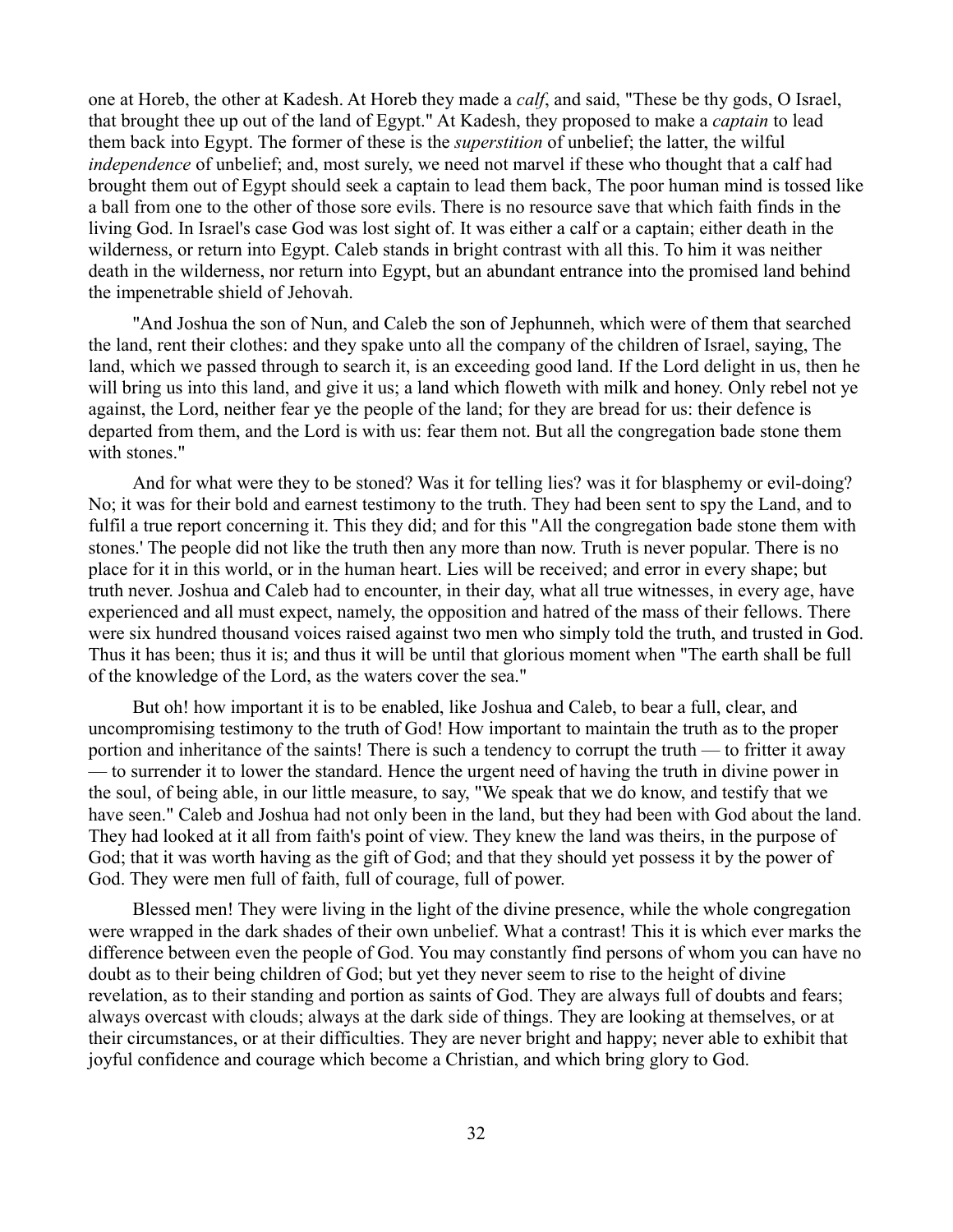one at Horeb, the other at Kadesh. At Horeb they made a *calf*, and said, "These be thy gods, O Israel, that brought thee up out of the land of Egypt." At Kadesh, they proposed to make a *captain* to lead them back into Egypt. The former of these is the *superstition* of unbelief; the latter, the wilful *independence* of unbelief; and, most surely, we need not marvel if these who thought that a calf had brought them out of Egypt should seek a captain to lead them back, The poor human mind is tossed like a ball from one to the other of those sore evils. There is no resource save that which faith finds in the living God. In Israel's case God was lost sight of. It was either a calf or a captain; either death in the wilderness, or return into Egypt. Caleb stands in bright contrast with all this. To him it was neither death in the wilderness, nor return into Egypt, but an abundant entrance into the promised land behind the impenetrable shield of Jehovah.

"And Joshua the son of Nun, and Caleb the son of Jephunneh, which were of them that searched the land, rent their clothes: and they spake unto all the company of the children of Israel, saying, The land, which we passed through to search it, is an exceeding good land. If the Lord delight in us, then he will bring us into this land, and give it us; a land which floweth with milk and honey. Only rebel not ye against, the Lord, neither fear ye the people of the land; for they are bread for us: their defence is departed from them, and the Lord is with us: fear them not. But all the congregation bade stone them with stones."

And for what were they to be stoned? Was it for telling lies? was it for blasphemy or evil-doing? No; it was for their bold and earnest testimony to the truth. They had been sent to spy the Land, and to fulfil a true report concerning it. This they did; and for this "All the congregation bade stone them with stones.' The people did not like the truth then any more than now. Truth is never popular. There is no place for it in this world, or in the human heart. Lies will be received; and error in every shape; but truth never. Joshua and Caleb had to encounter, in their day, what all true witnesses, in every age, have experienced and all must expect, namely, the opposition and hatred of the mass of their fellows. There were six hundred thousand voices raised against two men who simply told the truth, and trusted in God. Thus it has been; thus it is; and thus it will be until that glorious moment when "The earth shall be full of the knowledge of the Lord, as the waters cover the sea."

But oh! how important it is to be enabled, like Joshua and Caleb, to bear a full, clear, and uncompromising testimony to the truth of God! How important to maintain the truth as to the proper portion and inheritance of the saints! There is such a tendency to corrupt the truth — to fritter it away — to surrender it to lower the standard. Hence the urgent need of having the truth in divine power in the soul, of being able, in our little measure, to say, "We speak that we do know, and testify that we have seen." Caleb and Joshua had not only been in the land, but they had been with God about the land. They had looked at it all from faith's point of view. They knew the land was theirs, in the purpose of God; that it was worth having as the gift of God; and that they should yet possess it by the power of God. They were men full of faith, full of courage, full of power.

Blessed men! They were living in the light of the divine presence, while the whole congregation were wrapped in the dark shades of their own unbelief. What a contrast! This it is which ever marks the difference between even the people of God. You may constantly find persons of whom you can have no doubt as to their being children of God; but yet they never seem to rise to the height of divine revelation, as to their standing and portion as saints of God. They are always full of doubts and fears; always overcast with clouds; always at the dark side of things. They are looking at themselves, or at their circumstances, or at their difficulties. They are never bright and happy; never able to exhibit that joyful confidence and courage which become a Christian, and which bring glory to God.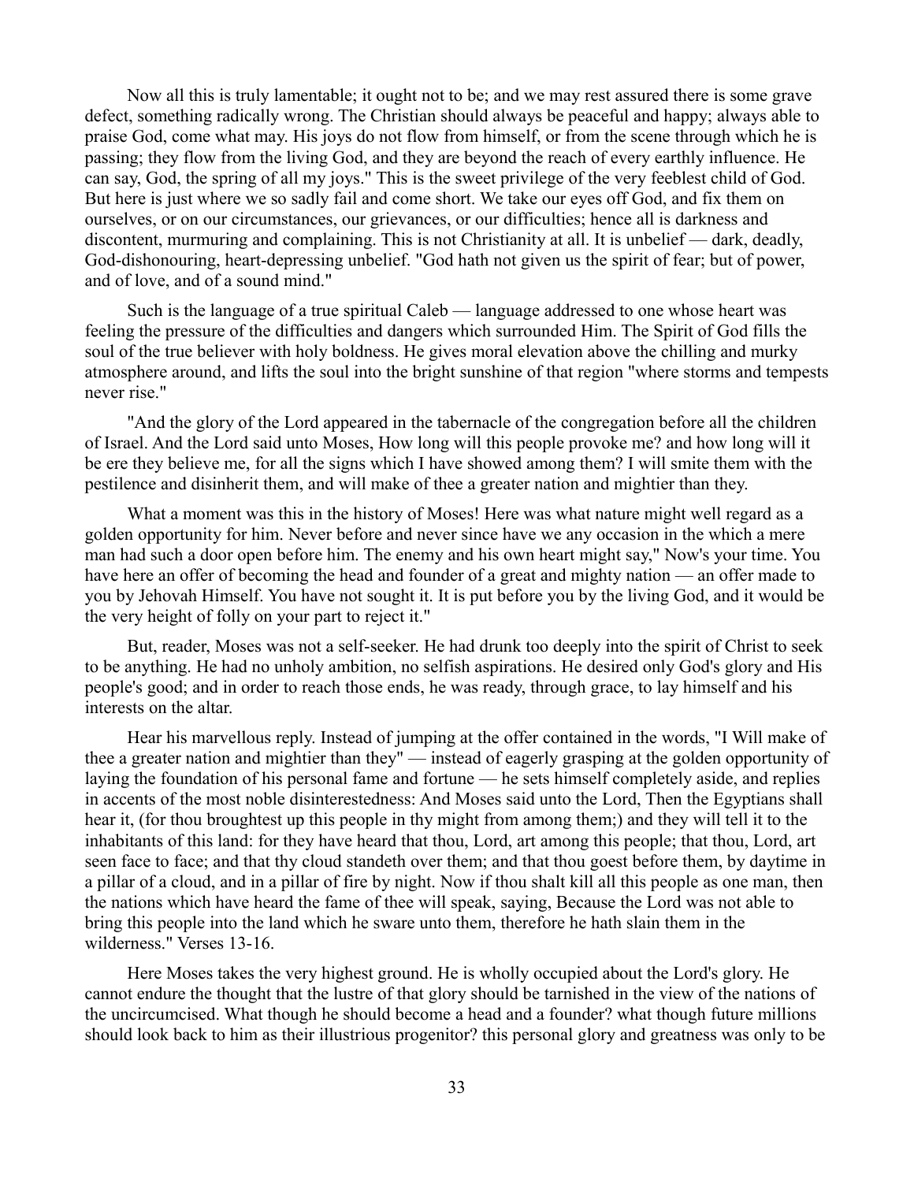Now all this is truly lamentable; it ought not to be; and we may rest assured there is some grave defect, something radically wrong. The Christian should always be peaceful and happy; always able to praise God, come what may. His joys do not flow from himself, or from the scene through which he is passing; they flow from the living God, and they are beyond the reach of every earthly influence. He can say, God, the spring of all my joys." This is the sweet privilege of the very feeblest child of God. But here is just where we so sadly fail and come short. We take our eyes off God, and fix them on ourselves, or on our circumstances, our grievances, or our difficulties; hence all is darkness and discontent, murmuring and complaining. This is not Christianity at all. It is unbelief — dark, deadly, God-dishonouring, heart-depressing unbelief. "God hath not given us the spirit of fear; but of power, and of love, and of a sound mind."

Such is the language of a true spiritual Caleb — language addressed to one whose heart was feeling the pressure of the difficulties and dangers which surrounded Him. The Spirit of God fills the soul of the true believer with holy boldness. He gives moral elevation above the chilling and murky atmosphere around, and lifts the soul into the bright sunshine of that region "where storms and tempests never rise."

"And the glory of the Lord appeared in the tabernacle of the congregation before all the children of Israel. And the Lord said unto Moses, How long will this people provoke me? and how long will it be ere they believe me, for all the signs which I have showed among them? I will smite them with the pestilence and disinherit them, and will make of thee a greater nation and mightier than they.

What a moment was this in the history of Moses! Here was what nature might well regard as a golden opportunity for him. Never before and never since have we any occasion in the which a mere man had such a door open before him. The enemy and his own heart might say," Now's your time. You have here an offer of becoming the head and founder of a great and mighty nation — an offer made to you by Jehovah Himself. You have not sought it. It is put before you by the living God, and it would be the very height of folly on your part to reject it."

But, reader, Moses was not a self-seeker. He had drunk too deeply into the spirit of Christ to seek to be anything. He had no unholy ambition, no selfish aspirations. He desired only God's glory and His people's good; and in order to reach those ends, he was ready, through grace, to lay himself and his interests on the altar.

Hear his marvellous reply. Instead of jumping at the offer contained in the words, "I Will make of thee a greater nation and mightier than they" — instead of eagerly grasping at the golden opportunity of laying the foundation of his personal fame and fortune — he sets himself completely aside, and replies in accents of the most noble disinterestedness: And Moses said unto the Lord, Then the Egyptians shall hear it, (for thou broughtest up this people in thy might from among them;) and they will tell it to the inhabitants of this land: for they have heard that thou, Lord, art among this people; that thou, Lord, art seen face to face; and that thy cloud standeth over them; and that thou goest before them, by daytime in a pillar of a cloud, and in a pillar of fire by night. Now if thou shalt kill all this people as one man, then the nations which have heard the fame of thee will speak, saying, Because the Lord was not able to bring this people into the land which he sware unto them, therefore he hath slain them in the wilderness." Verses 13-16.

Here Moses takes the very highest ground. He is wholly occupied about the Lord's glory. He cannot endure the thought that the lustre of that glory should be tarnished in the view of the nations of the uncircumcised. What though he should become a head and a founder? what though future millions should look back to him as their illustrious progenitor? this personal glory and greatness was only to be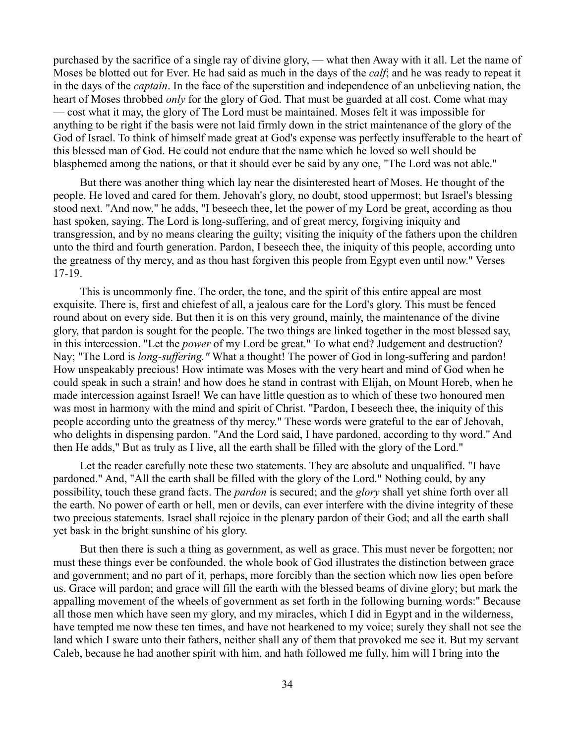purchased by the sacrifice of a single ray of divine glory, — what then Away with it all. Let the name of Moses be blotted out for Ever. He had said as much in the days of the *calf*; and he was ready to repeat it in the days of the *captain*. In the face of the superstition and independence of an unbelieving nation, the heart of Moses throbbed *only* for the glory of God. That must be guarded at all cost. Come what may — cost what it may, the glory of The Lord must be maintained. Moses felt it was impossible for anything to be right if the basis were not laid firmly down in the strict maintenance of the glory of the God of Israel. To think of himself made great at God's expense was perfectly insufferable to the heart of this blessed man of God. He could not endure that the name which he loved so well should be blasphemed among the nations, or that it should ever be said by any one, "The Lord was not able."

But there was another thing which lay near the disinterested heart of Moses. He thought of the people. He loved and cared for them. Jehovah's glory, no doubt, stood uppermost; but Israel's blessing stood next. "And now," he adds, "I beseech thee, let the power of my Lord be great, according as thou hast spoken, saying, The Lord is long-suffering, and of great mercy, forgiving iniquity and transgression, and by no means clearing the guilty; visiting the iniquity of the fathers upon the children unto the third and fourth generation. Pardon, I beseech thee, the iniquity of this people, according unto the greatness of thy mercy, and as thou hast forgiven this people from Egypt even until now." Verses 17-19.

This is uncommonly fine. The order, the tone, and the spirit of this entire appeal are most exquisite. There is, first and chiefest of all, a jealous care for the Lord's glory. This must be fenced round about on every side. But then it is on this very ground, mainly, the maintenance of the divine glory, that pardon is sought for the people. The two things are linked together in the most blessed say, in this intercession. "Let the *power* of my Lord be great." To what end? Judgement and destruction? Nay; "The Lord is *long-suffering."* What a thought! The power of God in long-suffering and pardon! How unspeakably precious! How intimate was Moses with the very heart and mind of God when he could speak in such a strain! and how does he stand in contrast with Elijah, on Mount Horeb, when he made intercession against Israel! We can have little question as to which of these two honoured men was most in harmony with the mind and spirit of Christ. "Pardon, I beseech thee, the iniquity of this people according unto the greatness of thy mercy." These words were grateful to the ear of Jehovah, who delights in dispensing pardon. "And the Lord said, I have pardoned, according to thy word." And then He adds," But as truly as I live, all the earth shall be filled with the glory of the Lord."

Let the reader carefully note these two statements. They are absolute and unqualified. "I have pardoned." And, "All the earth shall be filled with the glory of the Lord." Nothing could, by any possibility, touch these grand facts. The *pardon* is secured; and the *glory* shall yet shine forth over all the earth. No power of earth or hell, men or devils, can ever interfere with the divine integrity of these two precious statements. Israel shall rejoice in the plenary pardon of their God; and all the earth shall yet bask in the bright sunshine of his glory.

But then there is such a thing as government, as well as grace. This must never be forgotten; nor must these things ever be confounded. the whole book of God illustrates the distinction between grace and government; and no part of it, perhaps, more forcibly than the section which now lies open before us. Grace will pardon; and grace will fill the earth with the blessed beams of divine glory; but mark the appalling movement of the wheels of government as set forth in the following burning words:" Because all those men which have seen my glory, and my miracles, which I did in Egypt and in the wilderness, have tempted me now these ten times, and have not hearkened to my voice; surely they shall not see the land which I sware unto their fathers, neither shall any of them that provoked me see it. But my servant Caleb, because he had another spirit with him, and hath followed me fully, him will I bring into the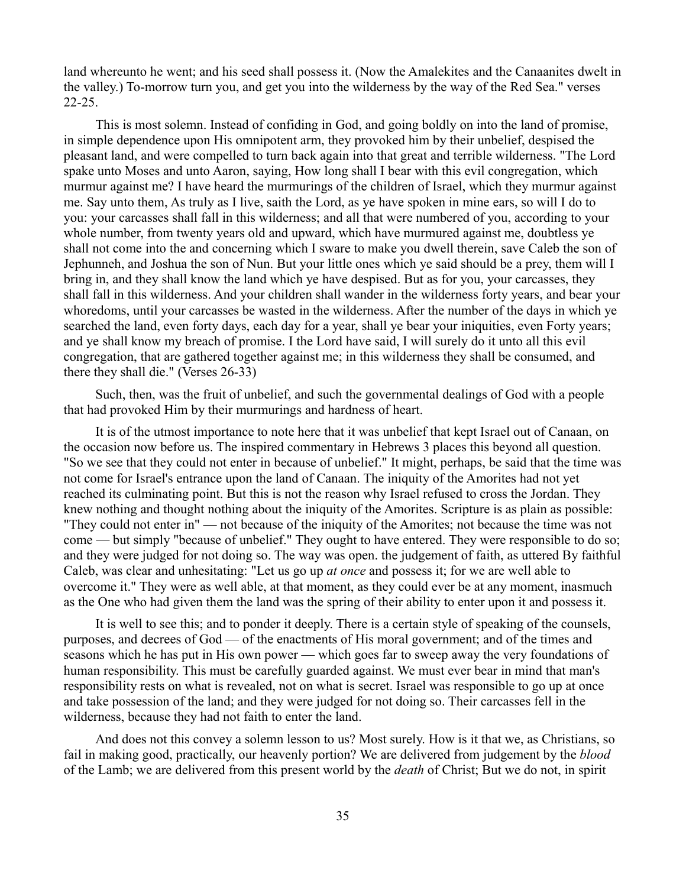land whereunto he went; and his seed shall possess it. (Now the Amalekites and the Canaanites dwelt in the valley.) To-morrow turn you, and get you into the wilderness by the way of the Red Sea." verses 22-25.

This is most solemn. Instead of confiding in God, and going boldly on into the land of promise, in simple dependence upon His omnipotent arm, they provoked him by their unbelief, despised the pleasant land, and were compelled to turn back again into that great and terrible wilderness. "The Lord spake unto Moses and unto Aaron, saying, How long shall I bear with this evil congregation, which murmur against me? I have heard the murmurings of the children of Israel, which they murmur against me. Say unto them, As truly as I live, saith the Lord, as ye have spoken in mine ears, so will I do to you: your carcasses shall fall in this wilderness; and all that were numbered of you, according to your whole number, from twenty years old and upward, which have murmured against me, doubtless ye shall not come into the and concerning which I sware to make you dwell therein, save Caleb the son of Jephunneh, and Joshua the son of Nun. But your little ones which ye said should be a prey, them will I bring in, and they shall know the land which ye have despised. But as for you, your carcasses, they shall fall in this wilderness. And your children shall wander in the wilderness forty years, and bear your whoredoms, until your carcasses be wasted in the wilderness. After the number of the days in which ye searched the land, even forty days, each day for a year, shall ye bear your iniquities, even Forty years; and ye shall know my breach of promise. I the Lord have said, I will surely do it unto all this evil congregation, that are gathered together against me; in this wilderness they shall be consumed, and there they shall die." (Verses 26-33)

Such, then, was the fruit of unbelief, and such the governmental dealings of God with a people that had provoked Him by their murmurings and hardness of heart.

It is of the utmost importance to note here that it was unbelief that kept Israel out of Canaan, on the occasion now before us. The inspired commentary in Hebrews 3 places this beyond all question. "So we see that they could not enter in because of unbelief." It might, perhaps, be said that the time was not come for Israel's entrance upon the land of Canaan. The iniquity of the Amorites had not yet reached its culminating point. But this is not the reason why Israel refused to cross the Jordan. They knew nothing and thought nothing about the iniquity of the Amorites. Scripture is as plain as possible: "They could not enter in" — not because of the iniquity of the Amorites; not because the time was not come — but simply "because of unbelief." They ought to have entered. They were responsible to do so; and they were judged for not doing so. The way was open. the judgement of faith, as uttered By faithful Caleb, was clear and unhesitating: "Let us go up *at once* and possess it; for we are well able to overcome it." They were as well able, at that moment, as they could ever be at any moment, inasmuch as the One who had given them the land was the spring of their ability to enter upon it and possess it.

It is well to see this; and to ponder it deeply. There is a certain style of speaking of the counsels, purposes, and decrees of God — of the enactments of His moral government; and of the times and seasons which he has put in His own power — which goes far to sweep away the very foundations of human responsibility. This must be carefully guarded against. We must ever bear in mind that man's responsibility rests on what is revealed, not on what is secret. Israel was responsible to go up at once and take possession of the land; and they were judged for not doing so. Their carcasses fell in the wilderness, because they had not faith to enter the land.

And does not this convey a solemn lesson to us? Most surely. How is it that we, as Christians, so fail in making good, practically, our heavenly portion? We are delivered from judgement by the *blood* of the Lamb; we are delivered from this present world by the *death* of Christ; But we do not, in spirit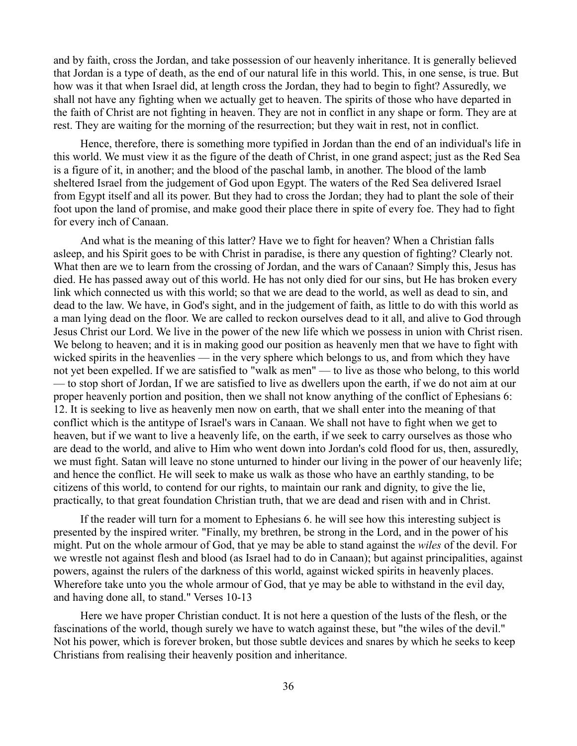and by faith, cross the Jordan, and take possession of our heavenly inheritance. It is generally believed that Jordan is a type of death, as the end of our natural life in this world. This, in one sense, is true. But how was it that when Israel did, at length cross the Jordan, they had to begin to fight? Assuredly, we shall not have any fighting when we actually get to heaven. The spirits of those who have departed in the faith of Christ are not fighting in heaven. They are not in conflict in any shape or form. They are at rest. They are waiting for the morning of the resurrection; but they wait in rest, not in conflict.

Hence, therefore, there is something more typified in Jordan than the end of an individual's life in this world. We must view it as the figure of the death of Christ, in one grand aspect; just as the Red Sea is a figure of it, in another; and the blood of the paschal lamb, in another. The blood of the lamb sheltered Israel from the judgement of God upon Egypt. The waters of the Red Sea delivered Israel from Egypt itself and all its power. But they had to cross the Jordan; they had to plant the sole of their foot upon the land of promise, and make good their place there in spite of every foe. They had to fight for every inch of Canaan.

And what is the meaning of this latter? Have we to fight for heaven? When a Christian falls asleep, and his Spirit goes to be with Christ in paradise, is there any question of fighting? Clearly not. What then are we to learn from the crossing of Jordan, and the wars of Canaan? Simply this, Jesus has died. He has passed away out of this world. He has not only died for our sins, but He has broken every link which connected us with this world; so that we are dead to the world, as well as dead to sin, and dead to the law. We have, in God's sight, and in the judgement of faith, as little to do with this world as a man lying dead on the floor. We are called to reckon ourselves dead to it all, and alive to God through Jesus Christ our Lord. We live in the power of the new life which we possess in union with Christ risen. We belong to heaven; and it is in making good our position as heavenly men that we have to fight with wicked spirits in the heavenlies — in the very sphere which belongs to us, and from which they have not yet been expelled. If we are satisfied to "walk as men" — to live as those who belong, to this world — to stop short of Jordan, If we are satisfied to live as dwellers upon the earth, if we do not aim at our proper heavenly portion and position, then we shall not know anything of the conflict of Ephesians 6: 12. It is seeking to live as heavenly men now on earth, that we shall enter into the meaning of that conflict which is the antitype of Israel's wars in Canaan. We shall not have to fight when we get to heaven, but if we want to live a heavenly life, on the earth, if we seek to carry ourselves as those who are dead to the world, and alive to Him who went down into Jordan's cold flood for us, then, assuredly, we must fight. Satan will leave no stone unturned to hinder our living in the power of our heavenly life; and hence the conflict. He will seek to make us walk as those who have an earthly standing, to be citizens of this world, to contend for our rights, to maintain our rank and dignity, to give the lie, practically, to that great foundation Christian truth, that we are dead and risen with and in Christ.

If the reader will turn for a moment to Ephesians 6. he will see how this interesting subject is presented by the inspired writer. "Finally, my brethren, be strong in the Lord, and in the power of his might. Put on the whole armour of God, that ye may be able to stand against the *wiles* of the devil. For we wrestle not against flesh and blood (as Israel had to do in Canaan); but against principalities, against powers, against the rulers of the darkness of this world, against wicked spirits in heavenly places. Wherefore take unto you the whole armour of God, that ye may be able to withstand in the evil day, and having done all, to stand." Verses 10-13

Here we have proper Christian conduct. It is not here a question of the lusts of the flesh, or the fascinations of the world, though surely we have to watch against these, but "the wiles of the devil." Not his power, which is forever broken, but those subtle devices and snares by which he seeks to keep Christians from realising their heavenly position and inheritance.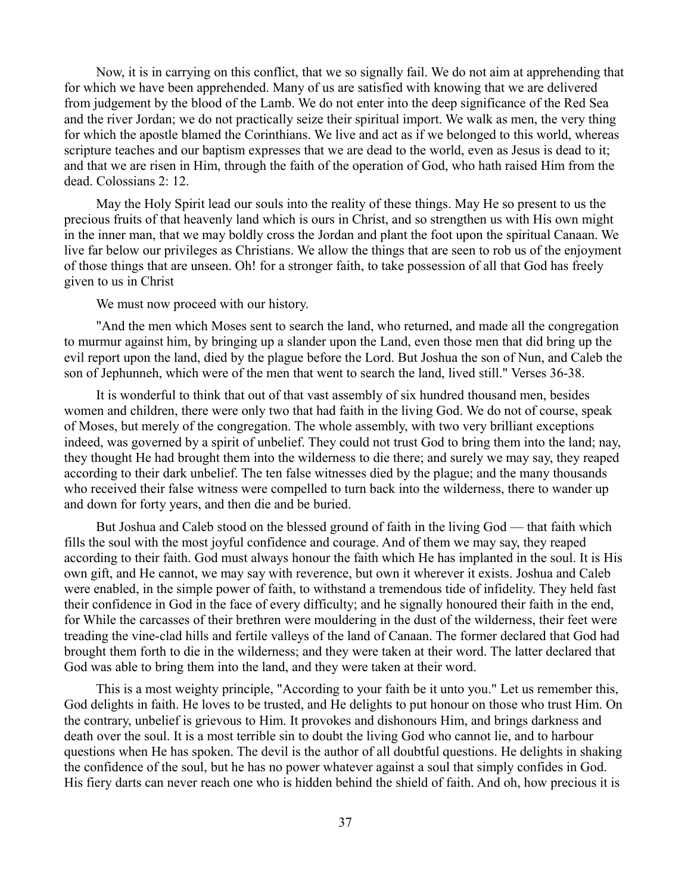Now, it is in carrying on this conflict, that we so signally fail. We do not aim at apprehending that for which we have been apprehended. Many of us are satisfied with knowing that we are delivered from judgement by the blood of the Lamb. We do not enter into the deep significance of the Red Sea and the river Jordan; we do not practically seize their spiritual import. We walk as men, the very thing for which the apostle blamed the Corinthians. We live and act as if we belonged to this world, whereas scripture teaches and our baptism expresses that we are dead to the world, even as Jesus is dead to it; and that we are risen in Him, through the faith of the operation of God, who hath raised Him from the dead. Colossians 2: 12.

May the Holy Spirit lead our souls into the reality of these things. May He so present to us the precious fruits of that heavenly land which is ours in Christ, and so strengthen us with His own might in the inner man, that we may boldly cross the Jordan and plant the foot upon the spiritual Canaan. We live far below our privileges as Christians. We allow the things that are seen to rob us of the enjoyment of those things that are unseen. Oh! for a stronger faith, to take possession of all that God has freely given to us in Christ

We must now proceed with our history.

"And the men which Moses sent to search the land, who returned, and made all the congregation to murmur against him, by bringing up a slander upon the Land, even those men that did bring up the evil report upon the land, died by the plague before the Lord. But Joshua the son of Nun, and Caleb the son of Jephunneh, which were of the men that went to search the land, lived still." Verses 36-38.

It is wonderful to think that out of that vast assembly of six hundred thousand men, besides women and children, there were only two that had faith in the living God. We do not of course, speak of Moses, but merely of the congregation. The whole assembly, with two very brilliant exceptions indeed, was governed by a spirit of unbelief. They could not trust God to bring them into the land; nay, they thought He had brought them into the wilderness to die there; and surely we may say, they reaped according to their dark unbelief. The ten false witnesses died by the plague; and the many thousands who received their false witness were compelled to turn back into the wilderness, there to wander up and down for forty years, and then die and be buried.

But Joshua and Caleb stood on the blessed ground of faith in the living God — that faith which fills the soul with the most joyful confidence and courage. And of them we may say, they reaped according to their faith. God must always honour the faith which He has implanted in the soul. It is His own gift, and He cannot, we may say with reverence, but own it wherever it exists. Joshua and Caleb were enabled, in the simple power of faith, to withstand a tremendous tide of infidelity. They held fast their confidence in God in the face of every difficulty; and he signally honoured their faith in the end, for While the carcasses of their brethren were mouldering in the dust of the wilderness, their feet were treading the vine-clad hills and fertile valleys of the land of Canaan. The former declared that God had brought them forth to die in the wilderness; and they were taken at their word. The latter declared that God was able to bring them into the land, and they were taken at their word.

This is a most weighty principle, "According to your faith be it unto you." Let us remember this, God delights in faith. He loves to be trusted, and He delights to put honour on those who trust Him. On the contrary, unbelief is grievous to Him. It provokes and dishonours Him, and brings darkness and death over the soul. It is a most terrible sin to doubt the living God who cannot lie, and to harbour questions when He has spoken. The devil is the author of all doubtful questions. He delights in shaking the confidence of the soul, but he has no power whatever against a soul that simply confides in God. His fiery darts can never reach one who is hidden behind the shield of faith. And oh, how precious it is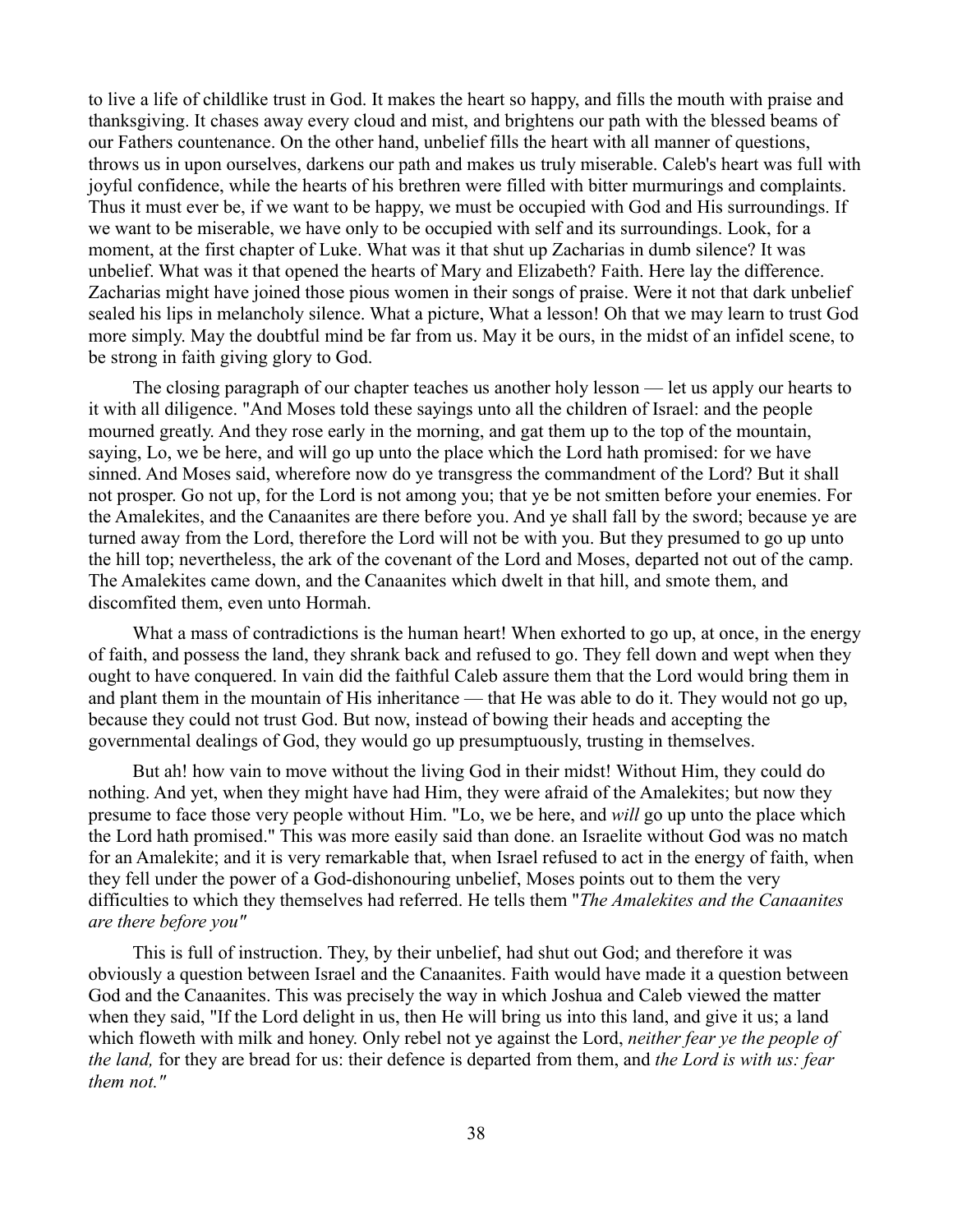to live a life of childlike trust in God. It makes the heart so happy, and fills the mouth with praise and thanksgiving. It chases away every cloud and mist, and brightens our path with the blessed beams of our Fathers countenance. On the other hand, unbelief fills the heart with all manner of questions, throws us in upon ourselves, darkens our path and makes us truly miserable. Caleb's heart was full with joyful confidence, while the hearts of his brethren were filled with bitter murmurings and complaints. Thus it must ever be, if we want to be happy, we must be occupied with God and His surroundings. If we want to be miserable, we have only to be occupied with self and its surroundings. Look, for a moment, at the first chapter of Luke. What was it that shut up Zacharias in dumb silence? It was unbelief. What was it that opened the hearts of Mary and Elizabeth? Faith. Here lay the difference. Zacharias might have joined those pious women in their songs of praise. Were it not that dark unbelief sealed his lips in melancholy silence. What a picture, What a lesson! Oh that we may learn to trust God more simply. May the doubtful mind be far from us. May it be ours, in the midst of an infidel scene, to be strong in faith giving glory to God.

The closing paragraph of our chapter teaches us another holy lesson — let us apply our hearts to it with all diligence. "And Moses told these sayings unto all the children of Israel: and the people mourned greatly. And they rose early in the morning, and gat them up to the top of the mountain, saying, Lo, we be here, and will go up unto the place which the Lord hath promised: for we have sinned. And Moses said, wherefore now do ye transgress the commandment of the Lord? But it shall not prosper. Go not up, for the Lord is not among you; that ye be not smitten before your enemies. For the Amalekites, and the Canaanites are there before you. And ye shall fall by the sword; because ye are turned away from the Lord, therefore the Lord will not be with you. But they presumed to go up unto the hill top; nevertheless, the ark of the covenant of the Lord and Moses, departed not out of the camp. The Amalekites came down, and the Canaanites which dwelt in that hill, and smote them, and discomfited them, even unto Hormah.

What a mass of contradictions is the human heart! When exhorted to go up, at once, in the energy of faith, and possess the land, they shrank back and refused to go. They fell down and wept when they ought to have conquered. In vain did the faithful Caleb assure them that the Lord would bring them in and plant them in the mountain of His inheritance — that He was able to do it. They would not go up, because they could not trust God. But now, instead of bowing their heads and accepting the governmental dealings of God, they would go up presumptuously, trusting in themselves.

But ah! how vain to move without the living God in their midst! Without Him, they could do nothing. And yet, when they might have had Him, they were afraid of the Amalekites; but now they presume to face those very people without Him. "Lo, we be here, and *will* go up unto the place which the Lord hath promised." This was more easily said than done. an Israelite without God was no match for an Amalekite; and it is very remarkable that, when Israel refused to act in the energy of faith, when they fell under the power of a God-dishonouring unbelief, Moses points out to them the very difficulties to which they themselves had referred. He tells them "*The Amalekites and the Canaanites are there before you"*

This is full of instruction. They, by their unbelief, had shut out God; and therefore it was obviously a question between Israel and the Canaanites. Faith would have made it a question between God and the Canaanites. This was precisely the way in which Joshua and Caleb viewed the matter when they said, "If the Lord delight in us, then He will bring us into this land, and give it us; a land which floweth with milk and honey. Only rebel not ye against the Lord, *neither fear ye the people of the land,* for they are bread for us: their defence is departed from them, and *the Lord is with us: fear them not."*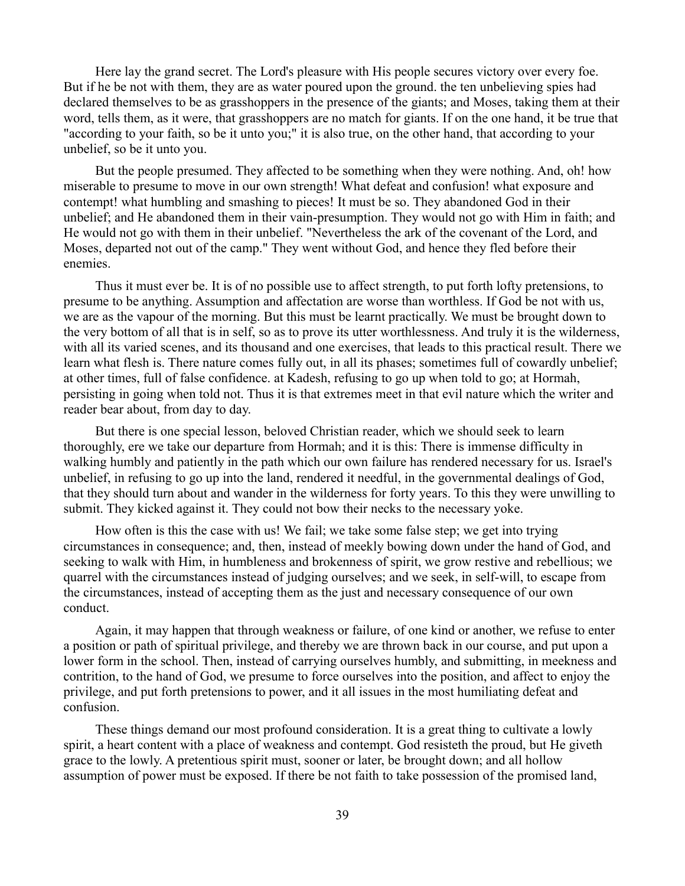Here lay the grand secret. The Lord's pleasure with His people secures victory over every foe. But if he be not with them, they are as water poured upon the ground. the ten unbelieving spies had declared themselves to be as grasshoppers in the presence of the giants; and Moses, taking them at their word, tells them, as it were, that grasshoppers are no match for giants. If on the one hand, it be true that "according to your faith, so be it unto you;" it is also true, on the other hand, that according to your unbelief, so be it unto you.

But the people presumed. They affected to be something when they were nothing. And, oh! how miserable to presume to move in our own strength! What defeat and confusion! what exposure and contempt! what humbling and smashing to pieces! It must be so. They abandoned God in their unbelief; and He abandoned them in their vain-presumption. They would not go with Him in faith; and He would not go with them in their unbelief. "Nevertheless the ark of the covenant of the Lord, and Moses, departed not out of the camp." They went without God, and hence they fled before their enemies.

Thus it must ever be. It is of no possible use to affect strength, to put forth lofty pretensions, to presume to be anything. Assumption and affectation are worse than worthless. If God be not with us, we are as the vapour of the morning. But this must be learnt practically. We must be brought down to the very bottom of all that is in self, so as to prove its utter worthlessness. And truly it is the wilderness, with all its varied scenes, and its thousand and one exercises, that leads to this practical result. There we learn what flesh is. There nature comes fully out, in all its phases; sometimes full of cowardly unbelief; at other times, full of false confidence. at Kadesh, refusing to go up when told to go; at Hormah, persisting in going when told not. Thus it is that extremes meet in that evil nature which the writer and reader bear about, from day to day.

But there is one special lesson, beloved Christian reader, which we should seek to learn thoroughly, ere we take our departure from Hormah; and it is this: There is immense difficulty in walking humbly and patiently in the path which our own failure has rendered necessary for us. Israel's unbelief, in refusing to go up into the land, rendered it needful, in the governmental dealings of God, that they should turn about and wander in the wilderness for forty years. To this they were unwilling to submit. They kicked against it. They could not bow their necks to the necessary yoke.

How often is this the case with us! We fail; we take some false step; we get into trying circumstances in consequence; and, then, instead of meekly bowing down under the hand of God, and seeking to walk with Him, in humbleness and brokenness of spirit, we grow restive and rebellious; we quarrel with the circumstances instead of judging ourselves; and we seek, in self-will, to escape from the circumstances, instead of accepting them as the just and necessary consequence of our own conduct.

Again, it may happen that through weakness or failure, of one kind or another, we refuse to enter a position or path of spiritual privilege, and thereby we are thrown back in our course, and put upon a lower form in the school. Then, instead of carrying ourselves humbly, and submitting, in meekness and contrition, to the hand of God, we presume to force ourselves into the position, and affect to enjoy the privilege, and put forth pretensions to power, and it all issues in the most humiliating defeat and confusion.

These things demand our most profound consideration. It is a great thing to cultivate a lowly spirit, a heart content with a place of weakness and contempt. God resisteth the proud, but He giveth grace to the lowly. A pretentious spirit must, sooner or later, be brought down; and all hollow assumption of power must be exposed. If there be not faith to take possession of the promised land,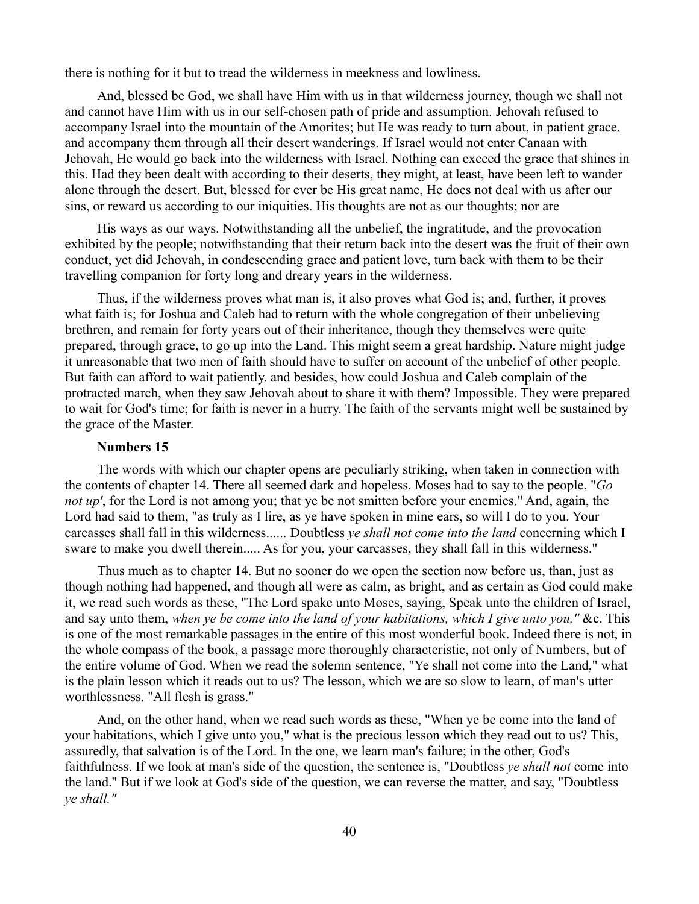there is nothing for it but to tread the wilderness in meekness and lowliness.

And, blessed be God, we shall have Him with us in that wilderness journey, though we shall not and cannot have Him with us in our self-chosen path of pride and assumption. Jehovah refused to accompany Israel into the mountain of the Amorites; but He was ready to turn about, in patient grace, and accompany them through all their desert wanderings. If Israel would not enter Canaan with Jehovah, He would go back into the wilderness with Israel. Nothing can exceed the grace that shines in this. Had they been dealt with according to their deserts, they might, at least, have been left to wander alone through the desert. But, blessed for ever be His great name, He does not deal with us after our sins, or reward us according to our iniquities. His thoughts are not as our thoughts; nor are

His ways as our ways. Notwithstanding all the unbelief, the ingratitude, and the provocation exhibited by the people; notwithstanding that their return back into the desert was the fruit of their own conduct, yet did Jehovah, in condescending grace and patient love, turn back with them to be their travelling companion for forty long and dreary years in the wilderness.

Thus, if the wilderness proves what man is, it also proves what God is; and, further, it proves what faith is; for Joshua and Caleb had to return with the whole congregation of their unbelieving brethren, and remain for forty years out of their inheritance, though they themselves were quite prepared, through grace, to go up into the Land. This might seem a great hardship. Nature might judge it unreasonable that two men of faith should have to suffer on account of the unbelief of other people. But faith can afford to wait patiently. and besides, how could Joshua and Caleb complain of the protracted march, when they saw Jehovah about to share it with them? Impossible. They were prepared to wait for God's time; for faith is never in a hurry. The faith of the servants might well be sustained by the grace of the Master.

**Numbers 15**

The words with which our chapter opens are peculiarly striking, when taken in connection with the contents of chapter 14. There all seemed dark and hopeless. Moses had to say to the people, "*Go not up'*, for the Lord is not among you; that ye be not smitten before your enemies." And, again, the Lord had said to them, "as truly as I lire, as ye have spoken in mine ears, so will I do to you. Your carcasses shall fall in this wilderness...... Doubtless *ye shall not come into the land* concerning which I sware to make you dwell therein..... As for you, your carcasses, they shall fall in this wilderness."

Thus much as to chapter 14. But no sooner do we open the section now before us, than, just as though nothing had happened, and though all were as calm, as bright, and as certain as God could make it, we read such words as these, "The Lord spake unto Moses, saying, Speak unto the children of Israel, and say unto them, *when ye be come into the land of your habitations, which I give unto you,"* &c. This is one of the most remarkable passages in the entire of this most wonderful book. Indeed there is not, in the whole compass of the book, a passage more thoroughly characteristic, not only of Numbers, but of the entire volume of God. When we read the solemn sentence, "Ye shall not come into the Land," what is the plain lesson which it reads out to us? The lesson, which we are so slow to learn, of man's utter worthlessness. "All flesh is grass."

And, on the other hand, when we read such words as these, "When ye be come into the land of your habitations, which I give unto you," what is the precious lesson which they read out to us? This, assuredly, that salvation is of the Lord. In the one, we learn man's failure; in the other, God's faithfulness. If we look at man's side of the question, the sentence is, "Doubtless *ye shall not* come into the land." But if we look at God's side of the question, we can reverse the matter, and say, "Doubtless *ye shall."*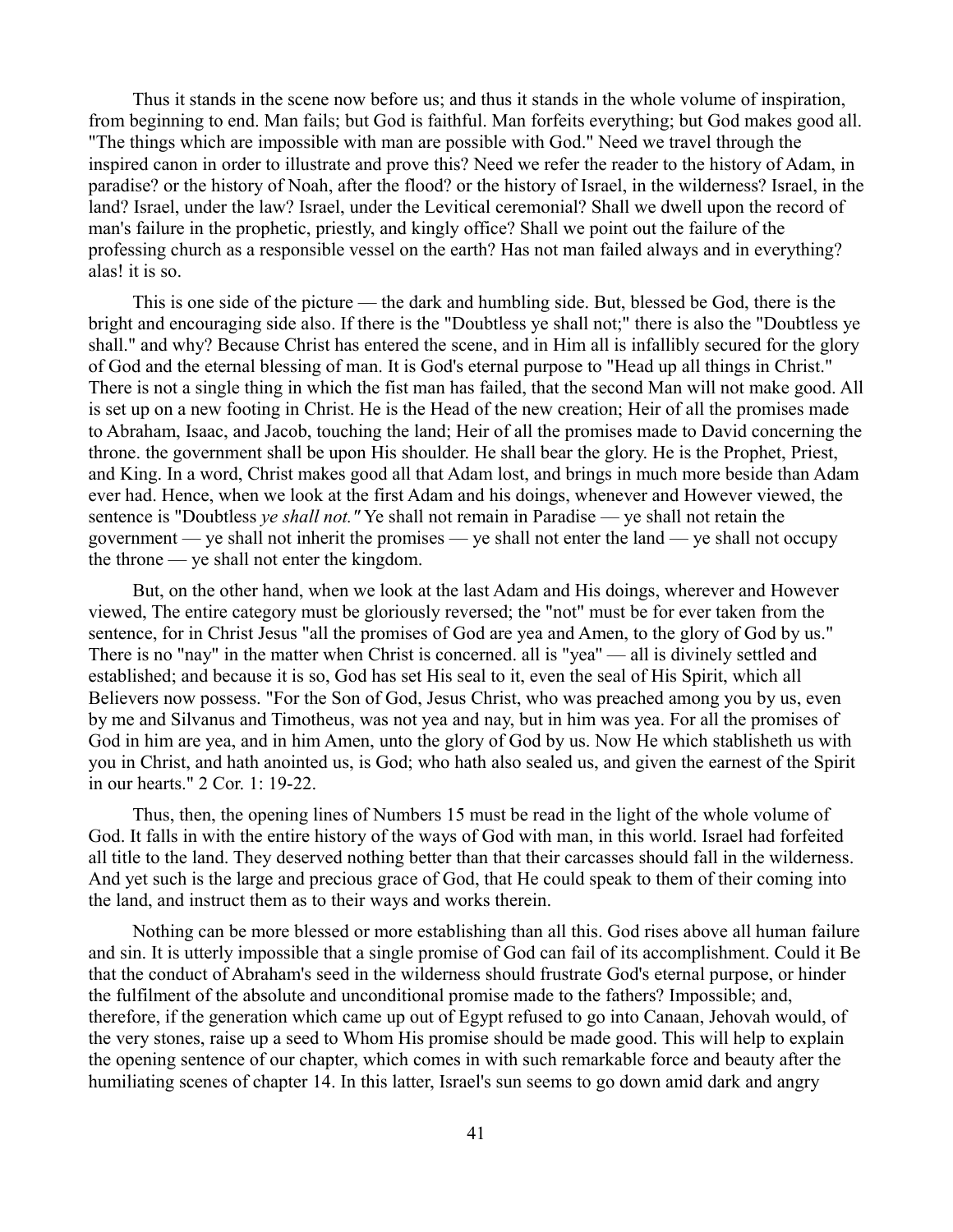Thus it stands in the scene now before us; and thus it stands in the whole volume of inspiration, from beginning to end. Man fails; but God is faithful. Man forfeits everything; but God makes good all. "The things which are impossible with man are possible with God." Need we travel through the inspired canon in order to illustrate and prove this? Need we refer the reader to the history of Adam, in paradise? or the history of Noah, after the flood? or the history of Israel, in the wilderness? Israel, in the land? Israel, under the law? Israel, under the Levitical ceremonial? Shall we dwell upon the record of man's failure in the prophetic, priestly, and kingly office? Shall we point out the failure of the professing church as a responsible vessel on the earth? Has not man failed always and in everything? alas! it is so.

This is one side of the picture — the dark and humbling side. But, blessed be God, there is the bright and encouraging side also. If there is the "Doubtless ye shall not;" there is also the "Doubtless ye shall." and why? Because Christ has entered the scene, and in Him all is infallibly secured for the glory of God and the eternal blessing of man. It is God's eternal purpose to "Head up all things in Christ." There is not a single thing in which the fist man has failed, that the second Man will not make good. All is set up on a new footing in Christ. He is the Head of the new creation; Heir of all the promises made to Abraham, Isaac, and Jacob, touching the land; Heir of all the promises made to David concerning the throne. the government shall be upon His shoulder. He shall bear the glory. He is the Prophet, Priest, and King. In a word, Christ makes good all that Adam lost, and brings in much more beside than Adam ever had. Hence, when we look at the first Adam and his doings, whenever and However viewed, the sentence is "Doubtless *ye shall not."* Ye shall not remain in Paradise — ye shall not retain the government — ye shall not inherit the promises — ye shall not enter the land — ye shall not occupy the throne — ye shall not enter the kingdom.

But, on the other hand, when we look at the last Adam and His doings, wherever and However viewed, The entire category must be gloriously reversed; the "not" must be for ever taken from the sentence, for in Christ Jesus "all the promises of God are yea and Amen, to the glory of God by us." There is no "nay" in the matter when Christ is concerned. all is "yea" — all is divinely settled and established; and because it is so, God has set His seal to it, even the seal of His Spirit, which all Believers now possess. "For the Son of God, Jesus Christ, who was preached among you by us, even by me and Silvanus and Timotheus, was not yea and nay, but in him was yea. For all the promises of God in him are yea, and in him Amen, unto the glory of God by us. Now He which stablisheth us with you in Christ, and hath anointed us, is God; who hath also sealed us, and given the earnest of the Spirit in our hearts." 2 Cor. 1: 19-22.

Thus, then, the opening lines of Numbers 15 must be read in the light of the whole volume of God. It falls in with the entire history of the ways of God with man, in this world. Israel had forfeited all title to the land. They deserved nothing better than that their carcasses should fall in the wilderness. And yet such is the large and precious grace of God, that He could speak to them of their coming into the land, and instruct them as to their ways and works therein.

Nothing can be more blessed or more establishing than all this. God rises above all human failure and sin. It is utterly impossible that a single promise of God can fail of its accomplishment. Could it Be that the conduct of Abraham's seed in the wilderness should frustrate God's eternal purpose, or hinder the fulfilment of the absolute and unconditional promise made to the fathers? Impossible; and, therefore, if the generation which came up out of Egypt refused to go into Canaan, Jehovah would, of the very stones, raise up a seed to Whom His promise should be made good. This will help to explain the opening sentence of our chapter, which comes in with such remarkable force and beauty after the humiliating scenes of chapter 14. In this latter, Israel's sun seems to go down amid dark and angry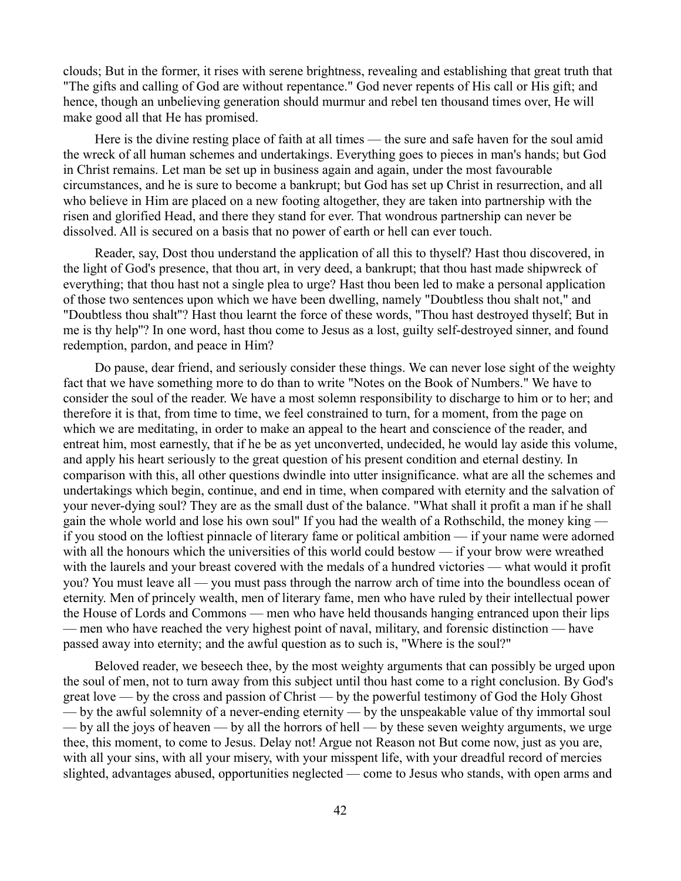clouds; But in the former, it rises with serene brightness, revealing and establishing that great truth that "The gifts and calling of God are without repentance." God never repents of His call or His gift; and hence, though an unbelieving generation should murmur and rebel ten thousand times over, He will make good all that He has promised.

Here is the divine resting place of faith at all times — the sure and safe haven for the soul amid the wreck of all human schemes and undertakings. Everything goes to pieces in man's hands; but God in Christ remains. Let man be set up in business again and again, under the most favourable circumstances, and he is sure to become a bankrupt; but God has set up Christ in resurrection, and all who believe in Him are placed on a new footing altogether, they are taken into partnership with the risen and glorified Head, and there they stand for ever. That wondrous partnership can never be dissolved. All is secured on a basis that no power of earth or hell can ever touch.

Reader, say, Dost thou understand the application of all this to thyself? Hast thou discovered, in the light of God's presence, that thou art, in very deed, a bankrupt; that thou hast made shipwreck of everything; that thou hast not a single plea to urge? Hast thou been led to make a personal application of those two sentences upon which we have been dwelling, namely "Doubtless thou shalt not," and "Doubtless thou shalt"? Hast thou learnt the force of these words, "Thou hast destroyed thyself; But in me is thy help"? In one word, hast thou come to Jesus as a lost, guilty self-destroyed sinner, and found redemption, pardon, and peace in Him?

Do pause, dear friend, and seriously consider these things. We can never lose sight of the weighty fact that we have something more to do than to write "Notes on the Book of Numbers." We have to consider the soul of the reader. We have a most solemn responsibility to discharge to him or to her; and therefore it is that, from time to time, we feel constrained to turn, for a moment, from the page on which we are meditating, in order to make an appeal to the heart and conscience of the reader, and entreat him, most earnestly, that if he be as yet unconverted, undecided, he would lay aside this volume, and apply his heart seriously to the great question of his present condition and eternal destiny. In comparison with this, all other questions dwindle into utter insignificance. what are all the schemes and undertakings which begin, continue, and end in time, when compared with eternity and the salvation of your never-dying soul? They are as the small dust of the balance. "What shall it profit a man if he shall gain the whole world and lose his own soul" If you had the wealth of a Rothschild, the money king — if you stood on the loftiest pinnacle of literary fame or political ambition — if your name were adorned with all the honours which the universities of this world could bestow — if your brow were wreathed with the laurels and your breast covered with the medals of a hundred victories — what would it profit you? You must leave all — you must pass through the narrow arch of time into the boundless ocean of eternity. Men of princely wealth, men of literary fame, men who have ruled by their intellectual power the House of Lords and Commons — men who have held thousands hanging entranced upon their lips — men who have reached the very highest point of naval, military, and forensic distinction — have passed away into eternity; and the awful question as to such is, "Where is the soul?"

Beloved reader, we beseech thee, by the most weighty arguments that can possibly be urged upon the soul of men, not to turn away from this subject until thou hast come to a right conclusion. By God's great love — by the cross and passion of Christ — by the powerful testimony of God the Holy Ghost — by the awful solemnity of a never-ending eternity — by the unspeakable value of thy immortal soul — by all the joys of heaven — by all the horrors of hell — by these seven weighty arguments, we urge thee, this moment, to come to Jesus. Delay not! Argue not Reason not But come now, just as you are, with all your sins, with all your misery, with your misspent life, with your dreadful record of mercies slighted, advantages abused, opportunities neglected — come to Jesus who stands, with open arms and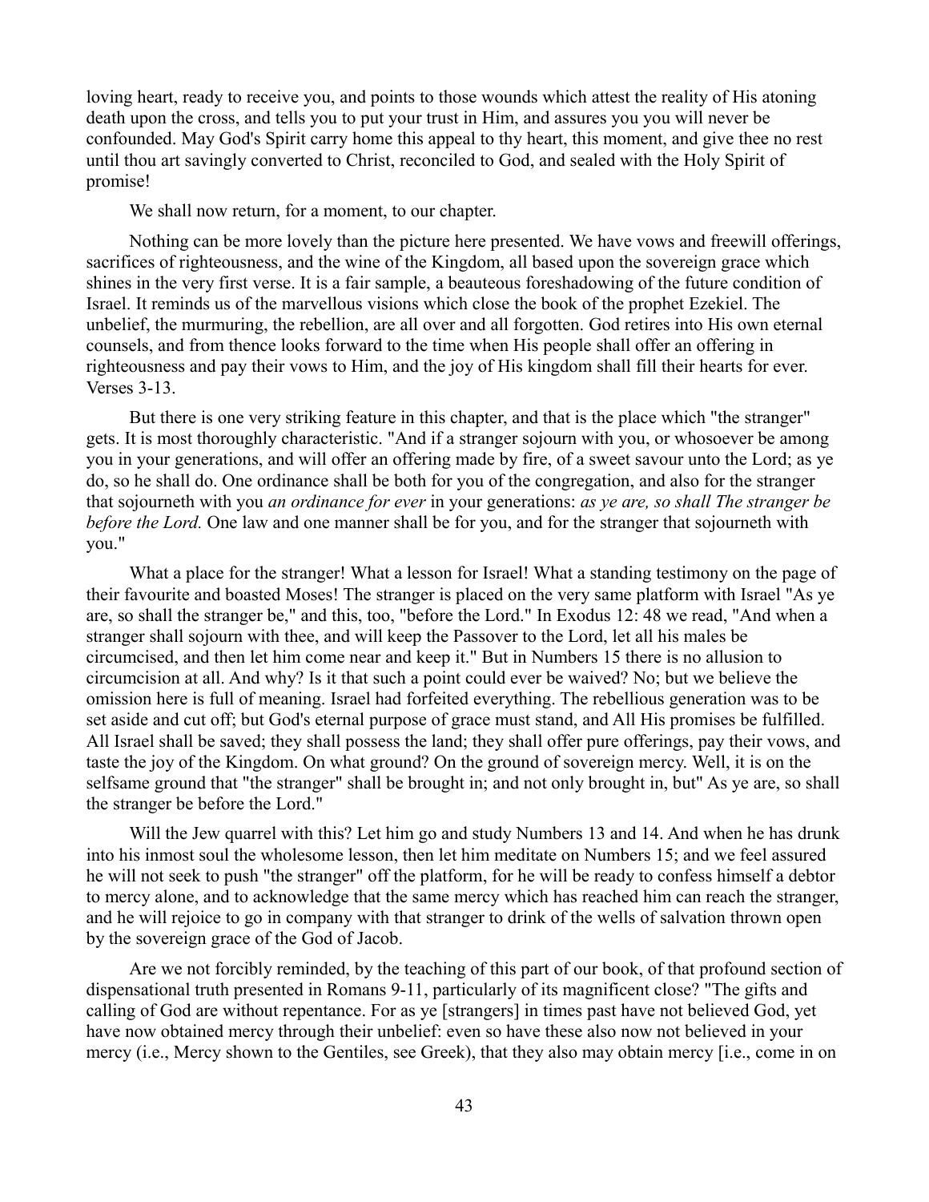loving heart, ready to receive you, and points to those wounds which attest the reality of His atoning death upon the cross, and tells you to put your trust in Him, and assures you you will never be confounded. May God's Spirit carry home this appeal to thy heart, this moment, and give thee no rest until thou art savingly converted to Christ, reconciled to God, and sealed with the Holy Spirit of promise!

We shall now return, for a moment, to our chapter.

Nothing can be more lovely than the picture here presented. We have vows and freewill offerings, sacrifices of righteousness, and the wine of the Kingdom, all based upon the sovereign grace which shines in the very first verse. It is a fair sample, a beauteous foreshadowing of the future condition of Israel. It reminds us of the marvellous visions which close the book of the prophet Ezekiel. The unbelief, the murmuring, the rebellion, are all over and all forgotten. God retires into His own eternal counsels, and from thence looks forward to the time when His people shall offer an offering in righteousness and pay their vows to Him, and the joy of His kingdom shall fill their hearts for ever. Verses 3-13.

But there is one very striking feature in this chapter, and that is the place which "the stranger" gets. It is most thoroughly characteristic. "And if a stranger sojourn with you, or whosoever be among you in your generations, and will offer an offering made by fire, of a sweet savour unto the Lord; as ye do, so he shall do. One ordinance shall be both for you of the congregation, and also for the stranger that sojourneth with you *an ordinance for ever* in your generations: *as ye are, so shall The stranger be before the Lord.* One law and one manner shall be for you, and for the stranger that sojourneth with you."

What a place for the stranger! What a lesson for Israel! What a standing testimony on the page of their favourite and boasted Moses! The stranger is placed on the very same platform with Israel "As ye are, so shall the stranger be," and this, too, "before the Lord." In Exodus 12: 48 we read, "And when a stranger shall sojourn with thee, and will keep the Passover to the Lord, let all his males be circumcised, and then let him come near and keep it." But in Numbers 15 there is no allusion to circumcision at all. And why? Is it that such a point could ever be waived? No; but we believe the omission here is full of meaning. Israel had forfeited everything. The rebellious generation was to be set aside and cut off; but God's eternal purpose of grace must stand, and All His promises be fulfilled. All Israel shall be saved; they shall possess the land; they shall offer pure offerings, pay their vows, and taste the joy of the Kingdom. On what ground? On the ground of sovereign mercy. Well, it is on the selfsame ground that "the stranger" shall be brought in; and not only brought in, but" As ye are, so shall the stranger be before the Lord."

Will the Jew quarrel with this? Let him go and study Numbers 13 and 14. And when he has drunk into his inmost soul the wholesome lesson, then let him meditate on Numbers 15; and we feel assured he will not seek to push "the stranger" off the platform, for he will be ready to confess himself a debtor to mercy alone, and to acknowledge that the same mercy which has reached him can reach the stranger, and he will rejoice to go in company with that stranger to drink of the wells of salvation thrown open by the sovereign grace of the God of Jacob.

Are we not forcibly reminded, by the teaching of this part of our book, of that profound section of dispensational truth presented in Romans 9-11, particularly of its magnificent close? "The gifts and calling of God are without repentance. For as ye [strangers] in times past have not believed God, yet have now obtained mercy through their unbelief: even so have these also now not believed in your mercy (i.e., Mercy shown to the Gentiles, see Greek), that they also may obtain mercy [i.e., come in on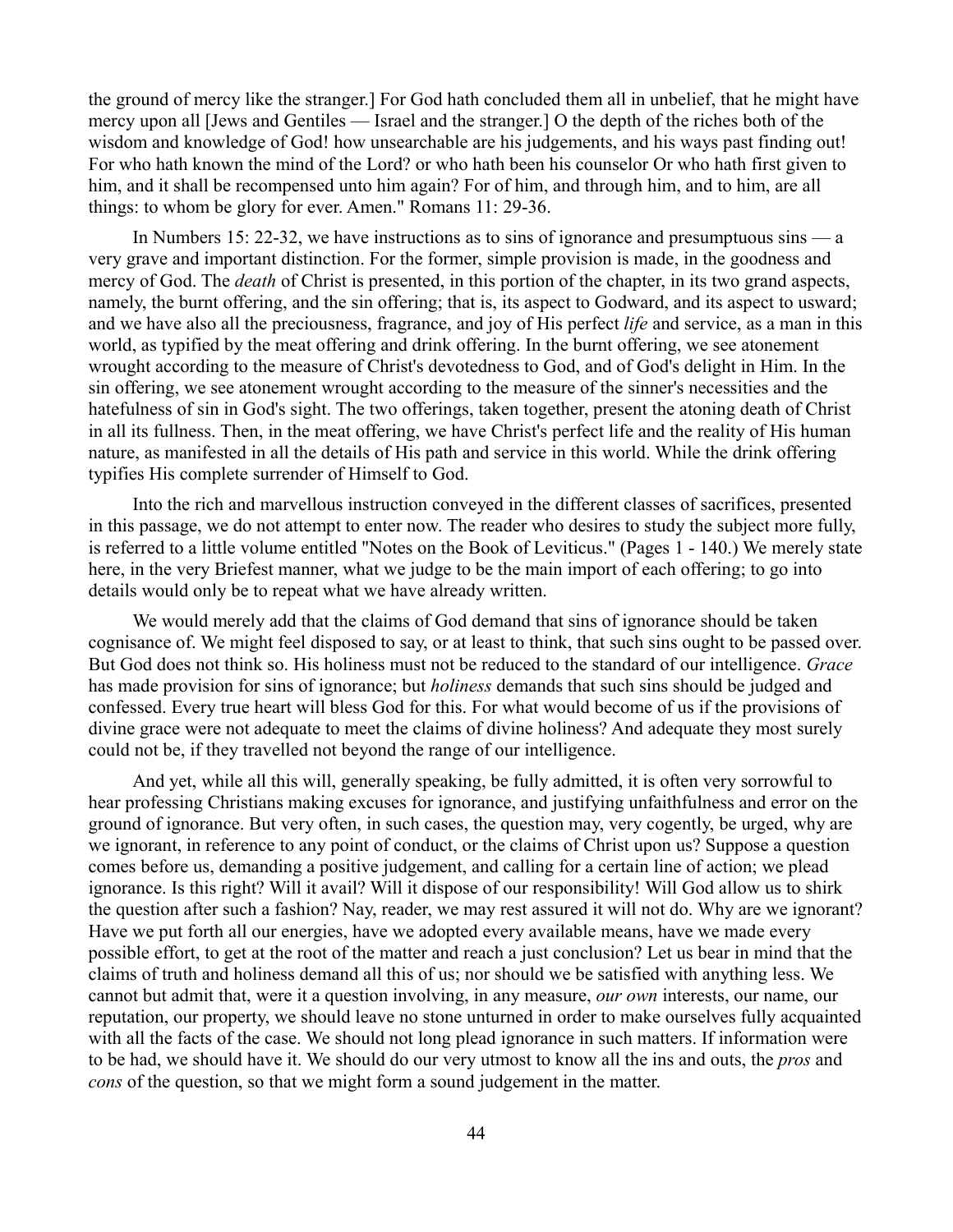the ground of mercy like the stranger.] For God hath concluded them all in unbelief, that he might have mercy upon all [Jews and Gentiles — Israel and the stranger.] O the depth of the riches both of the wisdom and knowledge of God! how unsearchable are his judgements, and his ways past finding out! For who hath known the mind of the Lord? or who hath been his counselor Or who hath first given to him, and it shall be recompensed unto him again? For of him, and through him, and to him, are all things: to whom be glory for ever. Amen." Romans 11: 29-36.

In Numbers 15: 22-32, we have instructions as to sins of ignorance and presumptuous sins — a very grave and important distinction. For the former, simple provision is made, in the goodness and mercy of God. The *death* of Christ is presented, in this portion of the chapter, in its two grand aspects, namely, the burnt offering, and the sin offering; that is, its aspect to Godward, and its aspect to usward; and we have also all the preciousness, fragrance, and joy of His perfect *life* and service, as a man in this world, as typified by the meat offering and drink offering. In the burnt offering, we see atonement wrought according to the measure of Christ's devotedness to God, and of God's delight in Him. In the sin offering, we see atonement wrought according to the measure of the sinner's necessities and the hatefulness of sin in God's sight. The two offerings, taken together, present the atoning death of Christ in all its fullness. Then, in the meat offering, we have Christ's perfect life and the reality of His human nature, as manifested in all the details of His path and service in this world. While the drink offering typifies His complete surrender of Himself to God.

Into the rich and marvellous instruction conveyed in the different classes of sacrifices, presented in this passage, we do not attempt to enter now. The reader who desires to study the subject more fully, is referred to a little volume entitled "Notes on the Book of Leviticus." (Pages 1 - 140.) We merely state here, in the very Briefest manner, what we judge to be the main import of each offering; to go into details would only be to repeat what we have already written.

We would merely add that the claims of God demand that sins of ignorance should be taken cognisance of. We might feel disposed to say, or at least to think, that such sins ought to be passed over. But God does not think so. His holiness must not be reduced to the standard of our intelligence. *Grace* has made provision for sins of ignorance; but *holiness* demands that such sins should be judged and confessed. Every true heart will bless God for this. For what would become of us if the provisions of divine grace were not adequate to meet the claims of divine holiness? And adequate they most surely could not be, if they travelled not beyond the range of our intelligence.

And yet, while all this will, generally speaking, be fully admitted, it is often very sorrowful to hear professing Christians making excuses for ignorance, and justifying unfaithfulness and error on the ground of ignorance. But very often, in such cases, the question may, very cogently, be urged, why are we ignorant, in reference to any point of conduct, or the claims of Christ upon us? Suppose a question comes before us, demanding a positive judgement, and calling for a certain line of action; we plead ignorance. Is this right? Will it avail? Will it dispose of our responsibility! Will God allow us to shirk the question after such a fashion? Nay, reader, we may rest assured it will not do. Why are we ignorant? Have we put forth all our energies, have we adopted every available means, have we made every possible effort, to get at the root of the matter and reach a just conclusion? Let us bear in mind that the claims of truth and holiness demand all this of us; nor should we be satisfied with anything less. We cannot but admit that, were it a question involving, in any measure, *our own* interests, our name, our reputation, our property, we should leave no stone unturned in order to make ourselves fully acquainted with all the facts of the case. We should not long plead ignorance in such matters. If information were to be had, we should have it. We should do our very utmost to know all the ins and outs, the *pros* and *cons* of the question, so that we might form a sound judgement in the matter.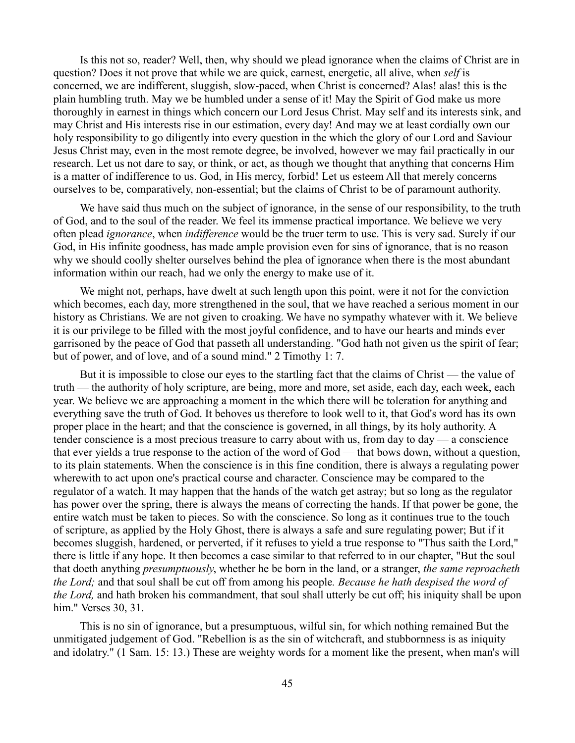Is this not so, reader? Well, then, why should we plead ignorance when the claims of Christ are in question? Does it not prove that while we are quick, earnest, energetic, all alive, when *self* is concerned, we are indifferent, sluggish, slow-paced, when Christ is concerned? Alas! alas! this is the plain humbling truth. May we be humbled under a sense of it! May the Spirit of God make us more thoroughly in earnest in things which concern our Lord Jesus Christ. May self and its interests sink, and may Christ and His interests rise in our estimation, every day! And may we at least cordially own our holy responsibility to go diligently into every question in the which the glory of our Lord and Saviour Jesus Christ may, even in the most remote degree, be involved, however we may fail practically in our research. Let us not dare to say, or think, or act, as though we thought that anything that concerns Him is a matter of indifference to us. God, in His mercy, forbid! Let us esteem All that merely concerns ourselves to be, comparatively, non-essential; but the claims of Christ to be of paramount authority.

We have said thus much on the subject of ignorance, in the sense of our responsibility, to the truth of God, and to the soul of the reader. We feel its immense practical importance. We believe we very often plead *ignorance*, when *indifference* would be the truer term to use. This is very sad. Surely if our God, in His infinite goodness, has made ample provision even for sins of ignorance, that is no reason why we should coolly shelter ourselves behind the plea of ignorance when there is the most abundant information within our reach, had we only the energy to make use of it.

We might not, perhaps, have dwelt at such length upon this point, were it not for the conviction which becomes, each day, more strengthened in the soul, that we have reached a serious moment in our history as Christians. We are not given to croaking. We have no sympathy whatever with it. We believe it is our privilege to be filled with the most joyful confidence, and to have our hearts and minds ever garrisoned by the peace of God that passeth all understanding. "God hath not given us the spirit of fear; but of power, and of love, and of a sound mind." 2 Timothy 1: 7.

But it is impossible to close our eyes to the startling fact that the claims of Christ — the value of truth — the authority of holy scripture, are being, more and more, set aside, each day, each week, each year. We believe we are approaching a moment in the which there will be toleration for anything and everything save the truth of God. It behoves us therefore to look well to it, that God's word has its own proper place in the heart; and that the conscience is governed, in all things, by its holy authority. A tender conscience is a most precious treasure to carry about with us, from day to day — a conscience that ever yields a true response to the action of the word of God — that bows down, without a question, to its plain statements. When the conscience is in this fine condition, there is always a regulating power wherewith to act upon one's practical course and character. Conscience may be compared to the regulator of a watch. It may happen that the hands of the watch get astray; but so long as the regulator has power over the spring, there is always the means of correcting the hands. If that power be gone, the entire watch must be taken to pieces. So with the conscience. So long as it continues true to the touch of scripture, as applied by the Holy Ghost, there is always a safe and sure regulating power; But if it becomes sluggish, hardened, or perverted, if it refuses to yield a true response to "Thus saith the Lord," there is little if any hope. It then becomes a case similar to that referred to in our chapter, "But the soul that doeth anything *presumptuously*, whether he be born in the land, or a stranger, *the same reproacheth the Lord;* and that soul shall be cut off from among his people. *Because he hath despised the word of the Lord,* and hath broken his commandment, that soul shall utterly be cut off; his iniquity shall be upon him." Verses 30, 31.

This is no sin of ignorance, but a presumptuous, wilful sin, for which nothing remained But the unmitigated judgement of God. "Rebellion is as the sin of witchcraft, and stubbornness is as iniquity and idolatry." (1 Sam. 15: 13.) These are weighty words for a moment like the present, when man's will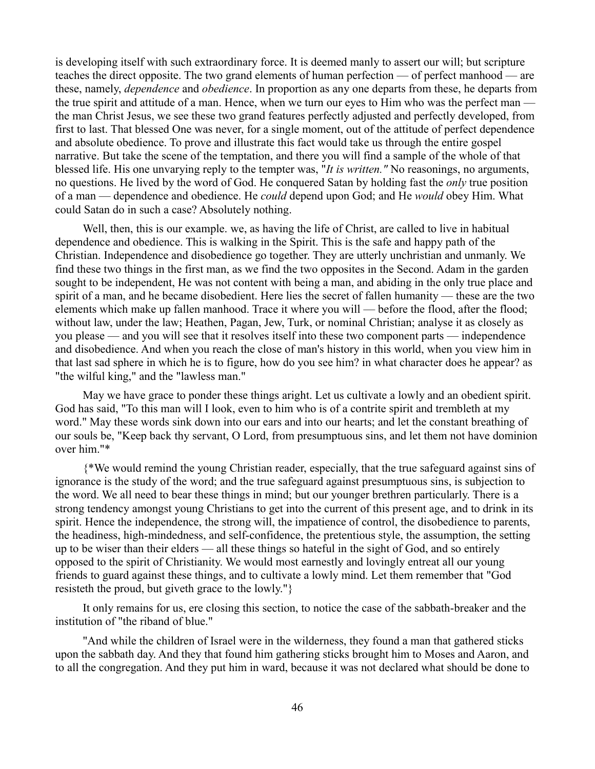is developing itself with such extraordinary force. It is deemed manly to assert our will; but scripture teaches the direct opposite. The two grand elements of human perfection — of perfect manhood — are these, namely, *dependence* and *obedience*. In proportion as any one departs from these, he departs from the true spirit and attitude of a man. Hence, when we turn our eyes to Him who was the perfect man — the man Christ Jesus, we see these two grand features perfectly adjusted and perfectly developed, from first to last. That blessed One was never, for a single moment, out of the attitude of perfect dependence and absolute obedience. To prove and illustrate this fact would take us through the entire gospel narrative. But take the scene of the temptation, and there you will find a sample of the whole of that blessed life. His one unvarying reply to the tempter was, "*It is written.*" No reasonings, no arguments, no questions. He lived by the word of God. He conquered Satan by holding fast the *only* true position of a man — dependence and obedience. He *could* depend upon God; and He *would* obey Him. What could Satan do in such a case? Absolutely nothing.

Well, then, this is our example. we, as having the life of Christ, are called to live in habitual dependence and obedience. This is walking in the Spirit. This is the safe and happy path of the Christian. Independence and disobedience go together. They are utterly unchristian and unmanly. We find these two things in the first man, as we find the two opposites in the Second. Adam in the garden sought to be independent, He was not content with being a man, and abiding in the only true place and spirit of a man, and he became disobedient. Here lies the secret of fallen humanity — these are the two elements which make up fallen manhood. Trace it where you will — before the flood, after the flood; without law, under the law; Heathen, Pagan, Jew, Turk, or nominal Christian; analyse it as closely as you please — and you will see that it resolves itself into these two component parts — independence and disobedience. And when you reach the close of man's history in this world, when you view him in that last sad sphere in which he is to figure, how do you see him? in what character does he appear? as "the wilful king," and the "lawless man."

May we have grace to ponder these things aright. Let us cultivate a lowly and an obedient spirit. God has said, "To this man will I look, even to him who is of a contrite spirit and trembleth at my word." May these words sink down into our ears and into our hearts; and let the constant breathing of our souls be, "Keep back thy servant, O Lord, from presumptuous sins, and let them not have dominion over him."*

{*We would remind the young Christian reader, especially, that the true safeguard against sins of ignorance is the study of the word; and the true safeguard against presumptuous sins, is subjection to the word. We all need to bear these things in mind; but our younger brethren particularly. There is a strong tendency amongst young Christians to get into the current of this present age, and to drink in its spirit. Hence the independence, the strong will, the impatience of control, the disobedience to parents, the headiness, high-mindedness, and self-confidence, the pretentious style, the assumption, the setting up to be wiser than their elders — all these things so hateful in the sight of God, and so entirely opposed to the spirit of Christianity. We would most earnestly and lovingly entreat all our young friends to guard against these things, and to cultivate a lowly mind. Let them remember that "God resisteth the proud, but giveth grace to the lowly."}

It only remains for us, ere closing this section, to notice the case of the sabbath-breaker and the institution of "the riband of blue."

"And while the children of Israel were in the wilderness, they found a man that gathered sticks upon the sabbath day. And they that found him gathering sticks brought him to Moses and Aaron, and to all the congregation. And they put him in ward, because it was not declared what should be done to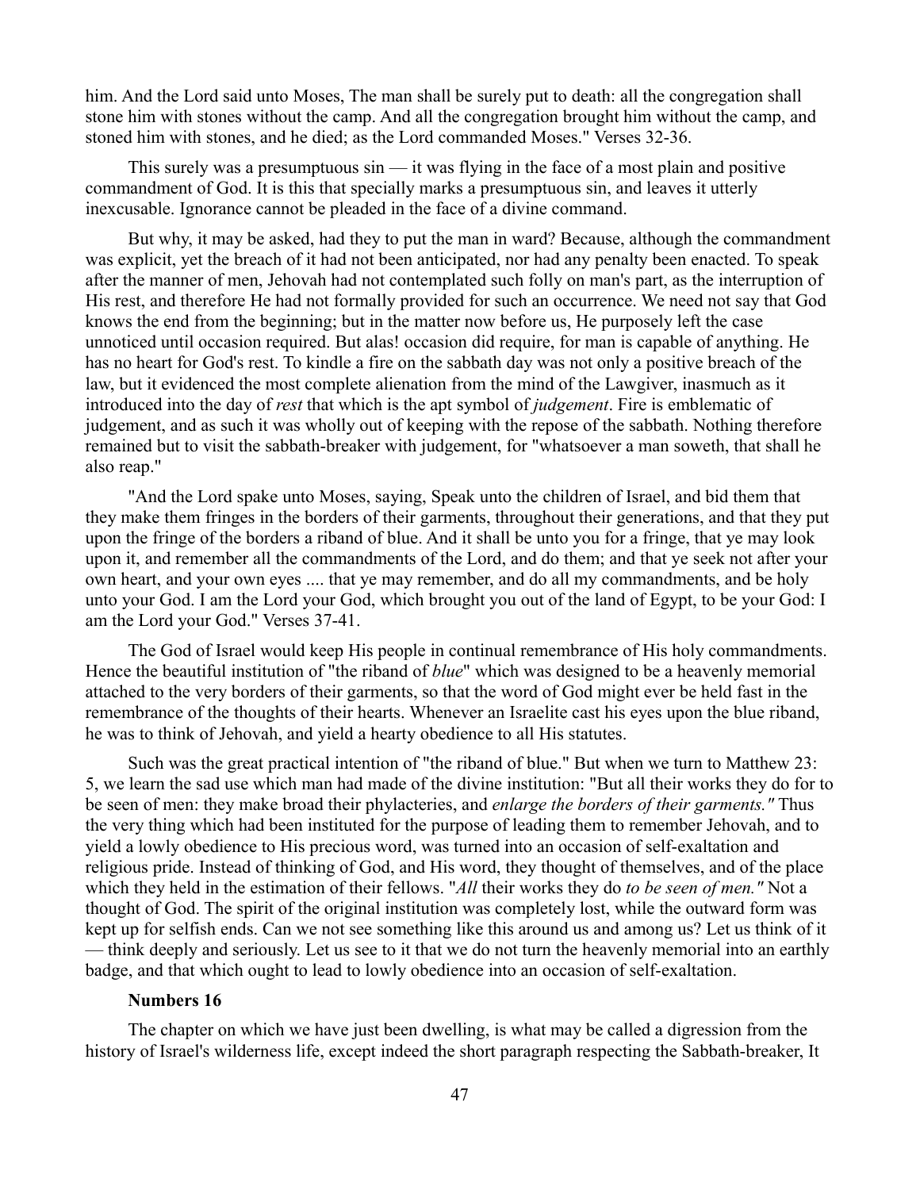him. And the Lord said unto Moses, The man shall be surely put to death: all the congregation shall stone him with stones without the camp. And all the congregation brought him without the camp, and stoned him with stones, and he died; as the Lord commanded Moses." Verses 32-36.

This surely was a presumptuous sin — it was flying in the face of a most plain and positive commandment of God. It is this that specially marks a presumptuous sin, and leaves it utterly inexcusable. Ignorance cannot be pleaded in the face of a divine command.

But why, it may be asked, had they to put the man in ward? Because, although the commandment was explicit, yet the breach of it had not been anticipated, nor had any penalty been enacted. To speak after the manner of men, Jehovah had not contemplated such folly on man's part, as the interruption of His rest, and therefore He had not formally provided for such an occurrence. We need not say that God knows the end from the beginning; but in the matter now before us, He purposely left the case unnoticed until occasion required. But alas! occasion did require, for man is capable of anything. He has no heart for God's rest. To kindle a fire on the sabbath day was not only a positive breach of the law, but it evidenced the most complete alienation from the mind of the Lawgiver, inasmuch as it introduced into the day of *rest* that which is the apt symbol of *judgement*. Fire is emblematic of judgement, and as such it was wholly out of keeping with the repose of the sabbath. Nothing therefore remained but to visit the sabbath-breaker with judgement, for "whatsoever a man soweth, that shall he also reap."

"And the Lord spake unto Moses, saying, Speak unto the children of Israel, and bid them that they make them fringes in the borders of their garments, throughout their generations, and that they put upon the fringe of the borders a riband of blue. And it shall be unto you for a fringe, that ye may look upon it, and remember all the commandments of the Lord, and do them; and that ye seek not after your own heart, and your own eyes .... that ye may remember, and do all my commandments, and be holy unto your God. I am the Lord your God, which brought you out of the land of Egypt, to be your God: I am the Lord your God." Verses 37-41.

The God of Israel would keep His people in continual remembrance of His holy commandments. Hence the beautiful institution of "the riband of *blue*" which was designed to be a heavenly memorial attached to the very borders of their garments, so that the word of God might ever be held fast in the remembrance of the thoughts of their hearts. Whenever an Israelite cast his eyes upon the blue riband, he was to think of Jehovah, and yield a hearty obedience to all His statutes.

Such was the great practical intention of "the riband of blue." But when we turn to Matthew 23: 5, we learn the sad use which man had made of the divine institution: "But all their works they do for to be seen of men: they make broad their phylacteries, and *enlarge the borders of their garments."* Thus the very thing which had been instituted for the purpose of leading them to remember Jehovah, and to yield a lowly obedience to His precious word, was turned into an occasion of self-exaltation and religious pride. Instead of thinking of God, and His word, they thought of themselves, and of the place which they held in the estimation of their fellows. "*All* their works they do *to be seen of men."* Not a thought of God. The spirit of the original institution was completely lost, while the outward form was kept up for selfish ends. Can we not see something like this around us and among us? Let us think of it — think deeply and seriously. Let us see to it that we do not turn the heavenly memorial into an earthly badge, and that which ought to lead to lowly obedience into an occasion of self-exaltation.

### Numbers 16

The chapter on which we have just been dwelling, is what may be called a digression from the history of Israel's wilderness life, except indeed the short paragraph respecting the Sabbath-breaker, It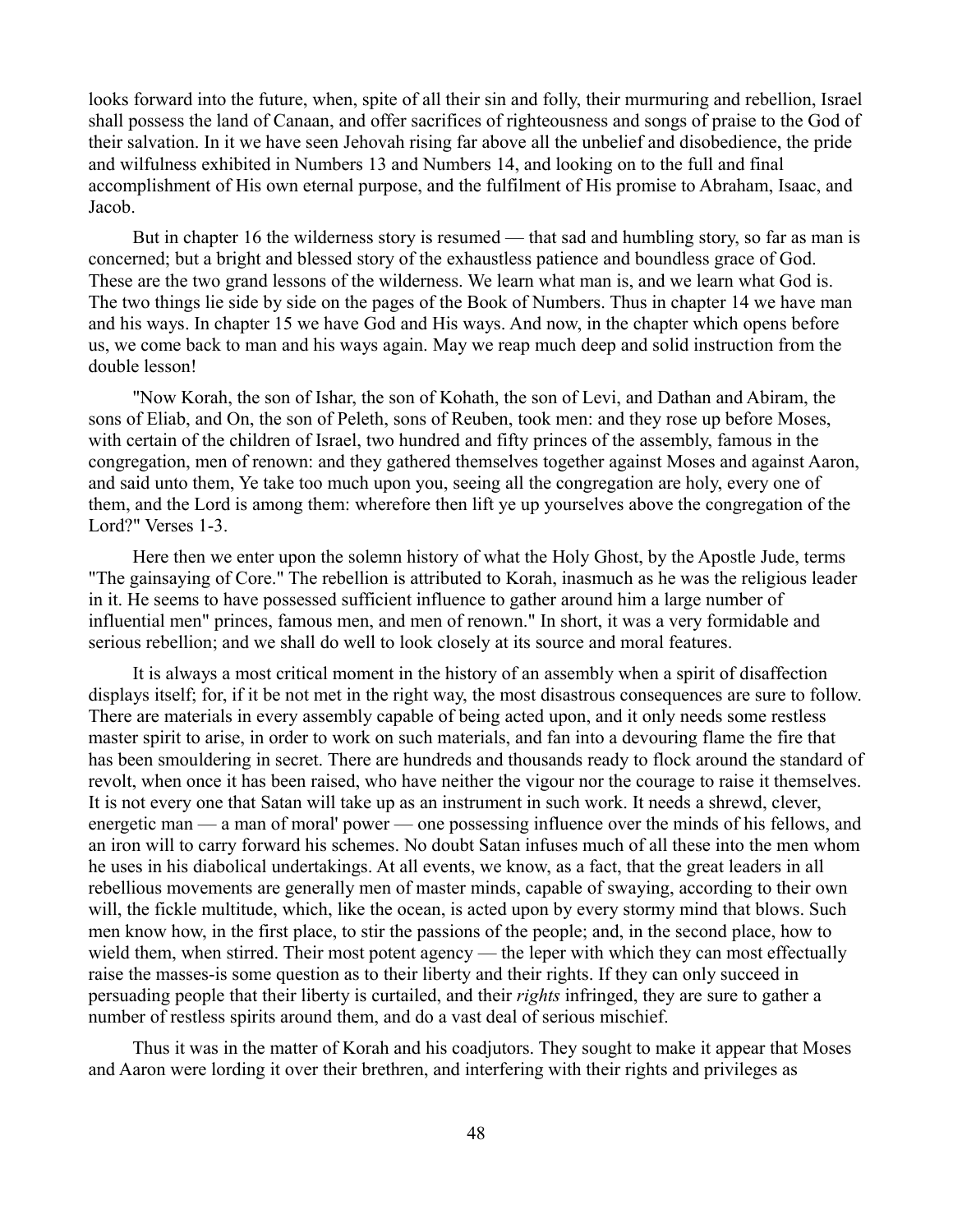looks forward into the future, when, spite of all their sin and folly, their murmuring and rebellion, Israel shall possess the land of Canaan, and offer sacrifices of righteousness and songs of praise to the God of their salvation. In it we have seen Jehovah rising far above all the unbelief and disobedience, the pride and wilfulness exhibited in Numbers 13 and Numbers 14, and looking on to the full and final accomplishment of His own eternal purpose, and the fulfilment of His promise to Abraham, Isaac, and Jacob.

But in chapter 16 the wilderness story is resumed — that sad and humbling story, so far as man is concerned; but a bright and blessed story of the exhaustless patience and boundless grace of God. These are the two grand lessons of the wilderness. We learn what man is, and we learn what God is. The two things lie side by side on the pages of the Book of Numbers. Thus in chapter 14 we have man and his ways. In chapter 15 we have God and His ways. And now, in the chapter which opens before us, we come back to man and his ways again. May we reap much deep and solid instruction from the double lesson!

"Now Korah, the son of Ishar, the son of Kohath, the son of Levi, and Dathan and Abiram, the sons of Eliab, and On, the son of Peleth, sons of Reuben, took men: and they rose up before Moses, with certain of the children of Israel, two hundred and fifty princes of the assembly, famous in the congregation, men of renown: and they gathered themselves together against Moses and against Aaron, and said unto them, Ye take too much upon you, seeing all the congregation are holy, every one of them, and the Lord is among them: wherefore then lift ye up yourselves above the congregation of the Lord?" Verses 1-3.

Here then we enter upon the solemn history of what the Holy Ghost, by the Apostle Jude, terms "The gainsaying of Core." The rebellion is attributed to Korah, inasmuch as he was the religious leader in it. He seems to have possessed sufficient influence to gather around him a large number of influential men" princes, famous men, and men of renown." In short, it was a very formidable and serious rebellion; and we shall do well to look closely at its source and moral features.

It is always a most critical moment in the history of an assembly when a spirit of disaffection displays itself; for, if it be not met in the right way, the most disastrous consequences are sure to follow. There are materials in every assembly capable of being acted upon, and it only needs some restless master spirit to arise, in order to work on such materials, and fan into a devouring flame the fire that has been smouldering in secret. There are hundreds and thousands ready to flock around the standard of revolt, when once it has been raised, who have neither the vigour nor the courage to raise it themselves. It is not every one that Satan will take up as an instrument in such work. It needs a shrewd, clever, energetic man — a man of moral' power — one possessing influence over the minds of his fellows, and an iron will to carry forward his schemes. No doubt Satan infuses much of all these into the men whom he uses in his diabolical undertakings. At all events, we know, as a fact, that the great leaders in all rebellious movements are generally men of master minds, capable of swaying, according to their own will, the fickle multitude, which, like the ocean, is acted upon by every stormy mind that blows. Such men know how, in the first place, to stir the passions of the people; and, in the second place, how to wield them, when stirred. Their most potent agency — the leper with which they can most effectually raise the masses-is some question as to their liberty and their rights. If they can only succeed in persuading people that their liberty is curtailed, and their *rights* infringed, they are sure to gather a number of restless spirits around them, and do a vast deal of serious mischief.

Thus it was in the matter of Korah and his coadjutors. They sought to make it appear that Moses and Aaron were lording it over their brethren, and interfering with their rights and privileges as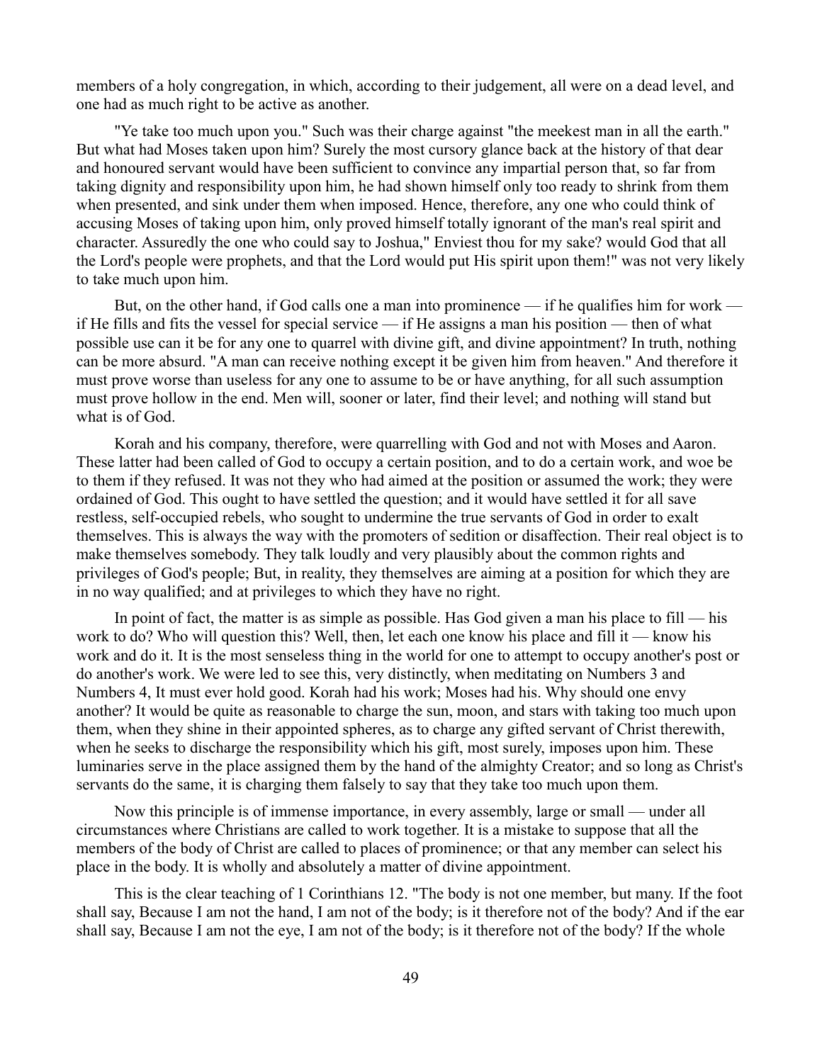members of a holy congregation, in which, according to their judgement, all were on a dead level, and one had as much right to be active as another.

"Ye take too much upon you." Such was their charge against "the meekest man in all the earth." But what had Moses taken upon him? Surely the most cursory glance back at the history of that dear and honoured servant would have been sufficient to convince any impartial person that, so far from taking dignity and responsibility upon him, he had shown himself only too ready to shrink from them when presented, and sink under them when imposed. Hence, therefore, any one who could think of accusing Moses of taking upon him, only proved himself totally ignorant of the man's real spirit and character. Assuredly the one who could say to Joshua," Enviest thou for my sake? would God that all the Lord's people were prophets, and that the Lord would put His spirit upon them!" was not very likely to take much upon him.

But, on the other hand, if God calls one a man into prominence — if he qualifies him for work — if He fills and fits the vessel for special service — if He assigns a man his position — then of what possible use can it be for any one to quarrel with divine gift, and divine appointment? In truth, nothing can be more absurd. "A man can receive nothing except it be given him from heaven." And therefore it must prove worse than useless for any one to assume to be or have anything, for all such assumption must prove hollow in the end. Men will, sooner or later, find their level; and nothing will stand but what is of God.

Korah and his company, therefore, were quarrelling with God and not with Moses and Aaron. These latter had been called of God to occupy a certain position, and to do a certain work, and woe be to them if they refused. It was not they who had aimed at the position or assumed the work; they were ordained of God. This ought to have settled the question; and it would have settled it for all save restless, self-occupied rebels, who sought to undermine the true servants of God in order to exalt themselves. This is always the way with the promoters of sedition or disaffection. Their real object is to make themselves somebody. They talk loudly and very plausibly about the common rights and privileges of God's people; But, in reality, they themselves are aiming at a position for which they are in no way qualified; and at privileges to which they have no right.

In point of fact, the matter is as simple as possible. Has God given a man his place to fill — his work to do? Who will question this? Well, then, let each one know his place and fill it — know his work and do it. It is the most senseless thing in the world for one to attempt to occupy another's post or do another's work. We were led to see this, very distinctly, when meditating on Numbers 3 and Numbers 4, It must ever hold good. Korah had his work; Moses had his. Why should one envy another? It would be quite as reasonable to charge the sun, moon, and stars with taking too much upon them, when they shine in their appointed spheres, as to charge any gifted servant of Christ therewith, when he seeks to discharge the responsibility which his gift, most surely, imposes upon him. These luminaries serve in the place assigned them by the hand of the almighty Creator; and so long as Christ's servants do the same, it is charging them falsely to say that they take too much upon them.

Now this principle is of immense importance, in every assembly, large or small — under all circumstances where Christians are called to work together. It is a mistake to suppose that all the members of the body of Christ are called to places of prominence; or that any member can select his place in the body. It is wholly and absolutely a matter of divine appointment.

This is the clear teaching of 1 Corinthians 12. "The body is not one member, but many. If the foot shall say, Because I am not the hand, I am not of the body; is it therefore not of the body? And if the ear shall say, Because I am not the eye, I am not of the body; is it therefore not of the body? If the whole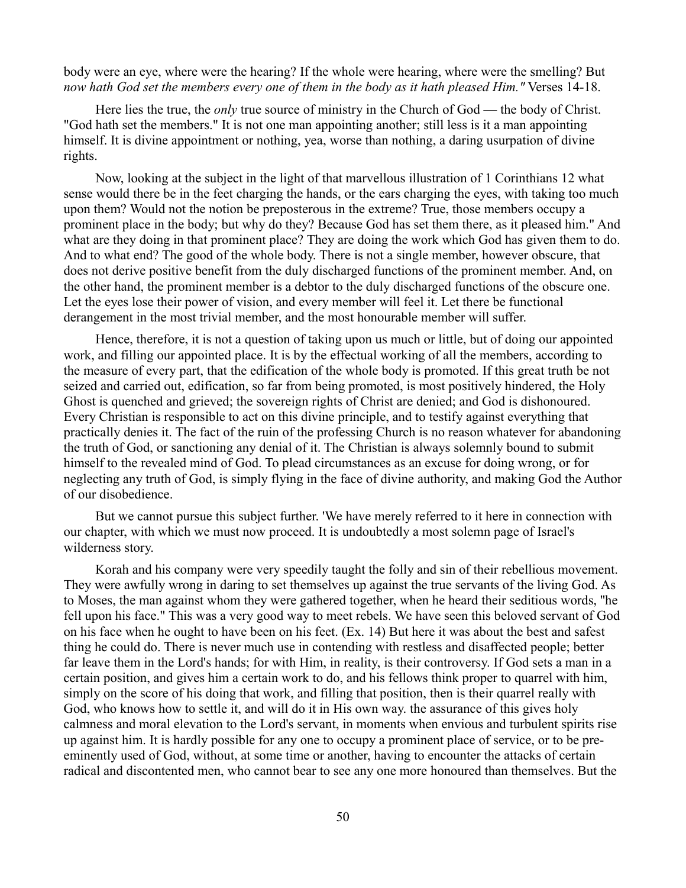body were an eye, where were the hearing? If the whole were hearing, where were the smelling? But *now hath God set the members every one of them in the body as it hath pleased Him."* Verses 14-18.

Here lies the true, the *only* true source of ministry in the Church of God — the body of Christ. "God hath set the members." It is not one man appointing another; still less is it a man appointing himself. It is divine appointment or nothing, yea, worse than nothing, a daring usurpation of divine rights.

Now, looking at the subject in the light of that marvellous illustration of 1 Corinthians 12 what sense would there be in the feet charging the hands, or the ears charging the eyes, with taking too much upon them? Would not the notion be preposterous in the extreme? True, those members occupy a prominent place in the body; but why do they? Because God has set them there, as it pleased him." And what are they doing in that prominent place? They are doing the work which God has given them to do. And to what end? The good of the whole body. There is not a single member, however obscure, that does not derive positive benefit from the duly discharged functions of the prominent member. And, on the other hand, the prominent member is a debtor to the duly discharged functions of the obscure one. Let the eyes lose their power of vision, and every member will feel it. Let there be functional derangement in the most trivial member, and the most honourable member will suffer.

Hence, therefore, it is not a question of taking upon us much or little, but of doing our appointed work, and filling our appointed place. It is by the effectual working of all the members, according to the measure of every part, that the edification of the whole body is promoted. If this great truth be not seized and carried out, edification, so far from being promoted, is most positively hindered, the Holy Ghost is quenched and grieved; the sovereign rights of Christ are denied; and God is dishonoured. Every Christian is responsible to act on this divine principle, and to testify against everything that practically denies it. The fact of the ruin of the professing Church is no reason whatever for abandoning the truth of God, or sanctioning any denial of it. The Christian is always solemnly bound to submit himself to the revealed mind of God. To plead circumstances as an excuse for doing wrong, or for neglecting any truth of God, is simply flying in the face of divine authority, and making God the Author of our disobedience.

But we cannot pursue this subject further. 'We have merely referred to it here in connection with our chapter, with which we must now proceed. It is undoubtedly a most solemn page of Israel's wilderness story.

Korah and his company were very speedily taught the folly and sin of their rebellious movement. They were awfully wrong in daring to set themselves up against the true servants of the living God. As to Moses, the man against whom they were gathered together, when he heard their seditious words, "he fell upon his face." This was a very good way to meet rebels. We have seen this beloved servant of God on his face when he ought to have been on his feet. (Ex. 14) But here it was about the best and safest thing he could do. There is never much use in contending with restless and disaffected people; better far leave them in the Lord's hands; for with Him, in reality, is their controversy. If God sets a man in a certain position, and gives him a certain work to do, and his fellows think proper to quarrel with him, simply on the score of his doing that work, and filling that position, then is their quarrel really with God, who knows how to settle it, and will do it in His own way. the assurance of this gives holy calmness and moral elevation to the Lord's servant, in moments when envious and turbulent spirits rise up against him. It is hardly possible for any one to occupy a prominent place of service, or to be pre-eminently used of God, without, at some time or another, having to encounter the attacks of certain radical and discontented men, who cannot bear to see any one more honoured than themselves. But the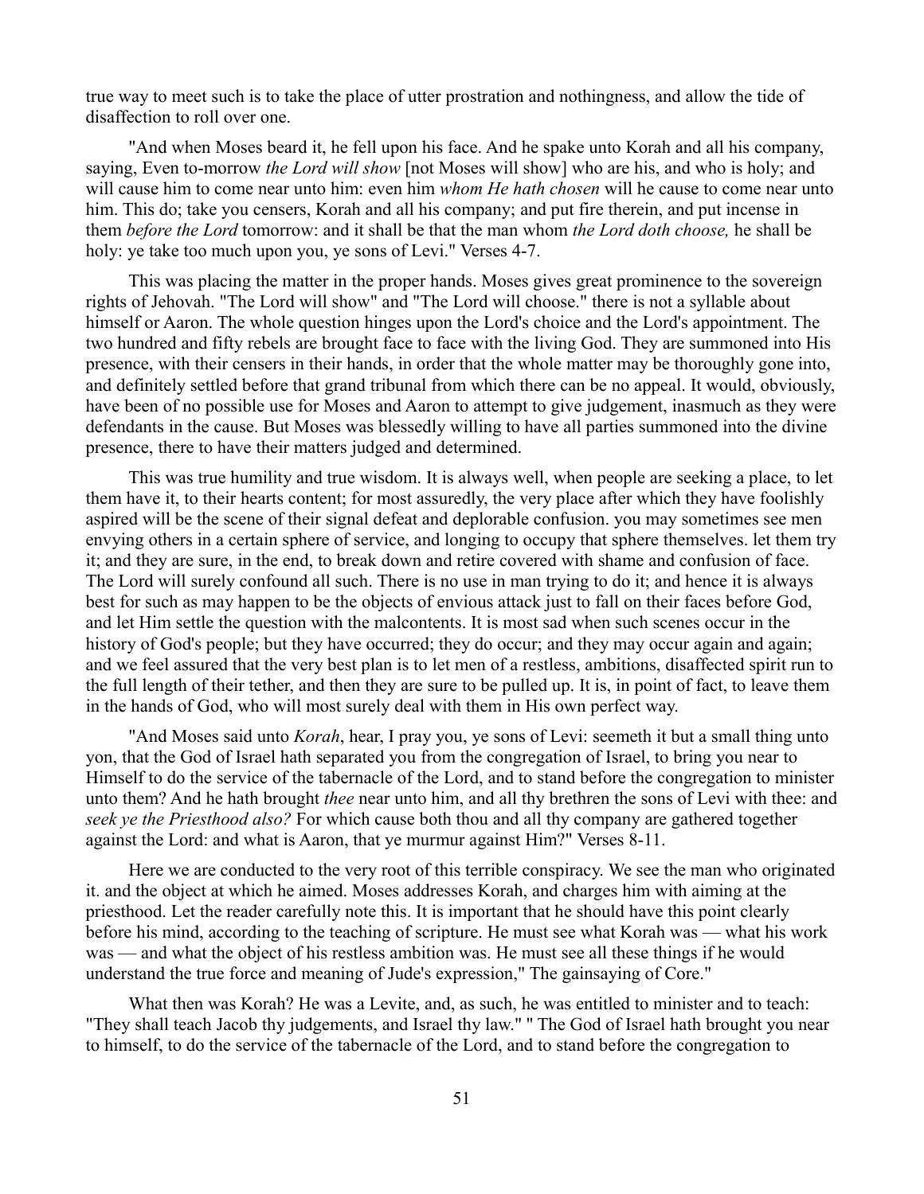true way to meet such is to take the place of utter prostration and nothingness, and allow the tide of disaffection to roll over one.

"And when Moses beard it, he fell upon his face. And he spake unto Korah and all his company, saying, Even to-morrow *the Lord will show* [not Moses will show] who are his, and who is holy; and will cause him to come near unto him: even him *whom He hath chosen* will he cause to come near unto him. This do; take you censers, Korah and all his company; and put fire therein, and put incense in them *before the Lord* tomorrow: and it shall be that the man whom *the Lord doth choose,* he shall be holy: ye take too much upon you, ye sons of Levi." Verses 4-7.

This was placing the matter in the proper hands. Moses gives great prominence to the sovereign rights of Jehovah. "The Lord will show" and "The Lord will choose." there is not a syllable about himself or Aaron. The whole question hinges upon the Lord's choice and the Lord's appointment. The two hundred and fifty rebels are brought face to face with the living God. They are summoned into His presence, with their censers in their hands, in order that the whole matter may be thoroughly gone into, and definitely settled before that grand tribunal from which there can be no appeal. It would, obviously, have been of no possible use for Moses and Aaron to attempt to give judgement, inasmuch as they were defendants in the cause. But Moses was blessedly willing to have all parties summoned into the divine presence, there to have their matters judged and determined.

This was true humility and true wisdom. It is always well, when people are seeking a place, to let them have it, to their hearts content; for most assuredly, the very place after which they have foolishly aspired will be the scene of their signal defeat and deplorable confusion. you may sometimes see men envying others in a certain sphere of service, and longing to occupy that sphere themselves. let them try it; and they are sure, in the end, to break down and retire covered with shame and confusion of face. The Lord will surely confound all such. There is no use in man trying to do it; and hence it is always best for such as may happen to be the objects of envious attack just to fall on their faces before God, and let Him settle the question with the malcontents. It is most sad when such scenes occur in the history of God's people; but they have occurred; they do occur; and they may occur again and again; and we feel assured that the very best plan is to let men of a restless, ambitions, disaffected spirit run to the full length of their tether, and then they are sure to be pulled up. It is, in point of fact, to leave them in the hands of God, who will most surely deal with them in His own perfect way.

"And Moses said unto *Korah*, hear, I pray you, ye sons of Levi: seemeth it but a small thing unto yon, that the God of Israel hath separated you from the congregation of Israel, to bring you near to Himself to do the service of the tabernacle of the Lord, and to stand before the congregation to minister unto them? And he hath brought *thee* near unto him, and all thy brethren the sons of Levi with thee: and *seek ye the Priesthood also?* For which cause both thou and all thy company are gathered together against the Lord: and what is Aaron, that ye murmur against Him?" Verses 8-11.

Here we are conducted to the very root of this terrible conspiracy. We see the man who originated it. and the object at which he aimed. Moses addresses Korah, and charges him with aiming at the priesthood. Let the reader carefully note this. It is important that he should have this point clearly before his mind, according to the teaching of scripture. He must see what Korah was — what his work was — and what the object of his restless ambition was. He must see all these things if he would understand the true force and meaning of Jude's expression," The gainsaying of Core."

What then was Korah? He was a Levite, and, as such, he was entitled to minister and to teach: "They shall teach Jacob thy judgements, and Israel thy law." " The God of Israel hath brought you near to himself, to do the service of the tabernacle of the Lord, and to stand before the congregation to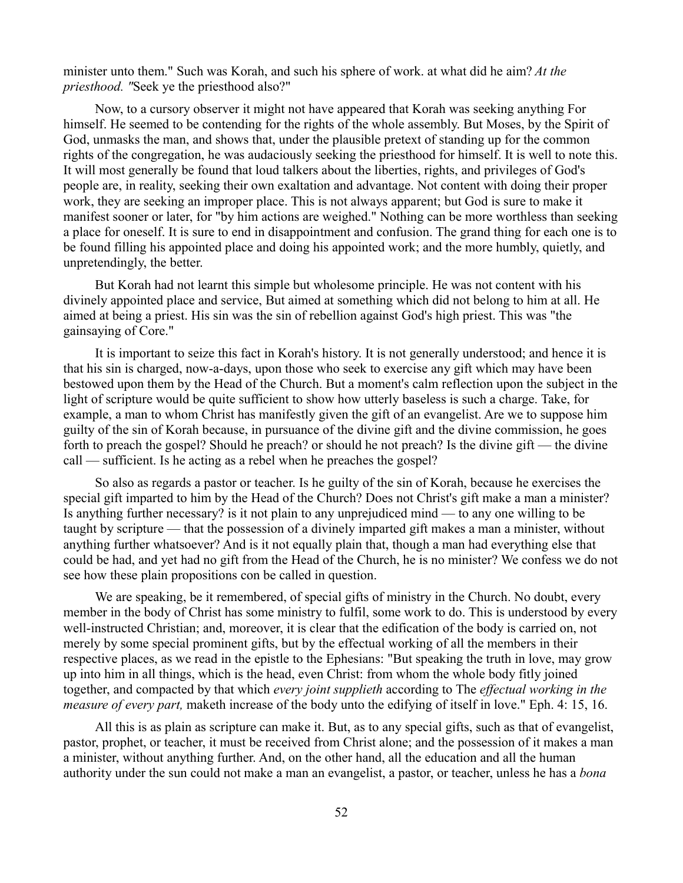minister unto them." Such was Korah, and such his sphere of work. at what did he aim? *At the priesthood. "*Seek ye the priesthood also?"

Now, to a cursory observer it might not have appeared that Korah was seeking anything For himself. He seemed to be contending for the rights of the whole assembly. But Moses, by the Spirit of God, unmasks the man, and shows that, under the plausible pretext of standing up for the common rights of the congregation, he was audaciously seeking the priesthood for himself. It is well to note this. It will most generally be found that loud talkers about the liberties, rights, and privileges of God's people are, in reality, seeking their own exaltation and advantage. Not content with doing their proper work, they are seeking an improper place. This is not always apparent; but God is sure to make it manifest sooner or later, for "by him actions are weighed." Nothing can be more worthless than seeking a place for oneself. It is sure to end in disappointment and confusion. The grand thing for each one is to be found filling his appointed place and doing his appointed work; and the more humbly, quietly, and unpretendingly, the better.

But Korah had not learnt this simple but wholesome principle. He was not content with his divinely appointed place and service, But aimed at something which did not belong to him at all. He aimed at being a priest. His sin was the sin of rebellion against God's high priest. This was "the gainsaying of Core."

It is important to seize this fact in Korah's history. It is not generally understood; and hence it is that his sin is charged, now-a-days, upon those who seek to exercise any gift which may have been bestowed upon them by the Head of the Church. But a moment's calm reflection upon the subject in the light of scripture would be quite sufficient to show how utterly baseless is such a charge. Take, for example, a man to whom Christ has manifestly given the gift of an evangelist. Are we to suppose him guilty of the sin of Korah because, in pursuance of the divine gift and the divine commission, he goes forth to preach the gospel? Should he preach? or should he not preach? Is the divine gift — the divine call — sufficient. Is he acting as a rebel when he preaches the gospel?

So also as regards a pastor or teacher. Is he guilty of the sin of Korah, because he exercises the special gift imparted to him by the Head of the Church? Does not Christ's gift make a man a minister? Is anything further necessary? is it not plain to any unprejudiced mind — to any one willing to be taught by scripture — that the possession of a divinely imparted gift makes a man a minister, without anything further whatsoever? And is it not equally plain that, though a man had everything else that could be had, and yet had no gift from the Head of the Church, he is no minister? We confess we do not see how these plain propositions con be called in question.

We are speaking, be it remembered, of special gifts of ministry in the Church. No doubt, every member in the body of Christ has some ministry to fulfil, some work to do. This is understood by every well-instructed Christian; and, moreover, it is clear that the edification of the body is carried on, not merely by some special prominent gifts, but by the effectual working of all the members in their respective places, as we read in the epistle to the Ephesians: "But speaking the truth in love, may grow up into him in all things, which is the head, even Christ: from whom the whole body fitly joined together, and compacted by that which *every joint supplieth* according to The *effectual working in the measure of every part,* maketh increase of the body unto the edifying of itself in love." Eph. 4: 15, 16.

All this is as plain as scripture can make it. But, as to any special gifts, such as that of evangelist, pastor, prophet, or teacher, it must be received from Christ alone; and the possession of it makes a man a minister, without anything further. And, on the other hand, all the education and all the human authority under the sun could not make a man an evangelist, a pastor, or teacher, unless he has a *bona*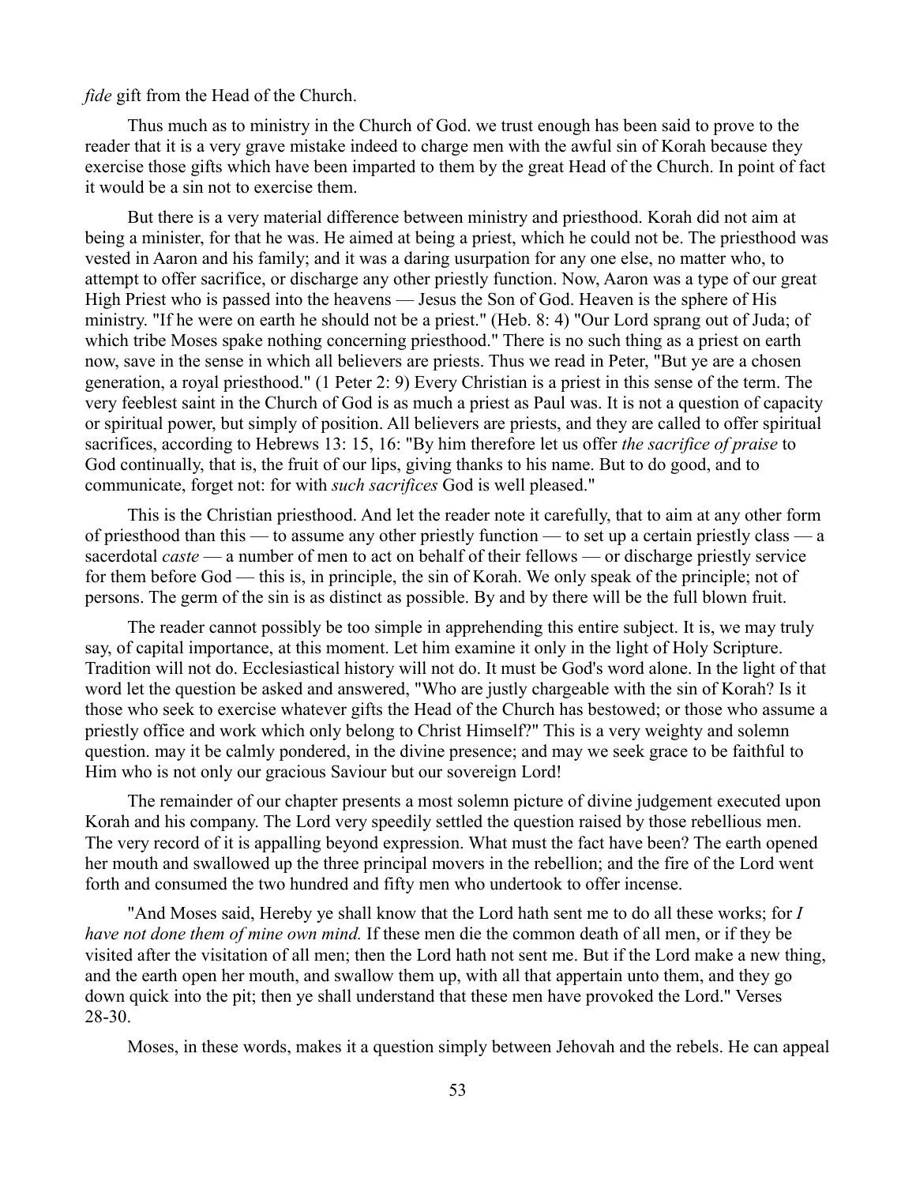*fide* gift from the Head of the Church.

Thus much as to ministry in the Church of God. we trust enough has been said to prove to the reader that it is a very grave mistake indeed to charge men with the awful sin of Korah because they exercise those gifts which have been imparted to them by the great Head of the Church. In point of fact it would be a sin not to exercise them.

But there is a very material difference between ministry and priesthood. Korah did not aim at being a minister, for that he was. He aimed at being a priest, which he could not be. The priesthood was vested in Aaron and his family; and it was a daring usurpation for any one else, no matter who, to attempt to offer sacrifice, or discharge any other priestly function. Now, Aaron was a type of our great High Priest who is passed into the heavens — Jesus the Son of God. Heaven is the sphere of His ministry. "If he were on earth he should not be a priest." (Heb. 8: 4) "Our Lord sprang out of Juda; of which tribe Moses spake nothing concerning priesthood." There is no such thing as a priest on earth now, save in the sense in which all believers are priests. Thus we read in Peter, "But ye are a chosen generation, a royal priesthood." (1 Peter 2: 9) Every Christian is a priest in this sense of the term. The very feeblest saint in the Church of God is as much a priest as Paul was. It is not a question of capacity or spiritual power, but simply of position. All believers are priests, and they are called to offer spiritual sacrifices, according to Hebrews 13: 15, 16: "By him therefore let us offer *the sacrifice of praise* to God continually, that is, the fruit of our lips, giving thanks to his name. But to do good, and to communicate, forget not: for with *such sacrifices* God is well pleased."

This is the Christian priesthood. And let the reader note it carefully, that to aim at any other form of priesthood than this — to assume any other priestly function — to set up a certain priestly class — a sacerdotal *caste* — a number of men to act on behalf of their fellows — or discharge priestly service for them before God — this is, in principle, the sin of Korah. We only speak of the principle; not of persons. The germ of the sin is as distinct as possible. By and by there will be the full blown fruit.

The reader cannot possibly be too simple in apprehending this entire subject. It is, we may truly say, of capital importance, at this moment. Let him examine it only in the light of Holy Scripture. Tradition will not do. Ecclesiastical history will not do. It must be God's word alone. In the light of that word let the question be asked and answered, "Who are justly chargeable with the sin of Korah? Is it those who seek to exercise whatever gifts the Head of the Church has bestowed; or those who assume a priestly office and work which only belong to Christ Himself?" This is a very weighty and solemn question. may it be calmly pondered, in the divine presence; and may we seek grace to be faithful to Him who is not only our gracious Saviour but our sovereign Lord!

The remainder of our chapter presents a most solemn picture of divine judgement executed upon Korah and his company. The Lord very speedily settled the question raised by those rebellious men. The very record of it is appalling beyond expression. What must the fact have been? The earth opened her mouth and swallowed up the three principal movers in the rebellion; and the fire of the Lord went forth and consumed the two hundred and fifty men who undertook to offer incense.

"And Moses said, Hereby ye shall know that the Lord hath sent me to do all these works; for *I have not done them of mine own mind.* If these men die the common death of all men, or if they be visited after the visitation of all men; then the Lord hath not sent me. But if the Lord make a new thing, and the earth open her mouth, and swallow them up, with all that appertain unto them, and they go down quick into the pit; then ye shall understand that these men have provoked the Lord." Verses 28-30.

Moses, in these words, makes it a question simply between Jehovah and the rebels. He can appeal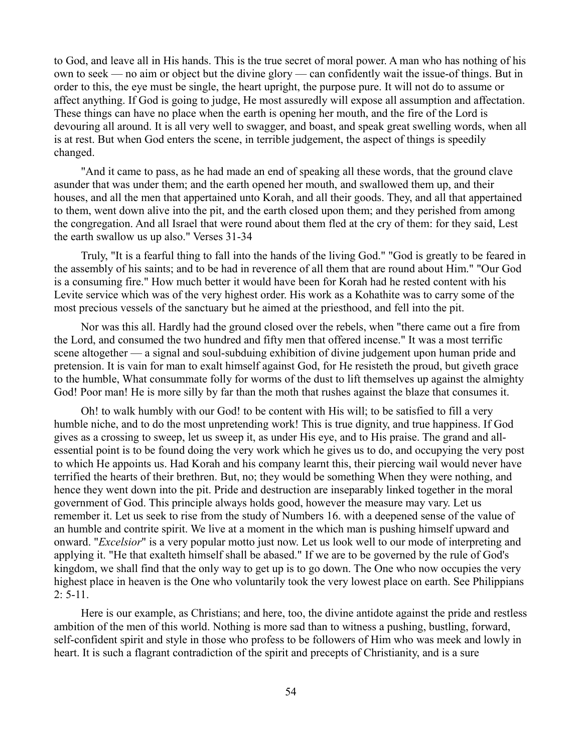to God, and leave all in His hands. This is the true secret of moral power. A man who has nothing of his own to seek — no aim or object but the divine glory — can confidently wait the issue-of things. But in order to this, the eye must be single, the heart upright, the purpose pure. It will not do to assume or affect anything. If God is going to judge, He most assuredly will expose all assumption and affectation. These things can have no place when the earth is opening her mouth, and the fire of the Lord is devouring all around. It is all very well to swagger, and boast, and speak great swelling words, when all is at rest. But when God enters the scene, in terrible judgement, the aspect of things is speedily changed.

"And it came to pass, as he had made an end of speaking all these words, that the ground clave asunder that was under them; and the earth opened her mouth, and swallowed them up, and their houses, and all the men that appertained unto Korah, and all their goods. They, and all that appertained to them, went down alive into the pit, and the earth closed upon them; and they perished from among the congregation. And all Israel that were round about them fled at the cry of them: for they said, Lest the earth swallow us up also." Verses 31-34

Truly, "It is a fearful thing to fall into the hands of the living God." "God is greatly to be feared in the assembly of his saints; and to be had in reverence of all them that are round about Him." "Our God is a consuming fire." How much better it would have been for Korah had he rested content with his Levite service which was of the very highest order. His work as a Kohathite was to carry some of the most precious vessels of the sanctuary but he aimed at the priesthood, and fell into the pit.

Nor was this all. Hardly had the ground closed over the rebels, when "there came out a fire from the Lord, and consumed the two hundred and fifty men that offered incense." It was a most terrific scene altogether — a signal and soul-subduing exhibition of divine judgement upon human pride and pretension. It is vain for man to exalt himself against God, for He resisteth the proud, but giveth grace to the humble, What consummate folly for worms of the dust to lift themselves up against the almighty God! Poor man! He is more silly by far than the moth that rushes against the blaze that consumes it.

Oh! to walk humbly with our God! to be content with His will; to be satisfied to fill a very humble niche, and to do the most unpretending work! This is true dignity, and true happiness. If God gives as a crossing to sweep, let us sweep it, as under His eye, and to His praise. The grand and all-essential point is to be found doing the very work which he gives us to do, and occupying the very post to which He appoints us. Had Korah and his company learnt this, their piercing wail would never have terrified the hearts of their brethren. But, no; they would be something When they were nothing, and hence they went down into the pit. Pride and destruction are inseparably linked together in the moral government of God. This principle always holds good, however the measure may vary. Let us remember it. Let us seek to rise from the study of Numbers 16. with a deepened sense of the value of an humble and contrite spirit. We live at a moment in the which man is pushing himself upward and onward. "*Excelsior*" is a very popular motto just now. Let us look well to our mode of interpreting and applying it. "He that exalteth himself shall be abased." If we are to be governed by the rule of God's kingdom, we shall find that the only way to get up is to go down. The One who now occupies the very highest place in heaven is the One who voluntarily took the very lowest place on earth. See Philippians 2: 5-11.

Here is our example, as Christians; and here, too, the divine antidote against the pride and restless ambition of the men of this world. Nothing is more sad than to witness a pushing, bustling, forward, self-confident spirit and style in those who profess to be followers of Him who was meek and lowly in heart. It is such a flagrant contradiction of the spirit and precepts of Christianity, and is a sure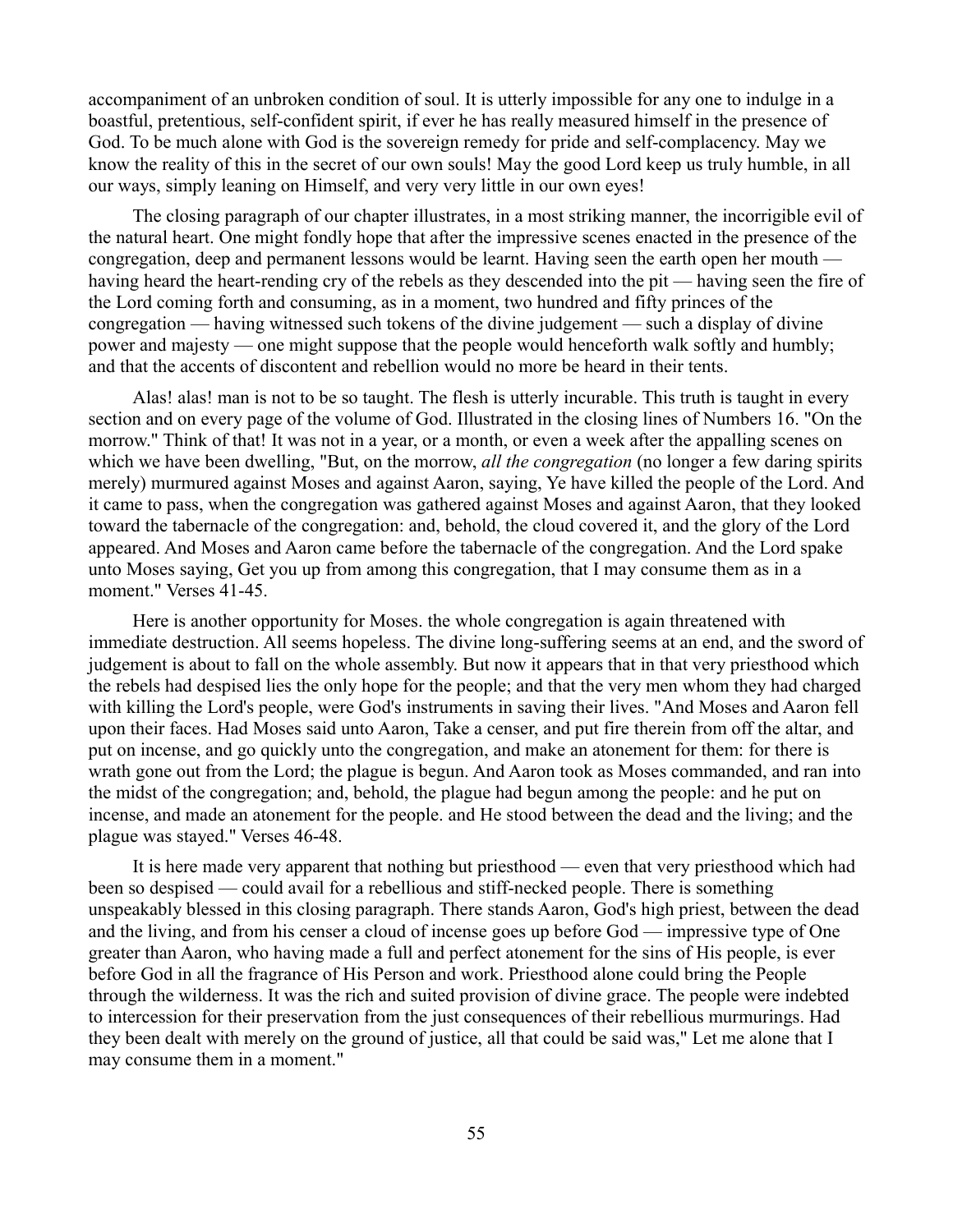accompaniment of an unbroken condition of soul. It is utterly impossible for any one to indulge in a boastful, pretentious, self-confident spirit, if ever he has really measured himself in the presence of God. To be much alone with God is the sovereign remedy for pride and self-complacency. May we know the reality of this in the secret of our own souls! May the good Lord keep us truly humble, in all our ways, simply leaning on Himself, and very very little in our own eyes!

The closing paragraph of our chapter illustrates, in a most striking manner, the incorrigible evil of the natural heart. One might fondly hope that after the impressive scenes enacted in the presence of the congregation, deep and permanent lessons would be learnt. Having seen the earth open her mouth — having heard the heart-rending cry of the rebels as they descended into the pit — having seen the fire of the Lord coming forth and consuming, as in a moment, two hundred and fifty princes of the congregation — having witnessed such tokens of the divine judgement — such a display of divine power and majesty — one might suppose that the people would henceforth walk softly and humbly; and that the accents of discontent and rebellion would no more be heard in their tents.

Alas! alas! man is not to be so taught. The flesh is utterly incurable. This truth is taught in every section and on every page of the volume of God. Illustrated in the closing lines of Numbers 16. "On the morrow." Think of that! It was not in a year, or a month, or even a week after the appalling scenes on which we have been dwelling, "But, on the morrow, *all the congregation* (no longer a few daring spirits merely) murmured against Moses and against Aaron, saying, Ye have killed the people of the Lord. And it came to pass, when the congregation was gathered against Moses and against Aaron, that they looked toward the tabernacle of the congregation: and, behold, the cloud covered it, and the glory of the Lord appeared. And Moses and Aaron came before the tabernacle of the congregation. And the Lord spake unto Moses saying, Get you up from among this congregation, that I may consume them as in a moment." Verses 41-45.

Here is another opportunity for Moses. the whole congregation is again threatened with immediate destruction. All seems hopeless. The divine long-suffering seems at an end, and the sword of judgement is about to fall on the whole assembly. But now it appears that in that very priesthood which the rebels had despised lies the only hope for the people; and that the very men whom they had charged with killing the Lord's people, were God's instruments in saving their lives. "And Moses and Aaron fell upon their faces. Had Moses said unto Aaron, Take a censer, and put fire therein from off the altar, and put on incense, and go quickly unto the congregation, and make an atonement for them: for there is wrath gone out from the Lord; the plague is begun. And Aaron took as Moses commanded, and ran into the midst of the congregation; and, behold, the plague had begun among the people: and he put on incense, and made an atonement for the people. and He stood between the dead and the living; and the plague was stayed." Verses 46-48.

It is here made very apparent that nothing but priesthood — even that very priesthood which had been so despised — could avail for a rebellious and stiff-necked people. There is something unspeakably blessed in this closing paragraph. There stands Aaron, God's high priest, between the dead and the living, and from his censer a cloud of incense goes up before God — impressive type of One greater than Aaron, who having made a full and perfect atonement for the sins of His people, is ever before God in all the fragrance of His Person and work. Priesthood alone could bring the People through the wilderness. It was the rich and suited provision of divine grace. The people were indebted to intercession for their preservation from the just consequences of their rebellious murmurings. Had they been dealt with merely on the ground of justice, all that could be said was," Let me alone that I may consume them in a moment."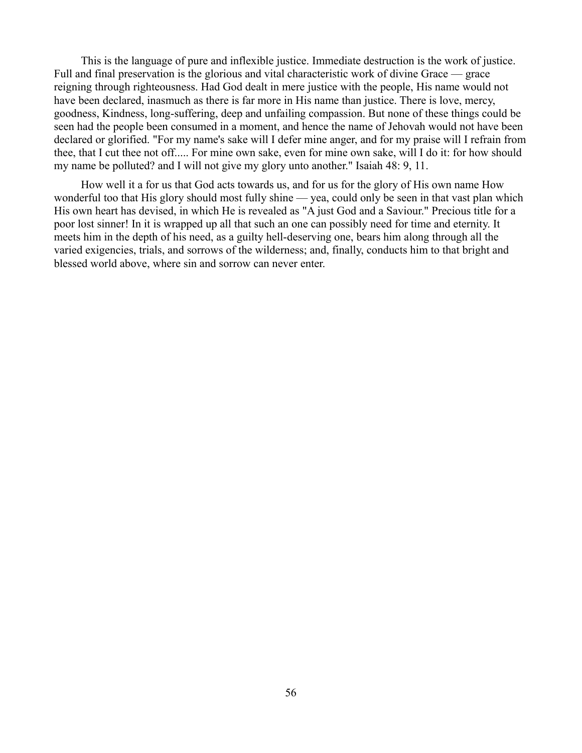This is the language of pure and inflexible justice. Immediate destruction is the work of justice. Full and final preservation is the glorious and vital characteristic work of divine Grace — grace reigning through righteousness. Had God dealt in mere justice with the people, His name would not have been declared, inasmuch as there is far more in His name than justice. There is love, mercy, goodness, Kindness, long-suffering, deep and unfailing compassion. But none of these things could be seen had the people been consumed in a moment, and hence the name of Jehovah would not have been declared or glorified. "For my name's sake will I defer mine anger, and for my praise will I refrain from thee, that I cut thee not off..... For mine own sake, even for mine own sake, will I do it: for how should my name be polluted? and I will not give my glory unto another." Isaiah 48: 9, 11.

How well it a for us that God acts towards us, and for us for the glory of His own name How wonderful too that His glory should most fully shine — yea, could only be seen in that vast plan which His own heart has devised, in which He is revealed as "A just God and a Saviour." Precious title for a poor lost sinner! In it is wrapped up all that such an one can possibly need for time and eternity. It meets him in the depth of his need, as a guilty hell-deserving one, bears him along through all the varied exigencies, trials, and sorrows of the wilderness; and, finally, conducts him to that bright and blessed world above, where sin and sorrow can never enter.